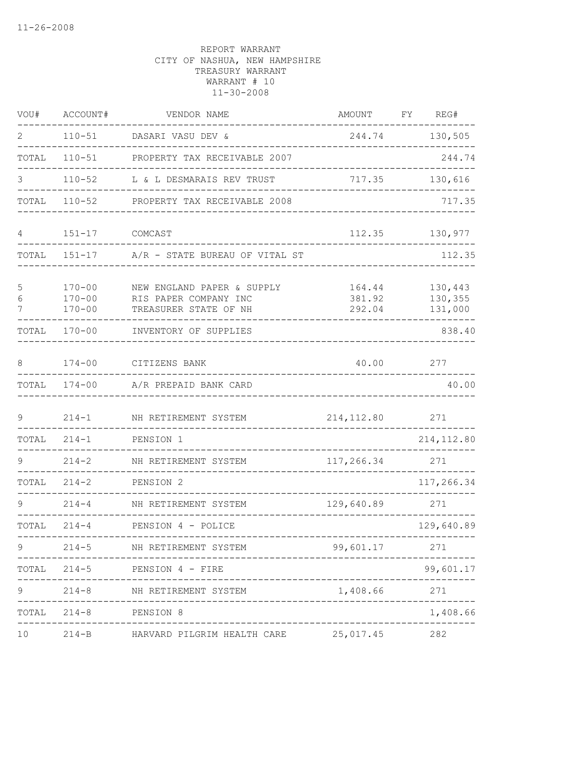11-26-2008

REPORT WARRANT
CITY OF NASHUA, NEW HAMPSHIRE
TREASURY WARRANT
WARRANT # 10
11-30-2008

| VOU# | ACCOUNT# | VENDOR NAME | AMOUNT | FY | REG# |
|---|---|---|---|---|---|
| 2 | 110-51 | DASARI VASU DEV & | 244.74 | | 130,505 |
| TOTAL | 110-51 | PROPERTY TAX RECEIVABLE 2007 | | | 244.74 |
| 3 | 110-52 | L & L DESMARAIS REV TRUST | 717.35 | | 130,616 |
| TOTAL | 110-52 | PROPERTY TAX RECEIVABLE 2008 | | | 717.35 |
| 4 | 151-17 | COMCAST | 112.35 | | 130,977 |
| TOTAL | 151-17 | A/R - STATE BUREAU OF VITAL ST | | | 112.35 |
| 5 | 170-00 | NEW ENGLAND PAPER & SUPPLY | 164.44 | | 130,443 |
| 6 | 170-00 | RIS PAPER COMPANY INC | 381.92 | | 130,355 |
| 7 | 170-00 | TREASURER STATE OF NH | 292.04 | | 131,000 |
| TOTAL | 170-00 | INVENTORY OF SUPPLIES | | | 838.40 |
| 8 | 174-00 | CITIZENS BANK | 40.00 | | 277 |
| TOTAL | 174-00 | A/R PREPAID BANK CARD | | | 40.00 |
| 9 | 214-1 | NH RETIREMENT SYSTEM | 214,112.80 | | 271 |
| TOTAL | 214-1 | PENSION 1 | | | 214,112.80 |
| 9 | 214-2 | NH RETIREMENT SYSTEM | 117,266.34 | | 271 |
| TOTAL | 214-2 | PENSION 2 | | | 117,266.34 |
| 9 | 214-4 | NH RETIREMENT SYSTEM | 129,640.89 | | 271 |
| TOTAL | 214-4 | PENSION 4 - POLICE | | | 129,640.89 |
| 9 | 214-5 | NH RETIREMENT SYSTEM | 99,601.17 | | 271 |
| TOTAL | 214-5 | PENSION 4 - FIRE | | | 99,601.17 |
| 9 | 214-8 | NH RETIREMENT SYSTEM | 1,408.66 | | 271 |
| TOTAL | 214-8 | PENSION 8 | | | 1,408.66 |
| 10 | 214-B | HARVARD PILGRIM HEALTH CARE | 25,017.45 | | 282 |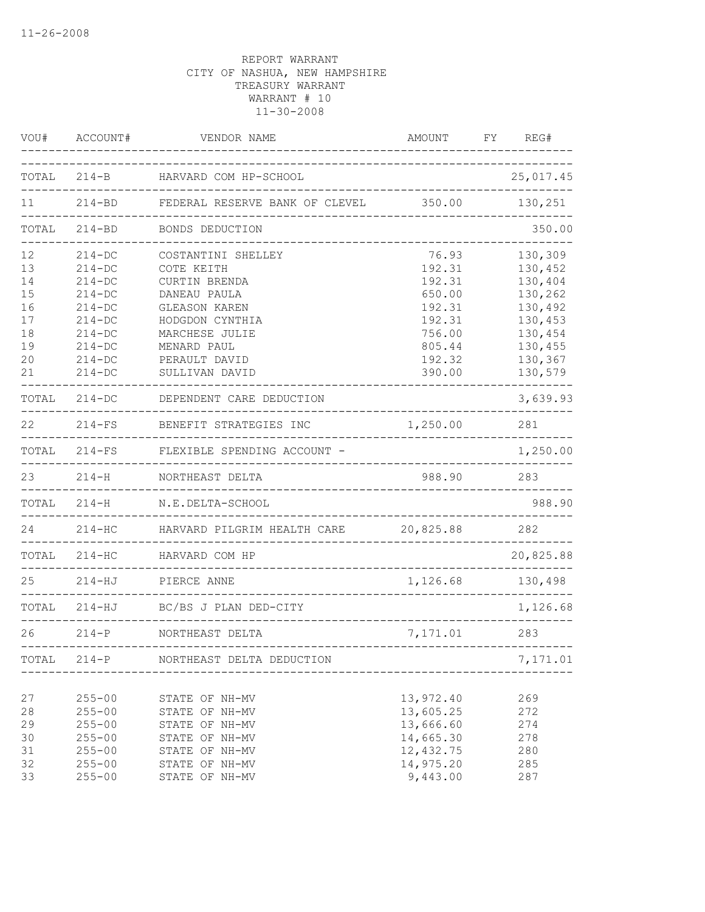11-26-2008

REPORT WARRANT
CITY OF NASHUA, NEW HAMPSHIRE
TREASURY WARRANT
WARRANT # 10
11-30-2008

| VOU# | ACCOUNT# | VENDOR NAME | AMOUNT | FY | REG# |
|---|---|---|---|---|---|
| TOTAL | 214-B | HARVARD COM HP-SCHOOL | | | 25,017.45 |
| 11 | 214-BD | FEDERAL RESERVE BANK OF CLEVEL | 350.00 | | 130,251 |
| TOTAL | 214-BD | BONDS DEDUCTION | | | 350.00 |
| 12 | 214-DC | COSTANTINI SHELLEY | 76.93 | | 130,309 |
| 13 | 214-DC | COTE KEITH | 192.31 | | 130,452 |
| 14 | 214-DC | CURTIN BRENDA | 192.31 | | 130,404 |
| 15 | 214-DC | DANEAU PAULA | 650.00 | | 130,262 |
| 16 | 214-DC | GLEASON KAREN | 192.31 | | 130,492 |
| 17 | 214-DC | HODGDON CYNTHIA | 192.31 | | 130,453 |
| 18 | 214-DC | MARCHESE JULIE | 756.00 | | 130,454 |
| 19 | 214-DC | MENARD PAUL | 805.44 | | 130,455 |
| 20 | 214-DC | PERAULT DAVID | 192.32 | | 130,367 |
| 21 | 214-DC | SULLIVAN DAVID | 390.00 | | 130,579 |
| TOTAL | 214-DC | DEPENDENT CARE DEDUCTION | | | 3,639.93 |
| 22 | 214-FS | BENEFIT STRATEGIES INC | 1,250.00 | | 281 |
| TOTAL | 214-FS | FLEXIBLE SPENDING ACCOUNT - | | | 1,250.00 |
| 23 | 214-H | NORTHEAST DELTA | 988.90 | | 283 |
| TOTAL | 214-H | N.E.DELTA-SCHOOL | | | 988.90 |
| 24 | 214-HC | HARVARD PILGRIM HEALTH CARE | 20,825.88 | | 282 |
| TOTAL | 214-HC | HARVARD COM HP | | | 20,825.88 |
| 25 | 214-HJ | PIERCE ANNE | 1,126.68 | | 130,498 |
| TOTAL | 214-HJ | BC/BS J PLAN DED-CITY | | | 1,126.68 |
| 26 | 214-P | NORTHEAST DELTA | 7,171.01 | | 283 |
| TOTAL | 214-P | NORTHEAST DELTA DEDUCTION | | | 7,171.01 |
| 27 | 255-00 | STATE OF NH-MV | 13,972.40 | | 269 |
| 28 | 255-00 | STATE OF NH-MV | 13,605.25 | | 272 |
| 29 | 255-00 | STATE OF NH-MV | 13,666.60 | | 274 |
| 30 | 255-00 | STATE OF NH-MV | 14,665.30 | | 278 |
| 31 | 255-00 | STATE OF NH-MV | 12,432.75 | | 280 |
| 32 | 255-00 | STATE OF NH-MV | 14,975.20 | | 285 |
| 33 | 255-00 | STATE OF NH-MV | 9,443.00 | | 287 |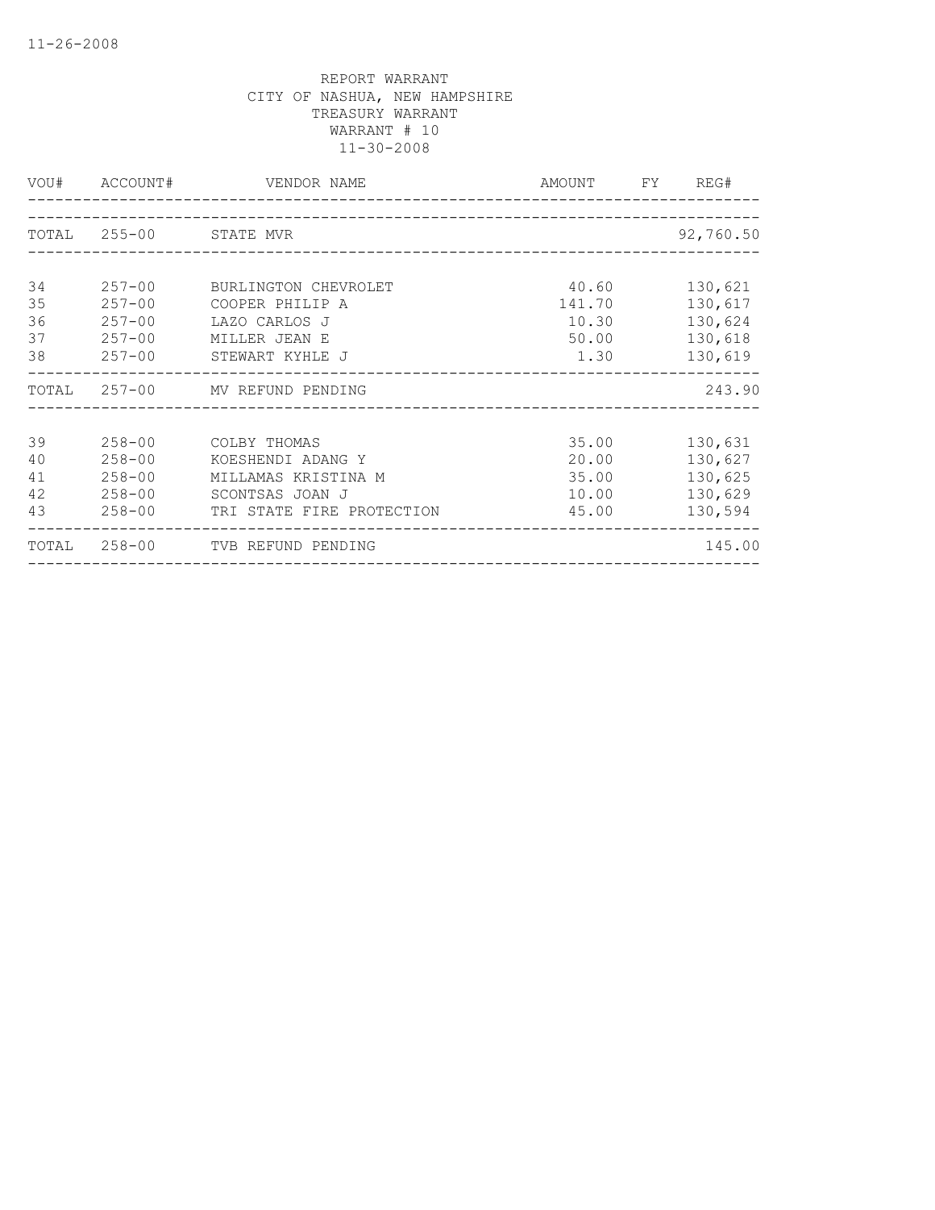REPORT WARRANT
CITY OF NASHUA, NEW HAMPSHIRE
TREASURY WARRANT
WARRANT # 10
11-30-2008

| VOU# | ACCOUNT# | VENDOR NAME | AMOUNT | FY | REG# |
|---|---|---|---|---|---|
| TOTAL | 255-00 | STATE MVR | | | 92,760.50 |
| 34 | 257-00 | BURLINGTON CHEVROLET | 40.60 | | 130,621 |
| 35 | 257-00 | COOPER PHILIP A | 141.70 | | 130,617 |
| 36 | 257-00 | LAZO CARLOS J | 10.30 | | 130,624 |
| 37 | 257-00 | MILLER JEAN E | 50.00 | | 130,618 |
| 38 | 257-00 | STEWART KYHLE J | 1.30 | | 130,619 |
| TOTAL | 257-00 | MV REFUND PENDING | | | 243.90 |
| 39 | 258-00 | COLBY THOMAS | 35.00 | | 130,631 |
| 40 | 258-00 | KOESHENDI ADANG Y | 20.00 | | 130,627 |
| 41 | 258-00 | MILLAMAS KRISTINA M | 35.00 | | 130,625 |
| 42 | 258-00 | SCONTSAS JOAN J | 10.00 | | 130,629 |
| 43 | 258-00 | TRI STATE FIRE PROTECTION | 45.00 | | 130,594 |
| TOTAL | 258-00 | TVB REFUND PENDING | | | 145.00 |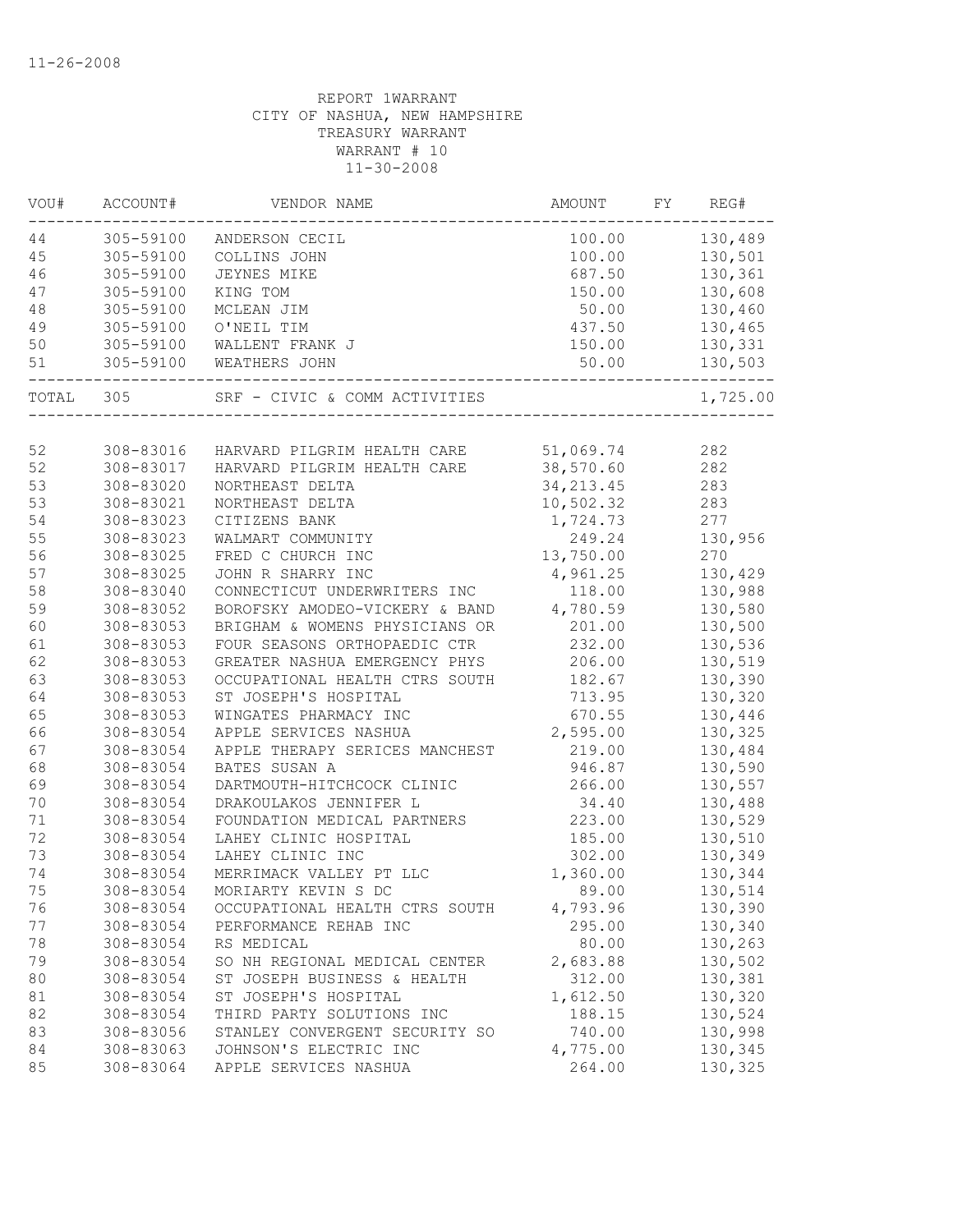11-26-2008

REPORT 1WARRANT
CITY OF NASHUA, NEW HAMPSHIRE
TREASURY WARRANT
WARRANT # 10
11-30-2008

| VOU# | ACCOUNT# | VENDOR NAME | AMOUNT | FY | REG# |
|---|---|---|---|---|---|
| 44 | 305-59100 | ANDERSON CECIL | 100.00 | | 130,489 |
| 45 | 305-59100 | COLLINS JOHN | 100.00 | | 130,501 |
| 46 | 305-59100 | JEYNES MIKE | 687.50 | | 130,361 |
| 47 | 305-59100 | KING TOM | 150.00 | | 130,608 |
| 48 | 305-59100 | MCLEAN JIM | 50.00 | | 130,460 |
| 49 | 305-59100 | O'NEIL TIM | 437.50 | | 130,465 |
| 50 | 305-59100 | WALLENT FRANK J | 150.00 | | 130,331 |
| 51 | 305-59100 | WEATHERS JOHN | 50.00 | | 130,503 |
| TOTAL | 305 | SRF - CIVIC & COMM ACTIVITIES | | | 1,725.00 |

| VOU# | ACCOUNT# | VENDOR NAME | AMOUNT | FY | REG# |
|---|---|---|---|---|---|
| 52 | 308-83016 | HARVARD PILGRIM HEALTH CARE | 51,069.74 | | 282 |
| 52 | 308-83017 | HARVARD PILGRIM HEALTH CARE | 38,570.60 | | 282 |
| 53 | 308-83020 | NORTHEAST DELTA | 34,213.45 | | 283 |
| 53 | 308-83021 | NORTHEAST DELTA | 10,502.32 | | 283 |
| 54 | 308-83023 | CITIZENS BANK | 1,724.73 | | 277 |
| 55 | 308-83023 | WALMART COMMUNITY | 249.24 | | 130,956 |
| 56 | 308-83025 | FRED C CHURCH INC | 13,750.00 | | 270 |
| 57 | 308-83025 | JOHN R SHARRY INC | 4,961.25 | | 130,429 |
| 58 | 308-83040 | CONNECTICUT UNDERWRITERS INC | 118.00 | | 130,988 |
| 59 | 308-83052 | BOROFSKY AMODEO-VICKERY & BAND | 4,780.59 | | 130,580 |
| 60 | 308-83053 | BRIGHAM & WOMENS PHYSICIANS OR | 201.00 | | 130,500 |
| 61 | 308-83053 | FOUR SEASONS ORTHOPAEDIC CTR | 232.00 | | 130,536 |
| 62 | 308-83053 | GREATER NASHUA EMERGENCY PHYS | 206.00 | | 130,519 |
| 63 | 308-83053 | OCCUPATIONAL HEALTH CTRS SOUTH | 182.67 | | 130,390 |
| 64 | 308-83053 | ST JOSEPH'S HOSPITAL | 713.95 | | 130,320 |
| 65 | 308-83053 | WINGATES PHARMACY INC | 670.55 | | 130,446 |
| 66 | 308-83054 | APPLE SERVICES NASHUA | 2,595.00 | | 130,325 |
| 67 | 308-83054 | APPLE THERAPY SERICES MANCHEST | 219.00 | | 130,484 |
| 68 | 308-83054 | BATES SUSAN A | 946.87 | | 130,590 |
| 69 | 308-83054 | DARTMOUTH-HITCHCOCK CLINIC | 266.00 | | 130,557 |
| 70 | 308-83054 | DRAKOULAKOS JENNIFER L | 34.40 | | 130,488 |
| 71 | 308-83054 | FOUNDATION MEDICAL PARTNERS | 223.00 | | 130,529 |
| 72 | 308-83054 | LAHEY CLINIC HOSPITAL | 185.00 | | 130,510 |
| 73 | 308-83054 | LAHEY CLINIC INC | 302.00 | | 130,349 |
| 74 | 308-83054 | MERRIMACK VALLEY PT LLC | 1,360.00 | | 130,344 |
| 75 | 308-83054 | MORIARTY KEVIN S DC | 89.00 | | 130,514 |
| 76 | 308-83054 | OCCUPATIONAL HEALTH CTRS SOUTH | 4,793.96 | | 130,390 |
| 77 | 308-83054 | PERFORMANCE REHAB INC | 295.00 | | 130,340 |
| 78 | 308-83054 | RS MEDICAL | 80.00 | | 130,263 |
| 79 | 308-83054 | SO NH REGIONAL MEDICAL CENTER | 2,683.88 | | 130,502 |
| 80 | 308-83054 | ST JOSEPH BUSINESS & HEALTH | 312.00 | | 130,381 |
| 81 | 308-83054 | ST JOSEPH'S HOSPITAL | 1,612.50 | | 130,320 |
| 82 | 308-83054 | THIRD PARTY SOLUTIONS INC | 188.15 | | 130,524 |
| 83 | 308-83056 | STANLEY CONVERGENT SECURITY SO | 740.00 | | 130,998 |
| 84 | 308-83063 | JOHNSON'S ELECTRIC INC | 4,775.00 | | 130,345 |
| 85 | 308-83064 | APPLE SERVICES NASHUA | 264.00 | | 130,325 |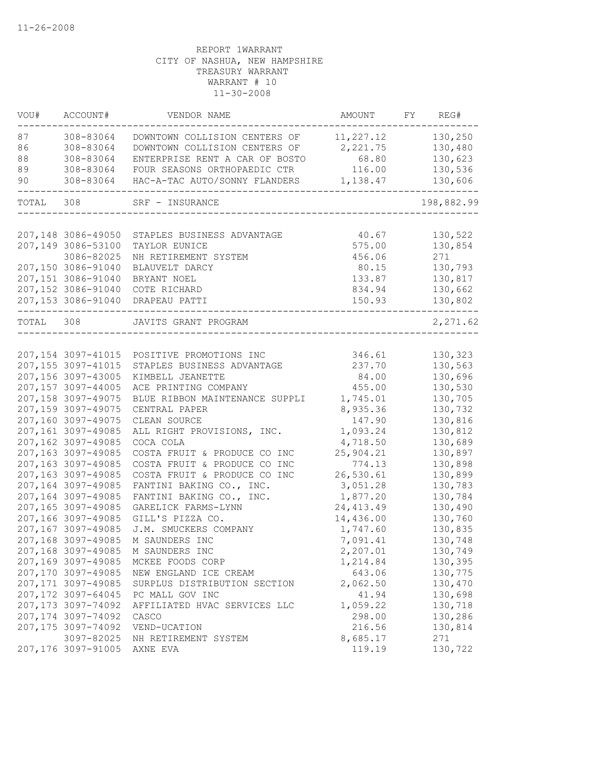11-26-2008

REPORT 1WARRANT
CITY OF NASHUA, NEW HAMPSHIRE
TREASURY WARRANT
WARRANT # 10
11-30-2008

| VOU# | ACCOUNT# | VENDOR NAME | AMOUNT | FY | REG# |
|---|---|---|---|---|---|
| 87 | 308-83064 | DOWNTOWN COLLISION CENTERS OF | 11,227.12 | | 130,250 |
| 86 | 308-83064 | DOWNTOWN COLLISION CENTERS OF | 2,221.75 | | 130,480 |
| 88 | 308-83064 | ENTERPRISE RENT A CAR OF BOSTO | 68.80 | | 130,623 |
| 89 | 308-83064 | FOUR SEASONS ORTHOPAEDIC CTR | 116.00 | | 130,536 |
| 90 | 308-83064 | HAC-A-TAC AUTO/SONNY FLANDERS | 1,138.47 | | 130,606 |
| TOTAL | 308 | SRF - INSURANCE | | | 198,882.99 |
| 207,148 | 3086-49050 | STAPLES BUSINESS ADVANTAGE | 40.67 | | 130,522 |
| 207,149 | 3086-53100 | TAYLOR EUNICE | 575.00 | | 130,854 |
| | 3086-82025 | NH RETIREMENT SYSTEM | 456.06 | | 271 |
| 207,150 | 3086-91040 | BLAUVELT DARCY | 80.15 | | 130,793 |
| 207,151 | 3086-91040 | BRYANT NOEL | 133.87 | | 130,817 |
| 207,152 | 3086-91040 | COTE RICHARD | 834.94 | | 130,662 |
| 207,153 | 3086-91040 | DRAPEAU PATTI | 150.93 | | 130,802 |
| TOTAL | 308 | JAVITS GRANT PROGRAM | | | 2,271.62 |
| 207,154 | 3097-41015 | POSITIVE PROMOTIONS INC | 346.61 | | 130,323 |
| 207,155 | 3097-41015 | STAPLES BUSINESS ADVANTAGE | 237.70 | | 130,563 |
| 207,156 | 3097-43005 | KIMBELL JEANETTE | 84.00 | | 130,696 |
| 207,157 | 3097-44005 | ACE PRINTING COMPANY | 455.00 | | 130,530 |
| 207,158 | 3097-49075 | BLUE RIBBON MAINTENANCE SUPPLI | 1,745.01 | | 130,705 |
| 207,159 | 3097-49075 | CENTRAL PAPER | 8,935.36 | | 130,732 |
| 207,160 | 3097-49075 | CLEAN SOURCE | 147.90 | | 130,816 |
| 207,161 | 3097-49085 | ALL RIGHT PROVISIONS, INC. | 1,093.24 | | 130,812 |
| 207,162 | 3097-49085 | COCA COLA | 4,718.50 | | 130,689 |
| 207,163 | 3097-49085 | COSTA FRUIT & PRODUCE CO INC | 25,904.21 | | 130,897 |
| 207,163 | 3097-49085 | COSTA FRUIT & PRODUCE CO INC | 774.13 | | 130,898 |
| 207,163 | 3097-49085 | COSTA FRUIT & PRODUCE CO INC | 26,530.61 | | 130,899 |
| 207,164 | 3097-49085 | FANTINI BAKING CO., INC. | 3,051.28 | | 130,783 |
| 207,164 | 3097-49085 | FANTINI BAKING CO., INC. | 1,877.20 | | 130,784 |
| 207,165 | 3097-49085 | GARELICK FARMS-LYNN | 24,413.49 | | 130,490 |
| 207,166 | 3097-49085 | GILL'S PIZZA CO. | 14,436.00 | | 130,760 |
| 207,167 | 3097-49085 | J.M. SMUCKERS COMPANY | 1,747.60 | | 130,835 |
| 207,168 | 3097-49085 | M SAUNDERS INC | 7,091.41 | | 130,748 |
| 207,168 | 3097-49085 | M SAUNDERS INC | 2,207.01 | | 130,749 |
| 207,169 | 3097-49085 | MCKEE FOODS CORP | 1,214.84 | | 130,395 |
| 207,170 | 3097-49085 | NEW ENGLAND ICE CREAM | 643.06 | | 130,775 |
| 207,171 | 3097-49085 | SURPLUS DISTRIBUTION SECTION | 2,062.50 | | 130,470 |
| 207,172 | 3097-64045 | PC MALL GOV INC | 41.94 | | 130,698 |
| 207,173 | 3097-74092 | AFFILIATED HVAC SERVICES LLC | 1,059.22 | | 130,718 |
| 207,174 | 3097-74092 | CASCO | 298.00 | | 130,286 |
| 207,175 | 3097-74092 | VEND-UCATION | 216.56 | | 130,814 |
| | 3097-82025 | NH RETIREMENT SYSTEM | 8,685.17 | | 271 |
| 207,176 | 3097-91005 | AXNE EVA | 119.19 | | 130,722 |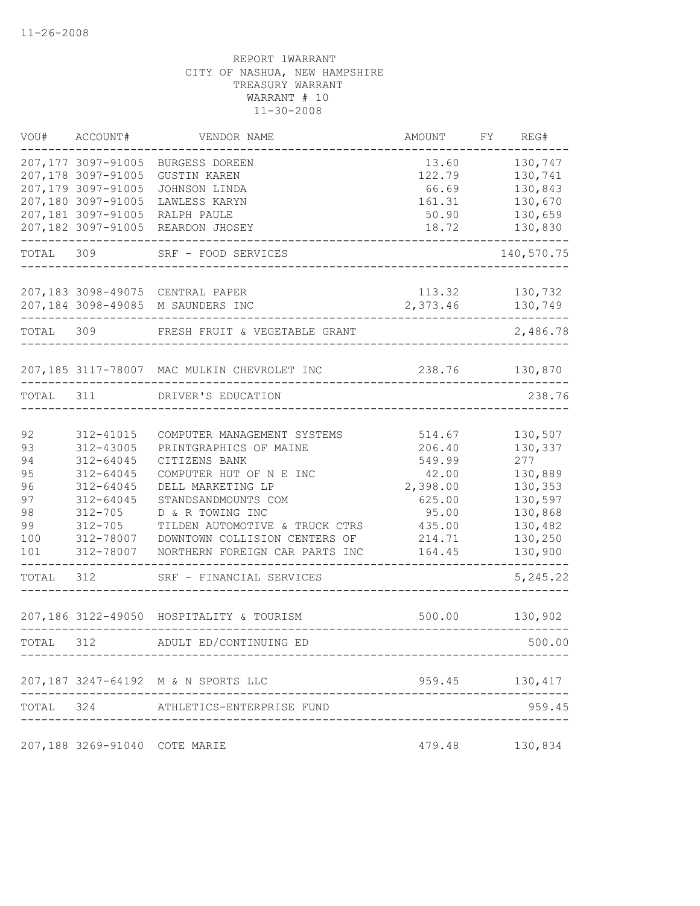11-26-2008

REPORT 1WARRANT
CITY OF NASHUA, NEW HAMPSHIRE
TREASURY WARRANT
WARRANT # 10
11-30-2008

| VOU# | ACCOUNT# | VENDOR NAME | AMOUNT | FY | REG# |
|---|---|---|---|---|---|
| 207,177 | 3097-91005 | BURGESS DOREEN | 13.60 | | 130,747 |
| 207,178 | 3097-91005 | GUSTIN KAREN | 122.79 | | 130,741 |
| 207,179 | 3097-91005 | JOHNSON LINDA | 66.69 | | 130,843 |
| 207,180 | 3097-91005 | LAWLESS KARYN | 161.31 | | 130,670 |
| 207,181 | 3097-91005 | RALPH PAULE | 50.90 | | 130,659 |
| 207,182 | 3097-91005 | REARDON JHOSEY | 18.72 | | 130,830 |
| TOTAL | 309 | SRF - FOOD SERVICES | | | 140,570.75 |
| 207,183 | 3098-49075 | CENTRAL PAPER | 113.32 | | 130,732 |
| 207,184 | 3098-49085 | M SAUNDERS INC | 2,373.46 | | 130,749 |
| TOTAL | 309 | FRESH FRUIT & VEGETABLE GRANT | | | 2,486.78 |
| 207,185 | 3117-78007 | MAC MULKIN CHEVROLET INC | 238.76 | | 130,870 |
| TOTAL | 311 | DRIVER'S EDUCATION | | | 238.76 |
| 92 | 312-41015 | COMPUTER MANAGEMENT SYSTEMS | 514.67 | | 130,507 |
| 93 | 312-43005 | PRINTGRAPHICS OF MAINE | 206.40 | | 130,337 |
| 94 | 312-64045 | CITIZENS BANK | 549.99 | | 277 |
| 95 | 312-64045 | COMPUTER HUT OF N E INC | 42.00 | | 130,889 |
| 96 | 312-64045 | DELL MARKETING LP | 2,398.00 | | 130,353 |
| 97 | 312-64045 | STANDSANDMOUNTS COM | 625.00 | | 130,597 |
| 98 | 312-705 | D & R TOWING INC | 95.00 | | 130,868 |
| 99 | 312-705 | TILDEN AUTOMOTIVE & TRUCK CTRS | 435.00 | | 130,482 |
| 100 | 312-78007 | DOWNTOWN COLLISION CENTERS OF | 214.71 | | 130,250 |
| 101 | 312-78007 | NORTHERN FOREIGN CAR PARTS INC | 164.45 | | 130,900 |
| TOTAL | 312 | SRF - FINANCIAL SERVICES | | | 5,245.22 |
| 207,186 | 3122-49050 | HOSPITALITY & TOURISM | 500.00 | | 130,902 |
| TOTAL | 312 | ADULT ED/CONTINUING ED | | | 500.00 |
| 207,187 | 3247-64192 | M & N SPORTS LLC | 959.45 | | 130,417 |
| TOTAL | 324 | ATHLETICS-ENTERPRISE FUND | | | 959.45 |
| 207,188 | 3269-91040 | COTE MARIE | 479.48 | | 130,834 |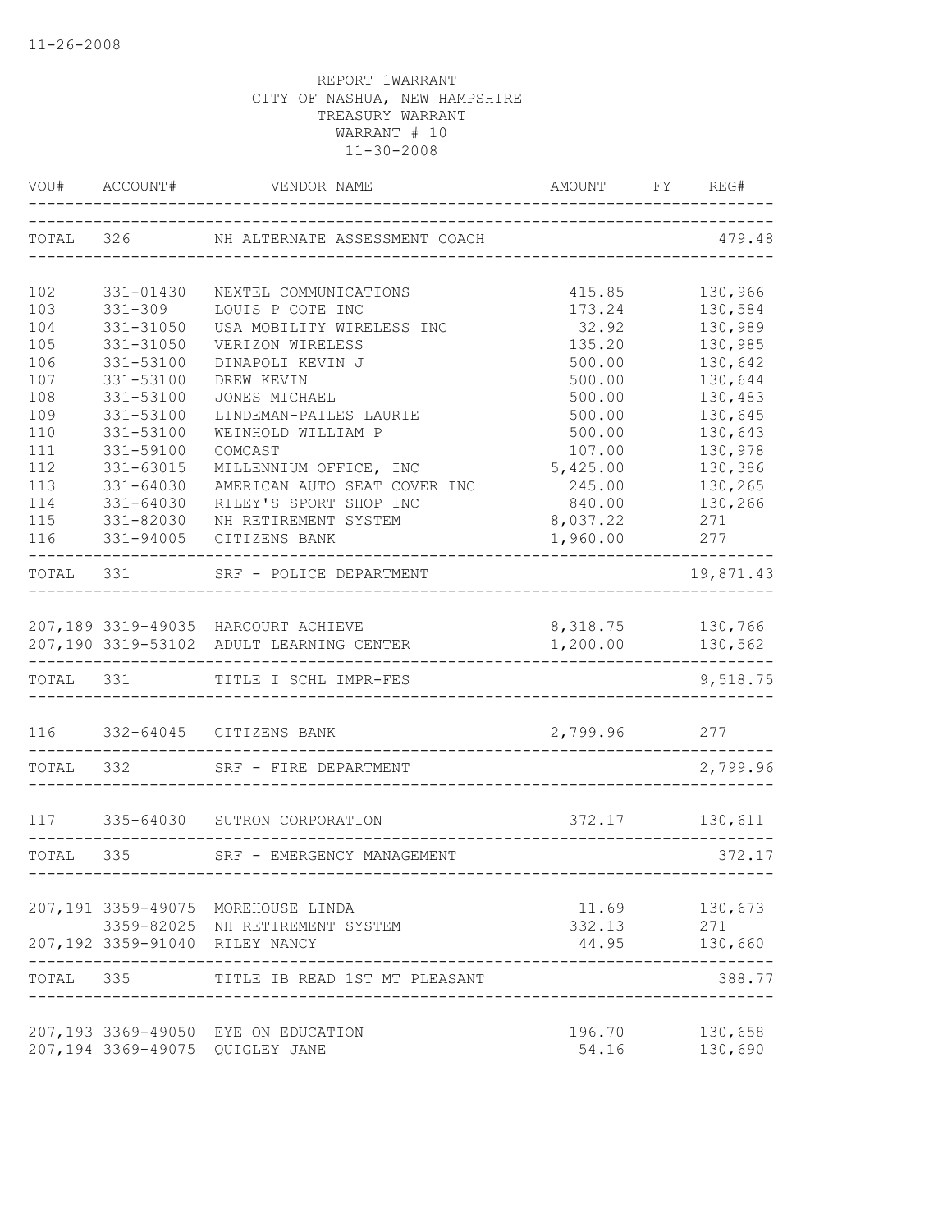11-26-2008

REPORT 1WARRANT
CITY OF NASHUA, NEW HAMPSHIRE
TREASURY WARRANT
WARRANT # 10
11-30-2008

| VOU# | ACCOUNT# | VENDOR NAME | AMOUNT | FY | REG# |
|---|---|---|---|---|---|
| TOTAL | 326 | NH ALTERNATE ASSESSMENT COACH | | | 479.48 |
| 102 | 331-01430 | NEXTEL COMMUNICATIONS | 415.85 | | 130,966 |
| 103 | 331-309 | LOUIS P COTE INC | 173.24 | | 130,584 |
| 104 | 331-31050 | USA MOBILITY WIRELESS INC | 32.92 | | 130,989 |
| 105 | 331-31050 | VERIZON WIRELESS | 135.20 | | 130,985 |
| 106 | 331-53100 | DINAPOLI KEVIN J | 500.00 | | 130,642 |
| 107 | 331-53100 | DREW KEVIN | 500.00 | | 130,644 |
| 108 | 331-53100 | JONES MICHAEL | 500.00 | | 130,483 |
| 109 | 331-53100 | LINDEMAN-PAILES LAURIE | 500.00 | | 130,645 |
| 110 | 331-53100 | WEINHOLD WILLIAM P | 500.00 | | 130,643 |
| 111 | 331-59100 | COMCAST | 107.00 | | 130,978 |
| 112 | 331-63015 | MILLENNIUM OFFICE, INC | 5,425.00 | | 130,386 |
| 113 | 331-64030 | AMERICAN AUTO SEAT COVER INC | 245.00 | | 130,265 |
| 114 | 331-64030 | RILEY'S SPORT SHOP INC | 840.00 | | 130,266 |
| 115 | 331-82030 | NH RETIREMENT SYSTEM | 8,037.22 | | 271 |
| 116 | 331-94005 | CITIZENS BANK | 1,960.00 | | 277 |
| TOTAL | 331 | SRF - POLICE DEPARTMENT | | | 19,871.43 |
| 207,189 | 3319-49035 | HARCOURT ACHIEVE | 8,318.75 | | 130,766 |
| 207,190 | 3319-53102 | ADULT LEARNING CENTER | 1,200.00 | | 130,562 |
| TOTAL | 331 | TITLE I SCHL IMPR-FES | | | 9,518.75 |
| 116 | 332-64045 | CITIZENS BANK | 2,799.96 | | 277 |
| TOTAL | 332 | SRF - FIRE DEPARTMENT | | | 2,799.96 |
| 117 | 335-64030 | SUTRON CORPORATION | 372.17 | | 130,611 |
| TOTAL | 335 | SRF - EMERGENCY MANAGEMENT | | | 372.17 |
| 207,191 | 3359-49075 | MOREHOUSE LINDA | 11.69 | | 130,673 |
| | 3359-82025 | NH RETIREMENT SYSTEM | 332.13 | | 271 |
| 207,192 | 3359-91040 | RILEY NANCY | 44.95 | | 130,660 |
| TOTAL | 335 | TITLE IB READ 1ST MT PLEASANT | | | 388.77 |
| 207,193 | 3369-49050 | EYE ON EDUCATION | 196.70 | | 130,658 |
| 207,194 | 3369-49075 | QUIGLEY JANE | 54.16 | | 130,690 |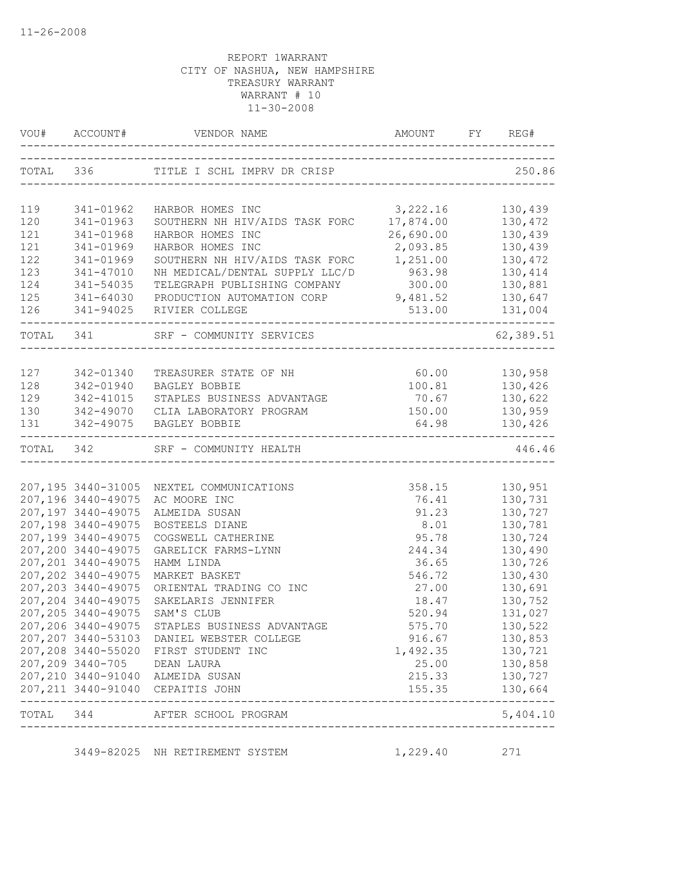11-26-2008

REPORT 1WARRANT
CITY OF NASHUA, NEW HAMPSHIRE
TREASURY WARRANT
WARRANT # 10
11-30-2008

| VOU# | ACCOUNT# | VENDOR NAME | AMOUNT | FY | REG# |
|---|---|---|---|---|---|
| TOTAL | 336 | TITLE I SCHL IMPRV DR CRISP | | | 250.86 |
| 119 | 341-01962 | HARBOR HOMES INC | 3,222.16 | | 130,439 |
| 120 | 341-01963 | SOUTHERN NH HIV/AIDS TASK FORC | 17,874.00 | | 130,472 |
| 121 | 341-01968 | HARBOR HOMES INC | 26,690.00 | | 130,439 |
| 121 | 341-01969 | HARBOR HOMES INC | 2,093.85 | | 130,439 |
| 122 | 341-01969 | SOUTHERN NH HIV/AIDS TASK FORC | 1,251.00 | | 130,472 |
| 123 | 341-47010 | NH MEDICAL/DENTAL SUPPLY LLC/D | 963.98 | | 130,414 |
| 124 | 341-54035 | TELEGRAPH PUBLISHING COMPANY | 300.00 | | 130,881 |
| 125 | 341-64030 | PRODUCTION AUTOMATION CORP | 9,481.52 | | 130,647 |
| 126 | 341-94025 | RIVIER COLLEGE | 513.00 | | 131,004 |
| TOTAL | 341 | SRF - COMMUNITY SERVICES | | | 62,389.51 |
| 127 | 342-01340 | TREASURER STATE OF NH | 60.00 | | 130,958 |
| 128 | 342-01940 | BAGLEY BOBBIE | 100.81 | | 130,426 |
| 129 | 342-41015 | STAPLES BUSINESS ADVANTAGE | 70.67 | | 130,622 |
| 130 | 342-49070 | CLIA LABORATORY PROGRAM | 150.00 | | 130,959 |
| 131 | 342-49075 | BAGLEY BOBBIE | 64.98 | | 130,426 |
| TOTAL | 342 | SRF - COMMUNITY HEALTH | | | 446.46 |
| 207,195 | 3440-31005 | NEXTEL COMMUNICATIONS | 358.15 | | 130,951 |
| 207,196 | 3440-49075 | AC MOORE INC | 76.41 | | 130,731 |
| 207,197 | 3440-49075 | ALMEIDA SUSAN | 91.23 | | 130,727 |
| 207,198 | 3440-49075 | BOSTEELS DIANE | 8.01 | | 130,781 |
| 207,199 | 3440-49075 | COGSWELL CATHERINE | 95.78 | | 130,724 |
| 207,200 | 3440-49075 | GARELICK FARMS-LYNN | 244.34 | | 130,490 |
| 207,201 | 3440-49075 | HAMM LINDA | 36.65 | | 130,726 |
| 207,202 | 3440-49075 | MARKET BASKET | 546.72 | | 130,430 |
| 207,203 | 3440-49075 | ORIENTAL TRADING CO INC | 27.00 | | 130,691 |
| 207,204 | 3440-49075 | SAKELARIS JENNIFER | 18.47 | | 130,752 |
| 207,205 | 3440-49075 | SAM'S CLUB | 520.94 | | 131,027 |
| 207,206 | 3440-49075 | STAPLES BUSINESS ADVANTAGE | 575.70 | | 130,522 |
| 207,207 | 3440-53103 | DANIEL WEBSTER COLLEGE | 916.67 | | 130,853 |
| 207,208 | 3440-55020 | FIRST STUDENT INC | 1,492.35 | | 130,721 |
| 207,209 | 3440-705 | DEAN LAURA | 25.00 | | 130,858 |
| 207,210 | 3440-91040 | ALMEIDA SUSAN | 215.33 | | 130,727 |
| 207,211 | 3440-91040 | CEPAITIS JOHN | 155.35 | | 130,664 |
| TOTAL | 344 | AFTER SCHOOL PROGRAM | | | 5,404.10 |
| | 3449-82025 | NH RETIREMENT SYSTEM | 1,229.40 | | 271 |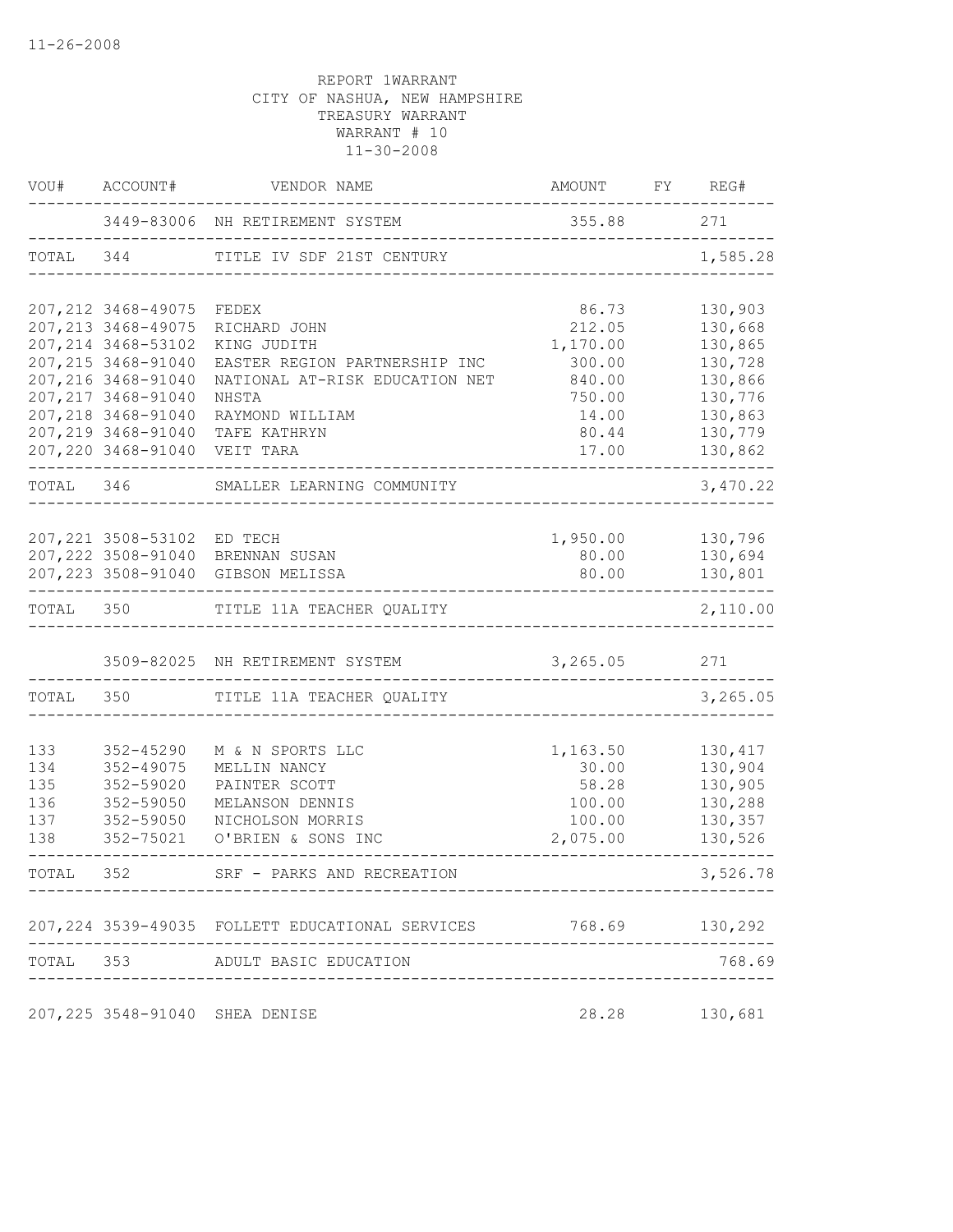11-26-2008

REPORT 1WARRANT
CITY OF NASHUA, NEW HAMPSHIRE
TREASURY WARRANT
WARRANT # 10
11-30-2008

| VOU# | ACCOUNT# | VENDOR NAME | AMOUNT | FY | REG# |
|---|---|---|---|---|---|
| | 3449-83006 | NH RETIREMENT SYSTEM | 355.88 | | 271 |
| TOTAL | 344 | TITLE IV SDF 21ST CENTURY | | | 1,585.28 |
| 207,212 | 3468-49075 | FEDEX | 86.73 | | 130,903 |
| 207,213 | 3468-49075 | RICHARD JOHN | 212.05 | | 130,668 |
| 207,214 | 3468-53102 | KING JUDITH | 1,170.00 | | 130,865 |
| 207,215 | 3468-91040 | EASTER REGION PARTNERSHIP INC | 300.00 | | 130,728 |
| 207,216 | 3468-91040 | NATIONAL AT-RISK EDUCATION NET | 840.00 | | 130,866 |
| 207,217 | 3468-91040 | NHSTA | 750.00 | | 130,776 |
| 207,218 | 3468-91040 | RAYMOND WILLIAM | 14.00 | | 130,863 |
| 207,219 | 3468-91040 | TAFE KATHRYN | 80.44 | | 130,779 |
| 207,220 | 3468-91040 | VEIT TARA | 17.00 | | 130,862 |
| TOTAL | 346 | SMALLER LEARNING COMMUNITY | | | 3,470.22 |
| 207,221 | 3508-53102 | ED TECH | 1,950.00 | | 130,796 |
| 207,222 | 3508-91040 | BRENNAN SUSAN | 80.00 | | 130,694 |
| 207,223 | 3508-91040 | GIBSON MELISSA | 80.00 | | 130,801 |
| TOTAL | 350 | TITLE 11A TEACHER QUALITY | | | 2,110.00 |
| | 3509-82025 | NH RETIREMENT SYSTEM | 3,265.05 | | 271 |
| TOTAL | 350 | TITLE 11A TEACHER QUALITY | | | 3,265.05 |
| 133 | 352-45290 | M & N SPORTS LLC | 1,163.50 | | 130,417 |
| 134 | 352-49075 | MELLIN NANCY | 30.00 | | 130,904 |
| 135 | 352-59020 | PAINTER SCOTT | 58.28 | | 130,905 |
| 136 | 352-59050 | MELANSON DENNIS | 100.00 | | 130,288 |
| 137 | 352-59050 | NICHOLSON MORRIS | 100.00 | | 130,357 |
| 138 | 352-75021 | O'BRIEN & SONS INC | 2,075.00 | | 130,526 |
| TOTAL | 352 | SRF - PARKS AND RECREATION | | | 3,526.78 |
| 207,224 | 3539-49035 | FOLLETT EDUCATIONAL SERVICES | 768.69 | | 130,292 |
| TOTAL | 353 | ADULT BASIC EDUCATION | | | 768.69 |
| 207,225 | 3548-91040 | SHEA DENISE | 28.28 | | 130,681 |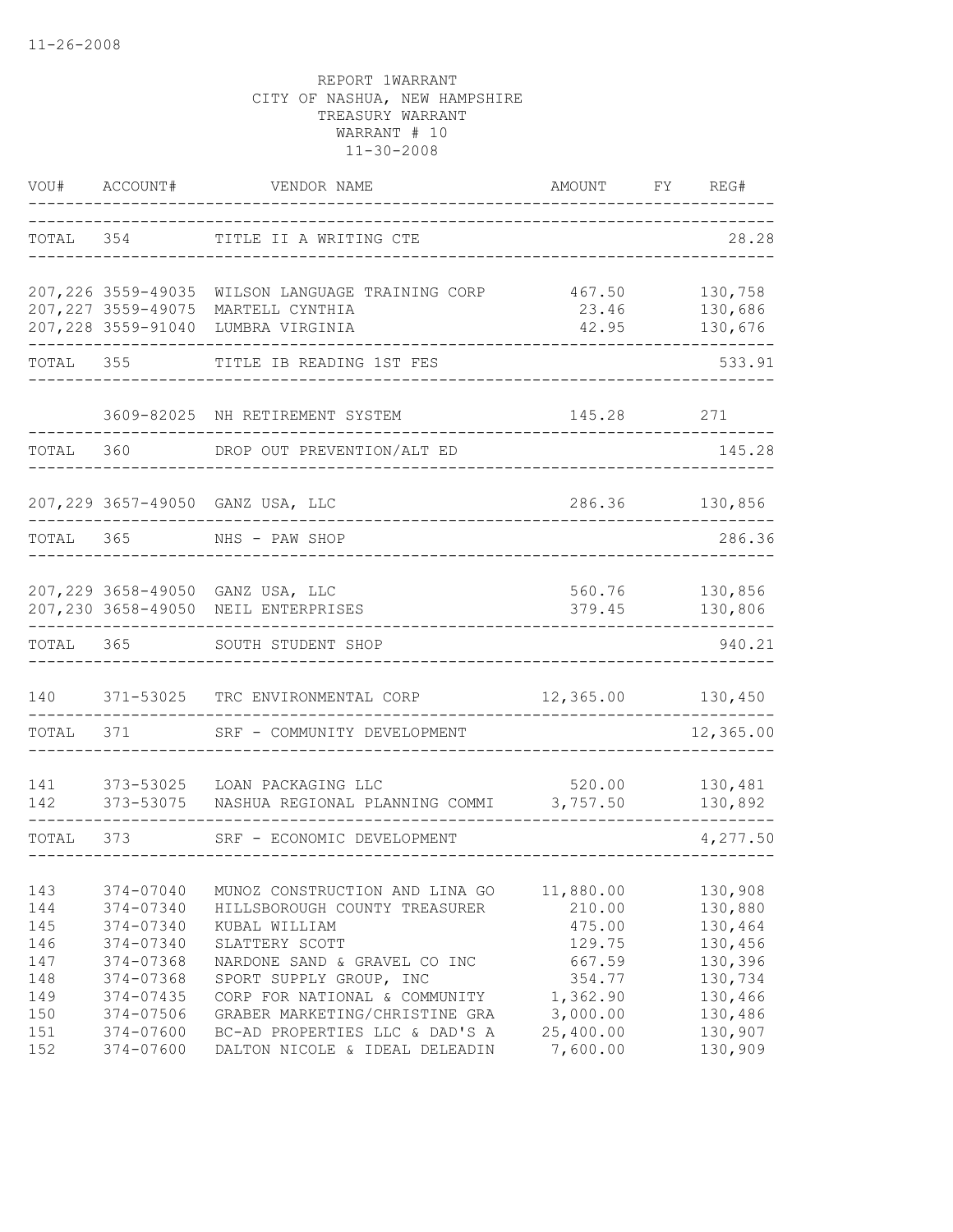11-26-2008

REPORT 1WARRANT
CITY OF NASHUA, NEW HAMPSHIRE
TREASURY WARRANT
WARRANT # 10
11-30-2008

| VOU# | ACCOUNT# | VENDOR NAME | AMOUNT | FY | REG# |
|---|---|---|---|---|---|
| TOTAL | 354 | TITLE II A WRITING CTE | | | 28.28 |
| 207,226 | 3559-49035 | WILSON LANGUAGE TRAINING CORP | 467.50 | | 130,758 |
| 207,227 | 3559-49075 | MARTELL CYNTHIA | 23.46 | | 130,686 |
| 207,228 | 3559-91040 | LUMBRA VIRGINIA | 42.95 | | 130,676 |
| TOTAL | 355 | TITLE IB READING 1ST FES | | | 533.91 |
| | 3609-82025 | NH RETIREMENT SYSTEM | 145.28 | | 271 |
| TOTAL | 360 | DROP OUT PREVENTION/ALT ED | | | 145.28 |
| 207,229 | 3657-49050 | GANZ USA, LLC | 286.36 | | 130,856 |
| TOTAL | 365 | NHS - PAW SHOP | | | 286.36 |
| 207,229 | 3658-49050 | GANZ USA, LLC | 560.76 | | 130,856 |
| 207,230 | 3658-49050 | NEIL ENTERPRISES | 379.45 | | 130,806 |
| TOTAL | 365 | SOUTH STUDENT SHOP | | | 940.21 |
| 140 | 371-53025 | TRC ENVIRONMENTAL CORP | 12,365.00 | | 130,450 |
| TOTAL | 371 | SRF - COMMUNITY DEVELOPMENT | | | 12,365.00 |
| 141 | 373-53025 | LOAN PACKAGING LLC | 520.00 | | 130,481 |
| 142 | 373-53075 | NASHUA REGIONAL PLANNING COMMI | 3,757.50 | | 130,892 |
| TOTAL | 373 | SRF - ECONOMIC DEVELOPMENT | | | 4,277.50 |
| 143 | 374-07040 | MUNOZ CONSTRUCTION AND LINA GO | 11,880.00 | | 130,908 |
| 144 | 374-07340 | HILLSBOROUGH COUNTY TREASURER | 210.00 | | 130,880 |
| 145 | 374-07340 | KUBAL WILLIAM | 475.00 | | 130,464 |
| 146 | 374-07340 | SLATTERY SCOTT | 129.75 | | 130,456 |
| 147 | 374-07368 | NARDONE SAND & GRAVEL CO INC | 667.59 | | 130,396 |
| 148 | 374-07368 | SPORT SUPPLY GROUP, INC | 354.77 | | 130,734 |
| 149 | 374-07435 | CORP FOR NATIONAL & COMMUNITY | 1,362.90 | | 130,466 |
| 150 | 374-07506 | GRABER MARKETING/CHRISTINE GRA | 3,000.00 | | 130,486 |
| 151 | 374-07600 | BC-AD PROPERTIES LLC & DAD'S A | 25,400.00 | | 130,907 |
| 152 | 374-07600 | DALTON NICOLE & IDEAL DELEADIN | 7,600.00 | | 130,909 |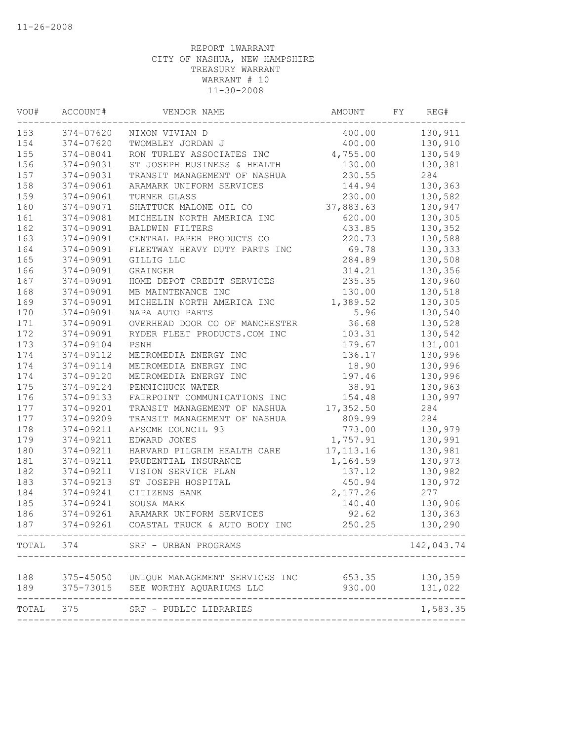11-26-2008

REPORT 1WARRANT
CITY OF NASHUA, NEW HAMPSHIRE
TREASURY WARRANT
WARRANT # 10
11-30-2008

| VOU# | ACCOUNT# | VENDOR NAME | AMOUNT | FY | REG# |
|---|---|---|---|---|---|
| 153 | 374-07620 | NIXON VIVIAN D | 400.00 | | 130,911 |
| 154 | 374-07620 | TWOMBLEY JORDAN J | 400.00 | | 130,910 |
| 155 | 374-08041 | RON TURLEY ASSOCIATES INC | 4,755.00 | | 130,549 |
| 156 | 374-09031 | ST JOSEPH BUSINESS & HEALTH | 130.00 | | 130,381 |
| 157 | 374-09031 | TRANSIT MANAGEMENT OF NASHUA | 230.55 | | 284 |
| 158 | 374-09061 | ARAMARK UNIFORM SERVICES | 144.94 | | 130,363 |
| 159 | 374-09061 | TURNER GLASS | 230.00 | | 130,582 |
| 160 | 374-09071 | SHATTUCK MALONE OIL CO | 37,883.63 | | 130,947 |
| 161 | 374-09081 | MICHELIN NORTH AMERICA INC | 620.00 | | 130,305 |
| 162 | 374-09091 | BALDWIN FILTERS | 433.85 | | 130,352 |
| 163 | 374-09091 | CENTRAL PAPER PRODUCTS CO | 220.73 | | 130,588 |
| 164 | 374-09091 | FLEETWAY HEAVY DUTY PARTS INC | 69.78 | | 130,333 |
| 165 | 374-09091 | GILLIG LLC | 284.89 | | 130,508 |
| 166 | 374-09091 | GRAINGER | 314.21 | | 130,356 |
| 167 | 374-09091 | HOME DEPOT CREDIT SERVICES | 235.35 | | 130,960 |
| 168 | 374-09091 | MB MAINTENANCE INC | 130.00 | | 130,518 |
| 169 | 374-09091 | MICHELIN NORTH AMERICA INC | 1,389.52 | | 130,305 |
| 170 | 374-09091 | NAPA AUTO PARTS | 5.96 | | 130,540 |
| 171 | 374-09091 | OVERHEAD DOOR CO OF MANCHESTER | 36.68 | | 130,528 |
| 172 | 374-09091 | RYDER FLEET PRODUCTS.COM INC | 103.31 | | 130,542 |
| 173 | 374-09104 | PSNH | 179.67 | | 131,001 |
| 174 | 374-09112 | METROMEDIA ENERGY INC | 136.17 | | 130,996 |
| 174 | 374-09114 | METROMEDIA ENERGY INC | 18.90 | | 130,996 |
| 174 | 374-09120 | METROMEDIA ENERGY INC | 197.46 | | 130,996 |
| 175 | 374-09124 | PENNICHUCK WATER | 38.91 | | 130,963 |
| 176 | 374-09133 | FAIRPOINT COMMUNICATIONS INC | 154.48 | | 130,997 |
| 177 | 374-09201 | TRANSIT MANAGEMENT OF NASHUA | 17,352.50 | | 284 |
| 177 | 374-09209 | TRANSIT MANAGEMENT OF NASHUA | 809.99 | | 284 |
| 178 | 374-09211 | AFSCME COUNCIL 93 | 773.00 | | 130,979 |
| 179 | 374-09211 | EDWARD JONES | 1,757.91 | | 130,991 |
| 180 | 374-09211 | HARVARD PILGRIM HEALTH CARE | 17,113.16 | | 130,981 |
| 181 | 374-09211 | PRUDENTIAL INSURANCE | 1,164.59 | | 130,973 |
| 182 | 374-09211 | VISION SERVICE PLAN | 137.12 | | 130,982 |
| 183 | 374-09213 | ST JOSEPH HOSPITAL | 450.94 | | 130,972 |
| 184 | 374-09241 | CITIZENS BANK | 2,177.26 | | 277 |
| 185 | 374-09241 | SOUSA MARK | 140.40 | | 130,906 |
| 186 | 374-09261 | ARAMARK UNIFORM SERVICES | 92.62 | | 130,363 |
| 187 | 374-09261 | COASTAL TRUCK & AUTO BODY INC | 250.25 | | 130,290 |
| TOTAL | 374 | SRF - URBAN PROGRAMS | | | 142,043.74 |
| 188 | 375-45050 | UNIQUE MANAGEMENT SERVICES INC | 653.35 | | 130,359 |
| 189 | 375-73015 | SEE WORTHY AQUARIUMS LLC | 930.00 | | 131,022 |
| TOTAL | 375 | SRF - PUBLIC LIBRARIES | | | 1,583.35 |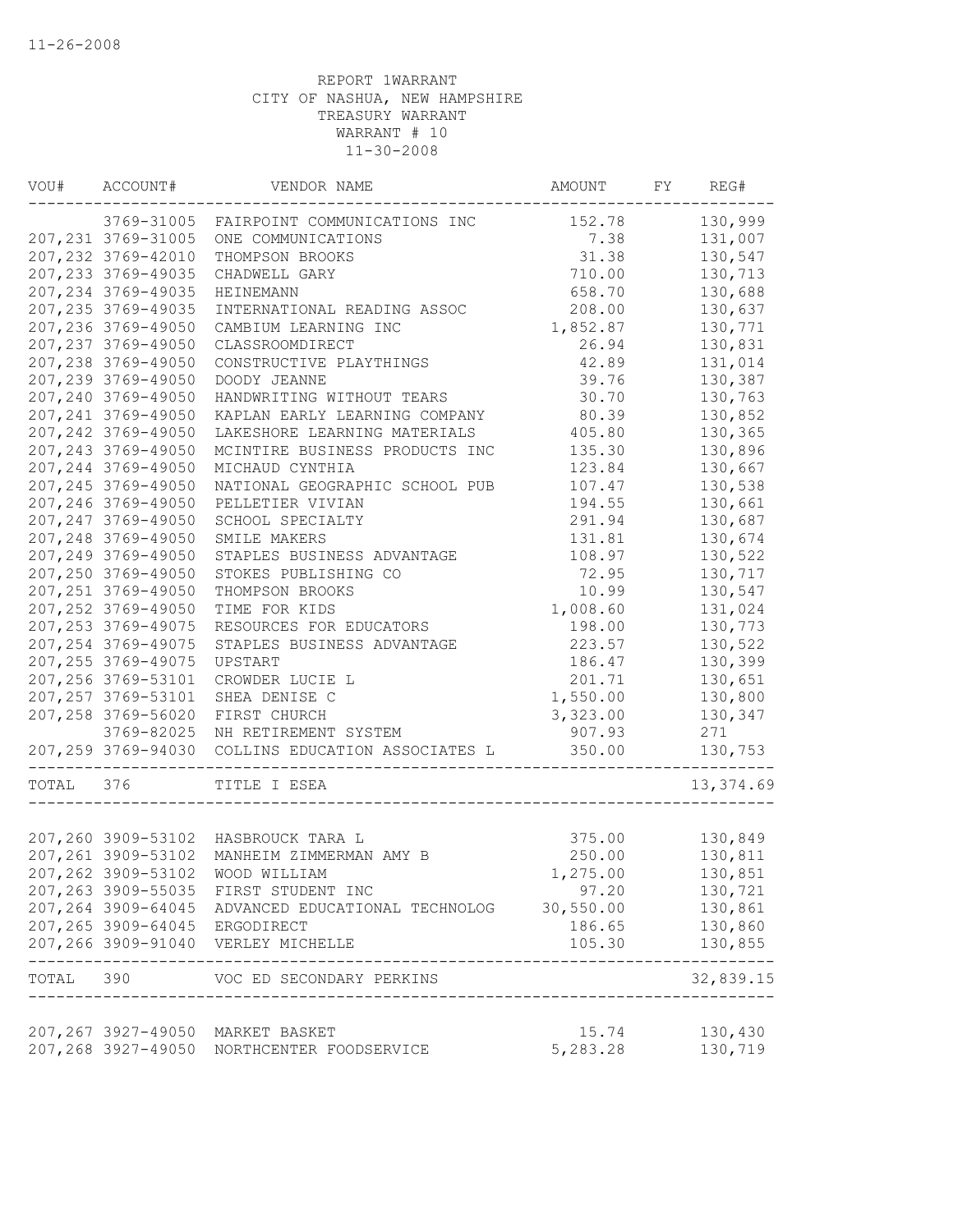11-26-2008

REPORT 1WARRANT
CITY OF NASHUA, NEW HAMPSHIRE
TREASURY WARRANT
WARRANT # 10
11-30-2008

| VOU# | ACCOUNT# | VENDOR NAME | AMOUNT | FY | REG# |
|---|---|---|---|---|---|
| | 3769-31005 | FAIRPOINT COMMUNICATIONS INC | 152.78 | | 130,999 |
| 207,231 | 3769-31005 | ONE COMMUNICATIONS | 7.38 | | 131,007 |
| 207,232 | 3769-42010 | THOMPSON BROOKS | 31.38 | | 130,547 |
| 207,233 | 3769-49035 | CHADWELL GARY | 710.00 | | 130,713 |
| 207,234 | 3769-49035 | HEINEMANN | 658.70 | | 130,688 |
| 207,235 | 3769-49035 | INTERNATIONAL READING ASSOC | 208.00 | | 130,637 |
| 207,236 | 3769-49050 | CAMBIUM LEARNING INC | 1,852.87 | | 130,771 |
| 207,237 | 3769-49050 | CLASSROOMDIRECT | 26.94 | | 130,831 |
| 207,238 | 3769-49050 | CONSTRUCTIVE PLAYTHINGS | 42.89 | | 131,014 |
| 207,239 | 3769-49050 | DOODY JEANNE | 39.76 | | 130,387 |
| 207,240 | 3769-49050 | HANDWRITING WITHOUT TEARS | 30.70 | | 130,763 |
| 207,241 | 3769-49050 | KAPLAN EARLY LEARNING COMPANY | 80.39 | | 130,852 |
| 207,242 | 3769-49050 | LAKESHORE LEARNING MATERIALS | 405.80 | | 130,365 |
| 207,243 | 3769-49050 | MCINTIRE BUSINESS PRODUCTS INC | 135.30 | | 130,896 |
| 207,244 | 3769-49050 | MICHAUD CYNTHIA | 123.84 | | 130,667 |
| 207,245 | 3769-49050 | NATIONAL GEOGRAPHIC SCHOOL PUB | 107.47 | | 130,538 |
| 207,246 | 3769-49050 | PELLETIER VIVIAN | 194.55 | | 130,661 |
| 207,247 | 3769-49050 | SCHOOL SPECIALTY | 291.94 | | 130,687 |
| 207,248 | 3769-49050 | SMILE MAKERS | 131.81 | | 130,674 |
| 207,249 | 3769-49050 | STAPLES BUSINESS ADVANTAGE | 108.97 | | 130,522 |
| 207,250 | 3769-49050 | STOKES PUBLISHING CO | 72.95 | | 130,717 |
| 207,251 | 3769-49050 | THOMPSON BROOKS | 10.99 | | 130,547 |
| 207,252 | 3769-49050 | TIME FOR KIDS | 1,008.60 | | 131,024 |
| 207,253 | 3769-49075 | RESOURCES FOR EDUCATORS | 198.00 | | 130,773 |
| 207,254 | 3769-49075 | STAPLES BUSINESS ADVANTAGE | 223.57 | | 130,522 |
| 207,255 | 3769-49075 | UPSTART | 186.47 | | 130,399 |
| 207,256 | 3769-53101 | CROWDER LUCIE L | 201.71 | | 130,651 |
| 207,257 | 3769-53101 | SHEA DENISE C | 1,550.00 | | 130,800 |
| 207,258 | 3769-56020 | FIRST CHURCH | 3,323.00 | | 130,347 |
| | 3769-82025 | NH RETIREMENT SYSTEM | 907.93 | | 271 |
| 207,259 | 3769-94030 | COLLINS EDUCATION ASSOCIATES L | 350.00 | | 130,753 |
| TOTAL | 376 | TITLE I ESEA | | | 13,374.69 |
| 207,260 | 3909-53102 | HASBROUCK TARA L | 375.00 | | 130,849 |
| 207,261 | 3909-53102 | MANHEIM ZIMMERMAN AMY B | 250.00 | | 130,811 |
| 207,262 | 3909-53102 | WOOD WILLIAM | 1,275.00 | | 130,851 |
| 207,263 | 3909-55035 | FIRST STUDENT INC | 97.20 | | 130,721 |
| 207,264 | 3909-64045 | ADVANCED EDUCATIONAL TECHNOLOG | 30,550.00 | | 130,861 |
| 207,265 | 3909-64045 | ERGODIRECT | 186.65 | | 130,860 |
| 207,266 | 3909-91040 | VERLEY MICHELLE | 105.30 | | 130,855 |
| TOTAL | 390 | VOC ED SECONDARY PERKINS | | | 32,839.15 |
| 207,267 | 3927-49050 | MARKET BASKET | 15.74 | | 130,430 |
| 207,268 | 3927-49050 | NORTHCENTER FOODSERVICE | 5,283.28 | | 130,719 |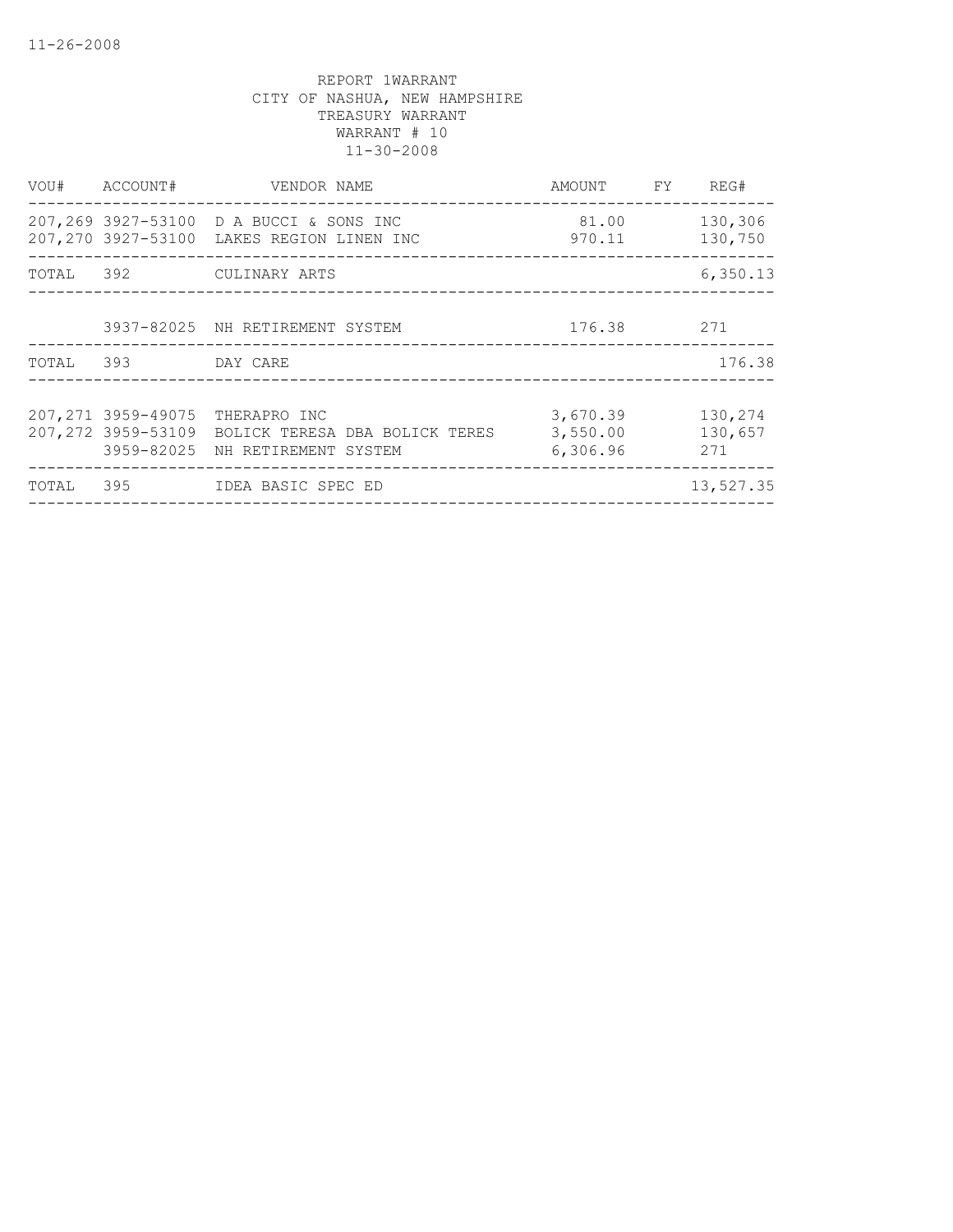11-26-2008

REPORT 1WARRANT
CITY OF NASHUA, NEW HAMPSHIRE
TREASURY WARRANT
WARRANT # 10
11-30-2008

| VOU# | ACCOUNT# | VENDOR NAME | AMOUNT | FY | REG# |
|---|---|---|---|---|---|
| 207,269 | 3927-53100 | D A BUCCI & SONS INC | 81.00 | | 130,306 |
| 207,270 | 3927-53100 | LAKES REGION LINEN INC | 970.11 | | 130,750 |
| TOTAL | 392 | CULINARY ARTS | | | 6,350.13 |
| | 3937-82025 | NH RETIREMENT SYSTEM | 176.38 | | 271 |
| TOTAL | 393 | DAY CARE | | | 176.38 |
| 207,271 | 3959-49075 | THERAPRO INC | 3,670.39 | | 130,274 |
| 207,272 | 3959-53109 | BOLICK TERESA DBA BOLICK TERES | 3,550.00 | | 130,657 |
| | 3959-82025 | NH RETIREMENT SYSTEM | 6,306.96 | | 271 |
| TOTAL | 395 | IDEA BASIC SPEC ED | | | 13,527.35 |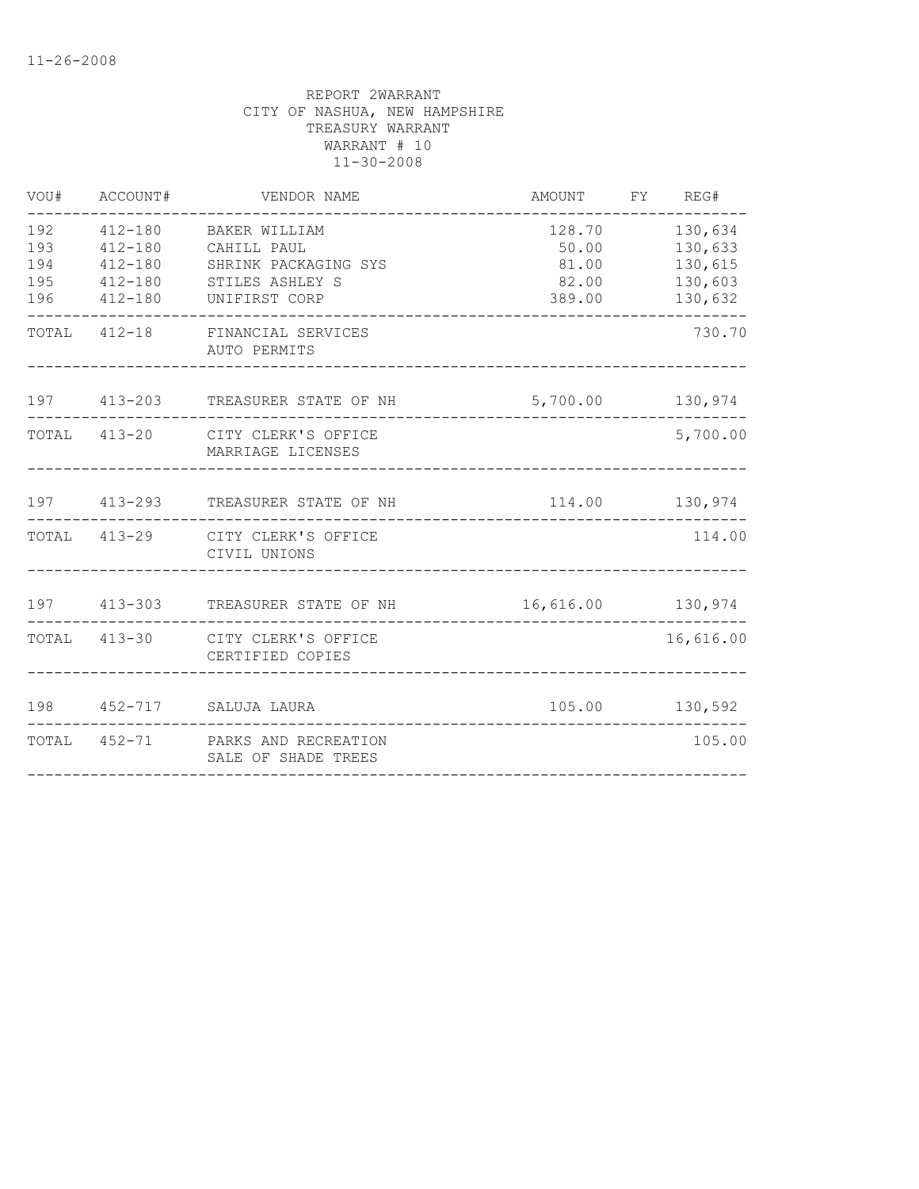11-26-2008

REPORT 2WARRANT
CITY OF NASHUA, NEW HAMPSHIRE
TREASURY WARRANT
WARRANT # 10
11-30-2008

| VOU# | ACCOUNT# | VENDOR NAME | AMOUNT | FY | REG# |
|---|---|---|---|---|---|
| 192 | 412-180 | BAKER WILLIAM | 128.70 | | 130,634 |
| 193 | 412-180 | CAHILL PAUL | 50.00 | | 130,633 |
| 194 | 412-180 | SHRINK PACKAGING SYS | 81.00 | | 130,615 |
| 195 | 412-180 | STILES ASHLEY S | 82.00 | | 130,603 |
| 196 | 412-180 | UNIFIRST CORP | 389.00 | | 130,632 |
| TOTAL | 412-18 | FINANCIAL SERVICES AUTO PERMITS | | | 730.70 |
| 197 | 413-203 | TREASURER STATE OF NH | 5,700.00 | | 130,974 |
| TOTAL | 413-20 | CITY CLERK'S OFFICE MARRIAGE LICENSES | | | 5,700.00 |
| 197 | 413-293 | TREASURER STATE OF NH | 114.00 | | 130,974 |
| TOTAL | 413-29 | CITY CLERK'S OFFICE CIVIL UNIONS | | | 114.00 |
| 197 | 413-303 | TREASURER STATE OF NH | 16,616.00 | | 130,974 |
| TOTAL | 413-30 | CITY CLERK'S OFFICE CERTIFIED COPIES | | | 16,616.00 |
| 198 | 452-717 | SALUJA LAURA | 105.00 | | 130,592 |
| TOTAL | 452-71 | PARKS AND RECREATION SALE OF SHADE TREES | | | 105.00 |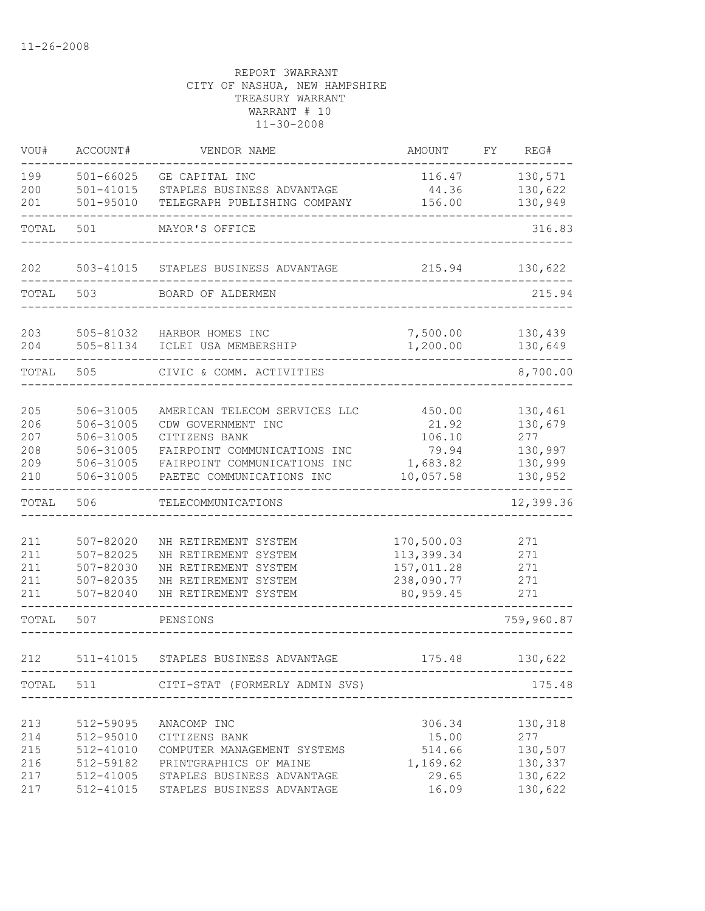11-26-2008

REPORT 3WARRANT
CITY OF NASHUA, NEW HAMPSHIRE
TREASURY WARRANT
WARRANT # 10
11-30-2008

| VOU# | ACCOUNT# | VENDOR NAME | AMOUNT | FY | REG# |
|---|---|---|---|---|---|
| 199 | 501-66025 | GE CAPITAL INC | 116.47 | | 130,571 |
| 200 | 501-41015 | STAPLES BUSINESS ADVANTAGE | 44.36 | | 130,622 |
| 201 | 501-95010 | TELEGRAPH PUBLISHING COMPANY | 156.00 | | 130,949 |
| TOTAL | 501 | MAYOR'S OFFICE | | | 316.83 |
| 202 | 503-41015 | STAPLES BUSINESS ADVANTAGE | 215.94 | | 130,622 |
| TOTAL | 503 | BOARD OF ALDERMEN | | | 215.94 |
| 203 | 505-81032 | HARBOR HOMES INC | 7,500.00 | | 130,439 |
| 204 | 505-81134 | ICLEI USA MEMBERSHIP | 1,200.00 | | 130,649 |
| TOTAL | 505 | CIVIC & COMM. ACTIVITIES | | | 8,700.00 |
| 205 | 506-31005 | AMERICAN TELECOM SERVICES LLC | 450.00 | | 130,461 |
| 206 | 506-31005 | CDW GOVERNMENT INC | 21.92 | | 130,679 |
| 207 | 506-31005 | CITIZENS BANK | 106.10 | | 277 |
| 208 | 506-31005 | FAIRPOINT COMMUNICATIONS INC | 79.94 | | 130,997 |
| 209 | 506-31005 | FAIRPOINT COMMUNICATIONS INC | 1,683.82 | | 130,999 |
| 210 | 506-31005 | PAETEC COMMUNICATIONS INC | 10,057.58 | | 130,952 |
| TOTAL | 506 | TELECOMMUNICATIONS | | | 12,399.36 |
| 211 | 507-82020 | NH RETIREMENT SYSTEM | 170,500.03 | | 271 |
| 211 | 507-82025 | NH RETIREMENT SYSTEM | 113,399.34 | | 271 |
| 211 | 507-82030 | NH RETIREMENT SYSTEM | 157,011.28 | | 271 |
| 211 | 507-82035 | NH RETIREMENT SYSTEM | 238,090.77 | | 271 |
| 211 | 507-82040 | NH RETIREMENT SYSTEM | 80,959.45 | | 271 |
| TOTAL | 507 | PENSIONS | | | 759,960.87 |
| 212 | 511-41015 | STAPLES BUSINESS ADVANTAGE | 175.48 | | 130,622 |
| TOTAL | 511 | CITI-STAT (FORMERLY ADMIN SVS) | | | 175.48 |
| 213 | 512-59095 | ANACOMP INC | 306.34 | | 130,318 |
| 214 | 512-95010 | CITIZENS BANK | 15.00 | | 277 |
| 215 | 512-41010 | COMPUTER MANAGEMENT SYSTEMS | 514.66 | | 130,507 |
| 216 | 512-59182 | PRINTGRAPHICS OF MAINE | 1,169.62 | | 130,337 |
| 217 | 512-41005 | STAPLES BUSINESS ADVANTAGE | 29.65 | | 130,622 |
| 217 | 512-41015 | STAPLES BUSINESS ADVANTAGE | 16.09 | | 130,622 |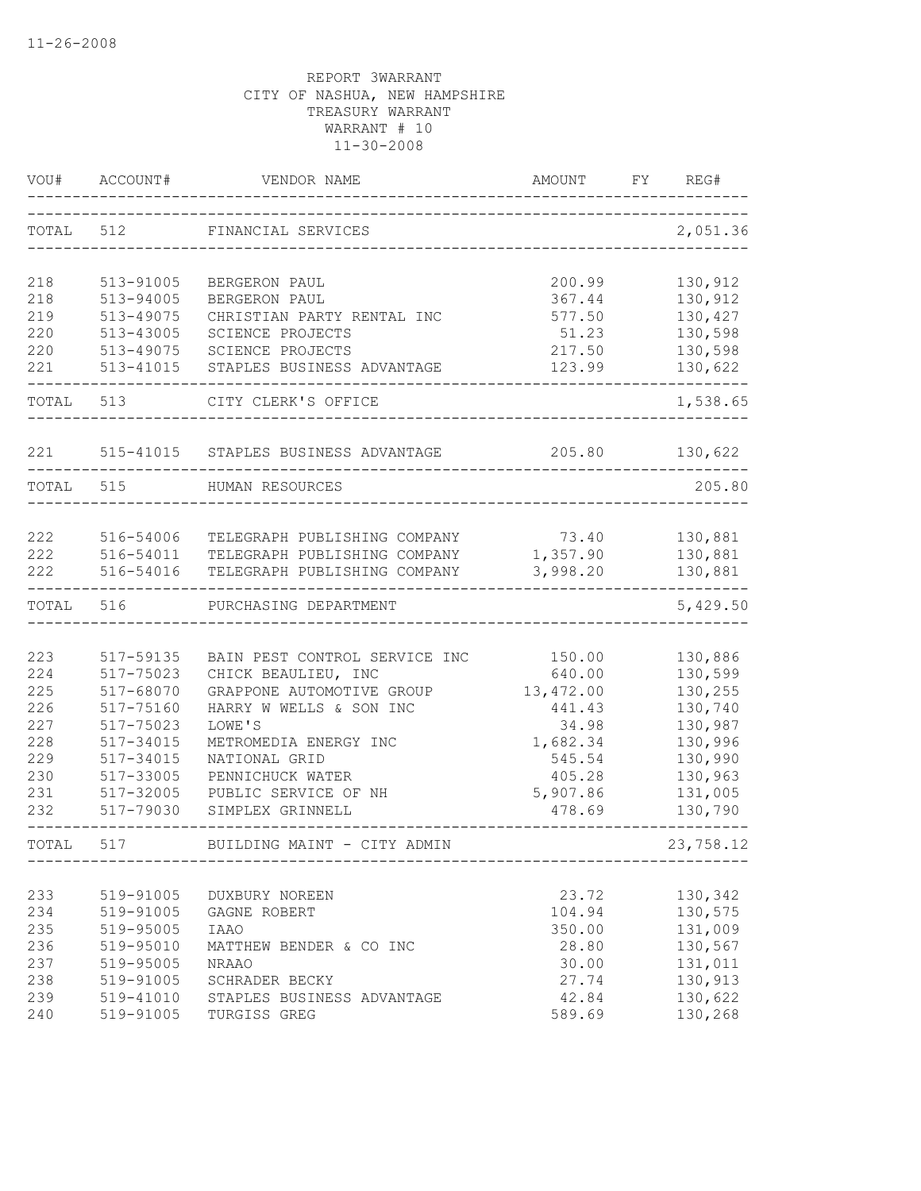11-26-2008

REPORT 3WARRANT
CITY OF NASHUA, NEW HAMPSHIRE
TREASURY WARRANT
WARRANT # 10
11-30-2008

| VOU# | ACCOUNT# | VENDOR NAME | AMOUNT | FY | REG# |
|---|---|---|---|---|---|
| TOTAL | 512 | FINANCIAL SERVICES | | | 2,051.36 |
| 218 | 513-91005 | BERGERON PAUL | 200.99 | | 130,912 |
| 218 | 513-94005 | BERGERON PAUL | 367.44 | | 130,912 |
| 219 | 513-49075 | CHRISTIAN PARTY RENTAL INC | 577.50 | | 130,427 |
| 220 | 513-43005 | SCIENCE PROJECTS | 51.23 | | 130,598 |
| 220 | 513-49075 | SCIENCE PROJECTS | 217.50 | | 130,598 |
| 221 | 513-41015 | STAPLES BUSINESS ADVANTAGE | 123.99 | | 130,622 |
| TOTAL | 513 | CITY CLERK'S OFFICE | | | 1,538.65 |
| 221 | 515-41015 | STAPLES BUSINESS ADVANTAGE | 205.80 | | 130,622 |
| TOTAL | 515 | HUMAN RESOURCES | | | 205.80 |
| 222 | 516-54006 | TELEGRAPH PUBLISHING COMPANY | 73.40 | | 130,881 |
| 222 | 516-54011 | TELEGRAPH PUBLISHING COMPANY | 1,357.90 | | 130,881 |
| 222 | 516-54016 | TELEGRAPH PUBLISHING COMPANY | 3,998.20 | | 130,881 |
| TOTAL | 516 | PURCHASING DEPARTMENT | | | 5,429.50 |
| 223 | 517-59135 | BAIN PEST CONTROL SERVICE INC | 150.00 | | 130,886 |
| 224 | 517-75023 | CHICK BEAULIEU, INC | 640.00 | | 130,599 |
| 225 | 517-68070 | GRAPPONE AUTOMOTIVE GROUP | 13,472.00 | | 130,255 |
| 226 | 517-75160 | HARRY W WELLS & SON INC | 441.43 | | 130,740 |
| 227 | 517-75023 | LOWE'S | 34.98 | | 130,987 |
| 228 | 517-34015 | METROMEDIA ENERGY INC | 1,682.34 | | 130,996 |
| 229 | 517-34015 | NATIONAL GRID | 545.54 | | 130,990 |
| 230 | 517-33005 | PENNICHUCK WATER | 405.28 | | 130,963 |
| 231 | 517-32005 | PUBLIC SERVICE OF NH | 5,907.86 | | 131,005 |
| 232 | 517-79030 | SIMPLEX GRINNELL | 478.69 | | 130,790 |
| TOTAL | 517 | BUILDING MAINT - CITY ADMIN | | | 23,758.12 |
| 233 | 519-91005 | DUXBURY NOREEN | 23.72 | | 130,342 |
| 234 | 519-91005 | GAGNE ROBERT | 104.94 | | 130,575 |
| 235 | 519-95005 | IAAO | 350.00 | | 131,009 |
| 236 | 519-95010 | MATTHEW BENDER & CO INC | 28.80 | | 130,567 |
| 237 | 519-95005 | NRAAO | 30.00 | | 131,011 |
| 238 | 519-91005 | SCHRADER BECKY | 27.74 | | 130,913 |
| 239 | 519-41010 | STAPLES BUSINESS ADVANTAGE | 42.84 | | 130,622 |
| 240 | 519-91005 | TURGISS GREG | 589.69 | | 130,268 |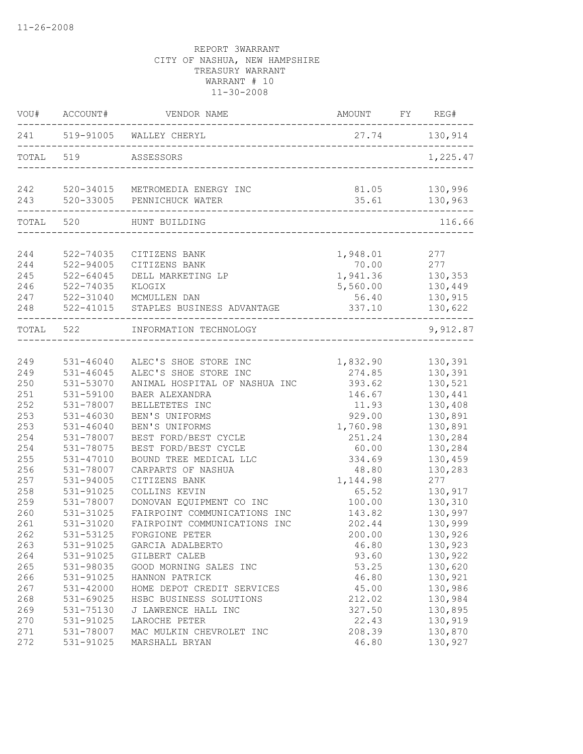11-26-2008

REPORT 3WARRANT
CITY OF NASHUA, NEW HAMPSHIRE
TREASURY WARRANT
WARRANT # 10
11-30-2008

| VOU# | ACCOUNT# | VENDOR NAME | AMOUNT | FY | REG# |
|---|---|---|---|---|---|
| 241 | 519-91005 | WALLEY CHERYL | 27.74 | | 130,914 |
| TOTAL | 519 | ASSESSORS | | | 1,225.47 |
| 242 | 520-34015 | METROMEDIA ENERGY INC | 81.05 | | 130,996 |
| 243 | 520-33005 | PENNICHUCK WATER | 35.61 | | 130,963 |
| TOTAL | 520 | HUNT BUILDING | | | 116.66 |
| 244 | 522-74035 | CITIZENS BANK | 1,948.01 | | 277 |
| 244 | 522-94005 | CITIZENS BANK | 70.00 | | 277 |
| 245 | 522-64045 | DELL MARKETING LP | 1,941.36 | | 130,353 |
| 246 | 522-74035 | KLOGIX | 5,560.00 | | 130,449 |
| 247 | 522-31040 | MCMULLEN DAN | 56.40 | | 130,915 |
| 248 | 522-41015 | STAPLES BUSINESS ADVANTAGE | 337.10 | | 130,622 |
| TOTAL | 522 | INFORMATION TECHNOLOGY | | | 9,912.87 |
| 249 | 531-46040 | ALEC'S SHOE STORE INC | 1,832.90 | | 130,391 |
| 249 | 531-46045 | ALEC'S SHOE STORE INC | 274.85 | | 130,391 |
| 250 | 531-53070 | ANIMAL HOSPITAL OF NASHUA INC | 393.62 | | 130,521 |
| 251 | 531-59100 | BAER ALEXANDRA | 146.67 | | 130,441 |
| 252 | 531-78007 | BELLETETES INC | 11.93 | | 130,408 |
| 253 | 531-46030 | BEN'S UNIFORMS | 929.00 | | 130,891 |
| 253 | 531-46040 | BEN'S UNIFORMS | 1,760.98 | | 130,891 |
| 254 | 531-78007 | BEST FORD/BEST CYCLE | 251.24 | | 130,284 |
| 254 | 531-78075 | BEST FORD/BEST CYCLE | 60.00 | | 130,284 |
| 255 | 531-47010 | BOUND TREE MEDICAL LLC | 334.69 | | 130,459 |
| 256 | 531-78007 | CARPARTS OF NASHUA | 48.80 | | 130,283 |
| 257 | 531-94005 | CITIZENS BANK | 1,144.98 | | 277 |
| 258 | 531-91025 | COLLINS KEVIN | 65.52 | | 130,917 |
| 259 | 531-78007 | DONOVAN EQUIPMENT CO INC | 100.00 | | 130,310 |
| 260 | 531-31025 | FAIRPOINT COMMUNICATIONS INC | 143.82 | | 130,997 |
| 261 | 531-31020 | FAIRPOINT COMMUNICATIONS INC | 202.44 | | 130,999 |
| 262 | 531-53125 | FORGIONE PETER | 200.00 | | 130,926 |
| 263 | 531-91025 | GARCIA ADALBERTO | 46.80 | | 130,923 |
| 264 | 531-91025 | GILBERT CALEB | 93.60 | | 130,922 |
| 265 | 531-98035 | GOOD MORNING SALES INC | 53.25 | | 130,620 |
| 266 | 531-91025 | HANNON PATRICK | 46.80 | | 130,921 |
| 267 | 531-42000 | HOME DEPOT CREDIT SERVICES | 45.00 | | 130,986 |
| 268 | 531-69025 | HSBC BUSINESS SOLUTIONS | 212.02 | | 130,984 |
| 269 | 531-75130 | J LAWRENCE HALL INC | 327.50 | | 130,895 |
| 270 | 531-91025 | LAROCHE PETER | 22.43 | | 130,919 |
| 271 | 531-78007 | MAC MULKIN CHEVROLET INC | 208.39 | | 130,870 |
| 272 | 531-91025 | MARSHALL BRYAN | 46.80 | | 130,927 |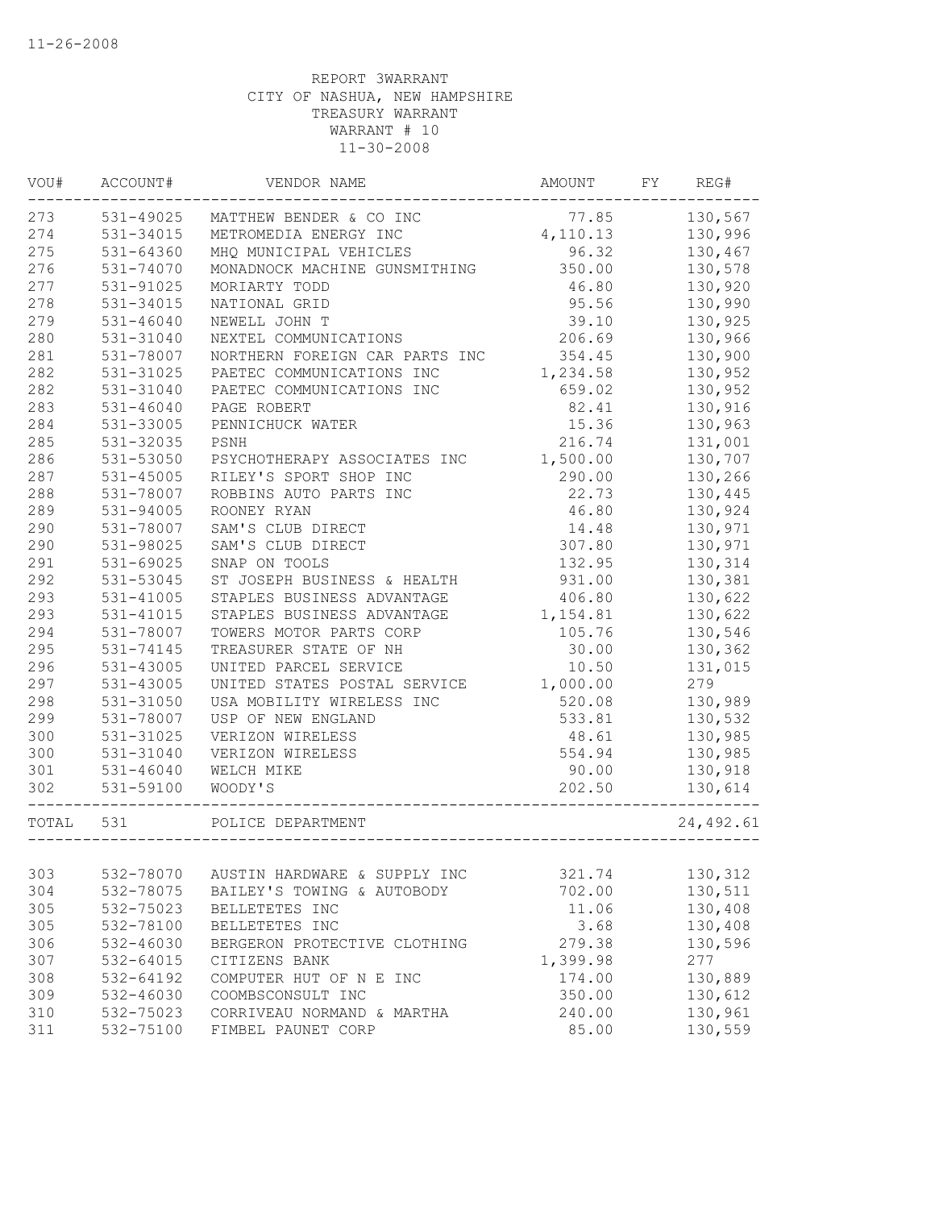11-26-2008

REPORT 3WARRANT
CITY OF NASHUA, NEW HAMPSHIRE
TREASURY WARRANT
WARRANT # 10
11-30-2008

| VOU# | ACCOUNT# | VENDOR NAME | AMOUNT | FY | REG# |
|---|---|---|---|---|---|
| 273 | 531-49025 | MATTHEW BENDER & CO INC | 77.85 | | 130,567 |
| 274 | 531-34015 | METROMEDIA ENERGY INC | 4,110.13 | | 130,996 |
| 275 | 531-64360 | MHQ MUNICIPAL VEHICLES | 96.32 | | 130,467 |
| 276 | 531-74070 | MONADNOCK MACHINE GUNSMITHING | 350.00 | | 130,578 |
| 277 | 531-91025 | MORIARTY TODD | 46.80 | | 130,920 |
| 278 | 531-34015 | NATIONAL GRID | 95.56 | | 130,990 |
| 279 | 531-46040 | NEWELL JOHN T | 39.10 | | 130,925 |
| 280 | 531-31040 | NEXTEL COMMUNICATIONS | 206.69 | | 130,966 |
| 281 | 531-78007 | NORTHERN FOREIGN CAR PARTS INC | 354.45 | | 130,900 |
| 282 | 531-31025 | PAETEC COMMUNICATIONS INC | 1,234.58 | | 130,952 |
| 282 | 531-31040 | PAETEC COMMUNICATIONS INC | 659.02 | | 130,952 |
| 283 | 531-46040 | PAGE ROBERT | 82.41 | | 130,916 |
| 284 | 531-33005 | PENNICHUCK WATER | 15.36 | | 130,963 |
| 285 | 531-32035 | PSNH | 216.74 | | 131,001 |
| 286 | 531-53050 | PSYCHOTHERAPY ASSOCIATES INC | 1,500.00 | | 130,707 |
| 287 | 531-45005 | RILEY'S SPORT SHOP INC | 290.00 | | 130,266 |
| 288 | 531-78007 | ROBBINS AUTO PARTS INC | 22.73 | | 130,445 |
| 289 | 531-94005 | ROONEY RYAN | 46.80 | | 130,924 |
| 290 | 531-78007 | SAM'S CLUB DIRECT | 14.48 | | 130,971 |
| 290 | 531-98025 | SAM'S CLUB DIRECT | 307.80 | | 130,971 |
| 291 | 531-69025 | SNAP ON TOOLS | 132.95 | | 130,314 |
| 292 | 531-53045 | ST JOSEPH BUSINESS & HEALTH | 931.00 | | 130,381 |
| 293 | 531-41005 | STAPLES BUSINESS ADVANTAGE | 406.80 | | 130,622 |
| 293 | 531-41015 | STAPLES BUSINESS ADVANTAGE | 1,154.81 | | 130,622 |
| 294 | 531-78007 | TOWERS MOTOR PARTS CORP | 105.76 | | 130,546 |
| 295 | 531-74145 | TREASURER STATE OF NH | 30.00 | | 130,362 |
| 296 | 531-43005 | UNITED PARCEL SERVICE | 10.50 | | 131,015 |
| 297 | 531-43005 | UNITED STATES POSTAL SERVICE | 1,000.00 | | 279 |
| 298 | 531-31050 | USA MOBILITY WIRELESS INC | 520.08 | | 130,989 |
| 299 | 531-78007 | USP OF NEW ENGLAND | 533.81 | | 130,532 |
| 300 | 531-31025 | VERIZON WIRELESS | 48.61 | | 130,985 |
| 300 | 531-31040 | VERIZON WIRELESS | 554.94 | | 130,985 |
| 301 | 531-46040 | WELCH MIKE | 90.00 | | 130,918 |
| 302 | 531-59100 | WOODY'S | 202.50 | | 130,614 |
| TOTAL | 531 | POLICE DEPARTMENT | | | 24,492.61 |
| 303 | 532-78070 | AUSTIN HARDWARE & SUPPLY INC | 321.74 | | 130,312 |
| 304 | 532-78075 | BAILEY'S TOWING & AUTOBODY | 702.00 | | 130,511 |
| 305 | 532-75023 | BELLETETES INC | 11.06 | | 130,408 |
| 305 | 532-78100 | BELLETETES INC | 3.68 | | 130,408 |
| 306 | 532-46030 | BERGERON PROTECTIVE CLOTHING | 279.38 | | 130,596 |
| 307 | 532-64015 | CITIZENS BANK | 1,399.98 | | 277 |
| 308 | 532-64192 | COMPUTER HUT OF N E INC | 174.00 | | 130,889 |
| 309 | 532-46030 | COOMBSCONSULT INC | 350.00 | | 130,612 |
| 310 | 532-75023 | CORRIVEAU NORMAND & MARTHA | 240.00 | | 130,961 |
| 311 | 532-75100 | FIMBEL PAUNET CORP | 85.00 | | 130,559 |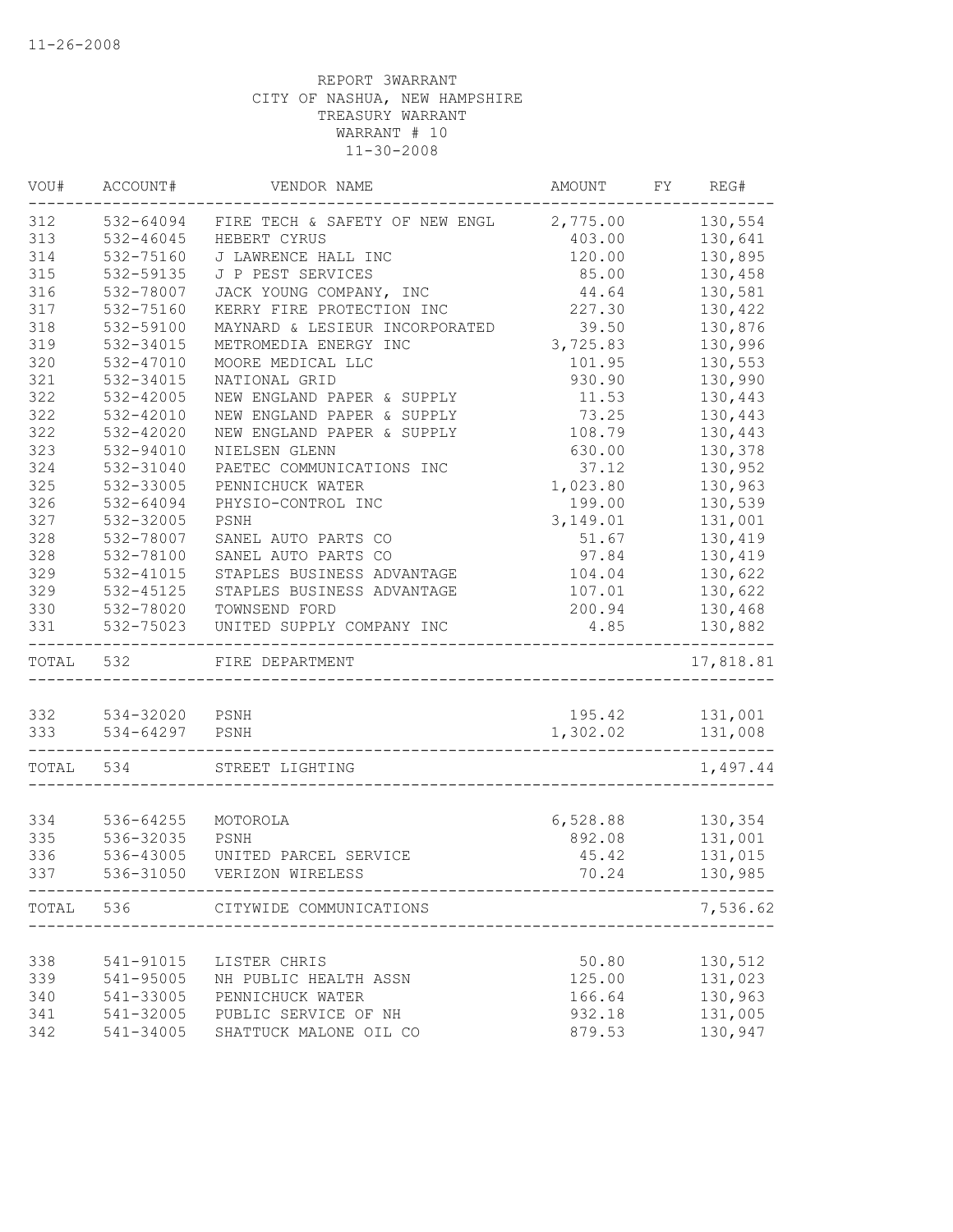11-26-2008

REPORT 3WARRANT
CITY OF NASHUA, NEW HAMPSHIRE
TREASURY WARRANT
WARRANT # 10
11-30-2008

| VOU# | ACCOUNT# | VENDOR NAME | AMOUNT | FY | REG# |
|---|---|---|---|---|---|
| 312 | 532-64094 | FIRE TECH & SAFETY OF NEW ENGL | 2,775.00 | | 130,554 |
| 313 | 532-46045 | HEBERT CYRUS | 403.00 | | 130,641 |
| 314 | 532-75160 | J LAWRENCE HALL INC | 120.00 | | 130,895 |
| 315 | 532-59135 | J P PEST SERVICES | 85.00 | | 130,458 |
| 316 | 532-78007 | JACK YOUNG COMPANY, INC | 44.64 | | 130,581 |
| 317 | 532-75160 | KERRY FIRE PROTECTION INC | 227.30 | | 130,422 |
| 318 | 532-59100 | MAYNARD & LESIEUR INCORPORATED | 39.50 | | 130,876 |
| 319 | 532-34015 | METROMEDIA ENERGY INC | 3,725.83 | | 130,996 |
| 320 | 532-47010 | MOORE MEDICAL LLC | 101.95 | | 130,553 |
| 321 | 532-34015 | NATIONAL GRID | 930.90 | | 130,990 |
| 322 | 532-42005 | NEW ENGLAND PAPER & SUPPLY | 11.53 | | 130,443 |
| 322 | 532-42010 | NEW ENGLAND PAPER & SUPPLY | 73.25 | | 130,443 |
| 322 | 532-42020 | NEW ENGLAND PAPER & SUPPLY | 108.79 | | 130,443 |
| 323 | 532-94010 | NIELSEN GLENN | 630.00 | | 130,378 |
| 324 | 532-31040 | PAETEC COMMUNICATIONS INC | 37.12 | | 130,952 |
| 325 | 532-33005 | PENNICHUCK WATER | 1,023.80 | | 130,963 |
| 326 | 532-64094 | PHYSIO-CONTROL INC | 199.00 | | 130,539 |
| 327 | 532-32005 | PSNH | 3,149.01 | | 131,001 |
| 328 | 532-78007 | SANEL AUTO PARTS CO | 51.67 | | 130,419 |
| 328 | 532-78100 | SANEL AUTO PARTS CO | 97.84 | | 130,419 |
| 329 | 532-41015 | STAPLES BUSINESS ADVANTAGE | 104.04 | | 130,622 |
| 329 | 532-45125 | STAPLES BUSINESS ADVANTAGE | 107.01 | | 130,622 |
| 330 | 532-78020 | TOWNSEND FORD | 200.94 | | 130,468 |
| 331 | 532-75023 | UNITED SUPPLY COMPANY INC | 4.85 | | 130,882 |
| TOTAL | 532 | FIRE DEPARTMENT | | | 17,818.81 |
| 332 | 534-32020 | PSNH | 195.42 | | 131,001 |
| 333 | 534-64297 | PSNH | 1,302.02 | | 131,008 |
| TOTAL | 534 | STREET LIGHTING | | | 1,497.44 |
| 334 | 536-64255 | MOTOROLA | 6,528.88 | | 130,354 |
| 335 | 536-32035 | PSNH | 892.08 | | 131,001 |
| 336 | 536-43005 | UNITED PARCEL SERVICE | 45.42 | | 131,015 |
| 337 | 536-31050 | VERIZON WIRELESS | 70.24 | | 130,985 |
| TOTAL | 536 | CITYWIDE COMMUNICATIONS | | | 7,536.62 |
| 338 | 541-91015 | LISTER CHRIS | 50.80 | | 130,512 |
| 339 | 541-95005 | NH PUBLIC HEALTH ASSN | 125.00 | | 131,023 |
| 340 | 541-33005 | PENNICHUCK WATER | 166.64 | | 130,963 |
| 341 | 541-32005 | PUBLIC SERVICE OF NH | 932.18 | | 131,005 |
| 342 | 541-34005 | SHATTUCK MALONE OIL CO | 879.53 | | 130,947 |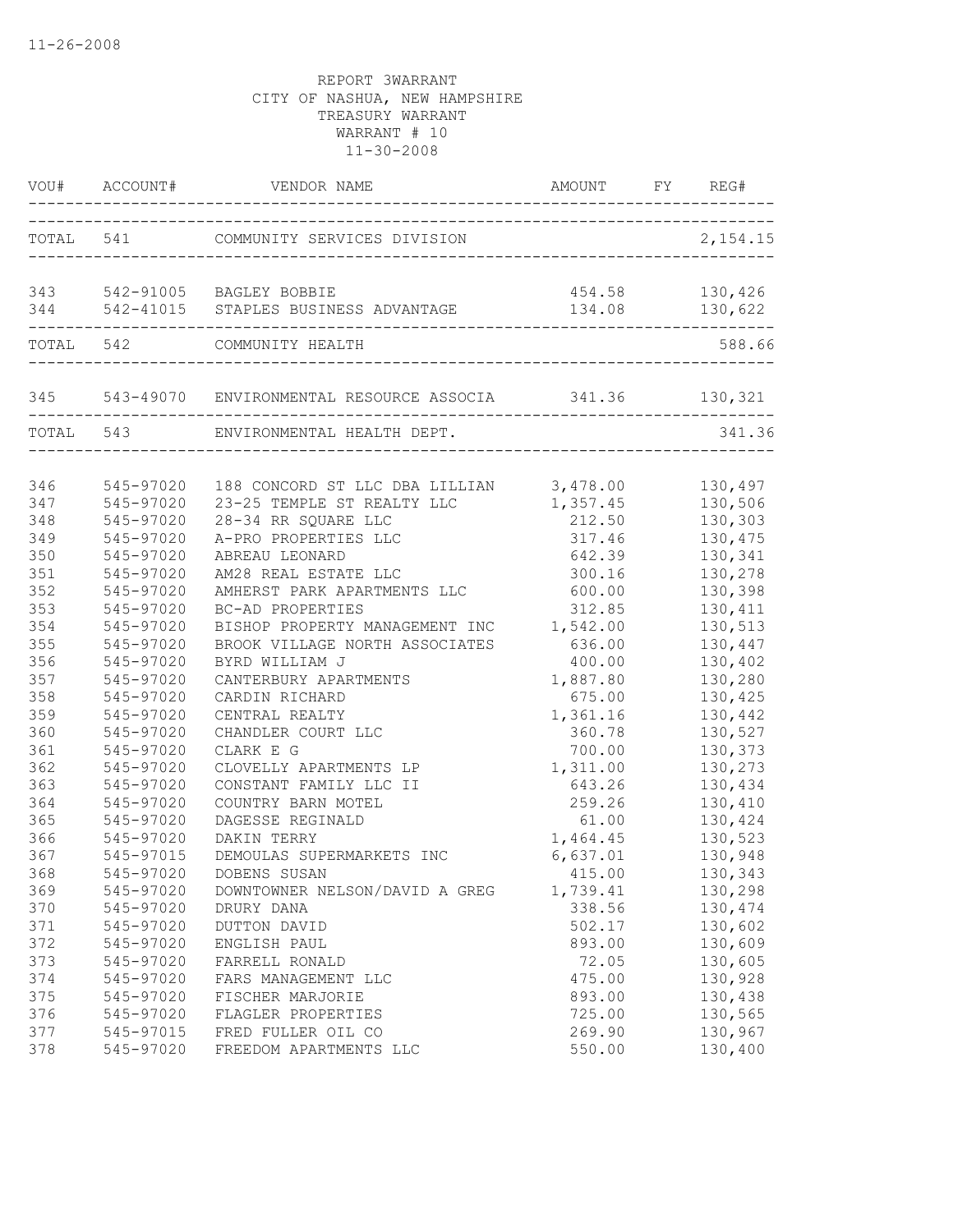11-26-2008

REPORT 3WARRANT
CITY OF NASHUA, NEW HAMPSHIRE
TREASURY WARRANT
WARRANT # 10
11-30-2008

| VOU# | ACCOUNT# | VENDOR NAME | AMOUNT | FY | REG# |
|---|---|---|---|---|---|
| TOTAL | 541 | COMMUNITY SERVICES DIVISION | | | 2,154.15 |
| 343 | 542-91005 | BAGLEY BOBBIE | 454.58 | | 130,426 |
| 344 | 542-41015 | STAPLES BUSINESS ADVANTAGE | 134.08 | | 130,622 |
| TOTAL | 542 | COMMUNITY HEALTH | | | 588.66 |
| 345 | 543-49070 | ENVIRONMENTAL RESOURCE ASSOCIA | 341.36 | | 130,321 |
| TOTAL | 543 | ENVIRONMENTAL HEALTH DEPT. | | | 341.36 |
| 346 | 545-97020 | 188 CONCORD ST LLC DBA LILLIAN | 3,478.00 | | 130,497 |
| 347 | 545-97020 | 23-25 TEMPLE ST REALTY LLC | 1,357.45 | | 130,506 |
| 348 | 545-97020 | 28-34 RR SQUARE LLC | 212.50 | | 130,303 |
| 349 | 545-97020 | A-PRO PROPERTIES LLC | 317.46 | | 130,475 |
| 350 | 545-97020 | ABREAU LEONARD | 642.39 | | 130,341 |
| 351 | 545-97020 | AM28 REAL ESTATE LLC | 300.16 | | 130,278 |
| 352 | 545-97020 | AMHERST PARK APARTMENTS LLC | 600.00 | | 130,398 |
| 353 | 545-97020 | BC-AD PROPERTIES | 312.85 | | 130,411 |
| 354 | 545-97020 | BISHOP PROPERTY MANAGEMENT INC | 1,542.00 | | 130,513 |
| 355 | 545-97020 | BROOK VILLAGE NORTH ASSOCIATES | 636.00 | | 130,447 |
| 356 | 545-97020 | BYRD WILLIAM J | 400.00 | | 130,402 |
| 357 | 545-97020 | CANTERBURY APARTMENTS | 1,887.80 | | 130,280 |
| 358 | 545-97020 | CARDIN RICHARD | 675.00 | | 130,425 |
| 359 | 545-97020 | CENTRAL REALTY | 1,361.16 | | 130,442 |
| 360 | 545-97020 | CHANDLER COURT LLC | 360.78 | | 130,527 |
| 361 | 545-97020 | CLARK E G | 700.00 | | 130,373 |
| 362 | 545-97020 | CLOVELLY APARTMENTS LP | 1,311.00 | | 130,273 |
| 363 | 545-97020 | CONSTANT FAMILY LLC II | 643.26 | | 130,434 |
| 364 | 545-97020 | COUNTRY BARN MOTEL | 259.26 | | 130,410 |
| 365 | 545-97020 | DAGESSE REGINALD | 61.00 | | 130,424 |
| 366 | 545-97020 | DAKIN TERRY | 1,464.45 | | 130,523 |
| 367 | 545-97015 | DEMOULAS SUPERMARKETS INC | 6,637.01 | | 130,948 |
| 368 | 545-97020 | DOBENS SUSAN | 415.00 | | 130,343 |
| 369 | 545-97020 | DOWNTOWNER NELSON/DAVID A GREG | 1,739.41 | | 130,298 |
| 370 | 545-97020 | DRURY DANA | 338.56 | | 130,474 |
| 371 | 545-97020 | DUTTON DAVID | 502.17 | | 130,602 |
| 372 | 545-97020 | ENGLISH PAUL | 893.00 | | 130,609 |
| 373 | 545-97020 | FARRELL RONALD | 72.05 | | 130,605 |
| 374 | 545-97020 | FARS MANAGEMENT LLC | 475.00 | | 130,928 |
| 375 | 545-97020 | FISCHER MARJORIE | 893.00 | | 130,438 |
| 376 | 545-97020 | FLAGLER PROPERTIES | 725.00 | | 130,565 |
| 377 | 545-97015 | FRED FULLER OIL CO | 269.90 | | 130,967 |
| 378 | 545-97020 | FREEDOM APARTMENTS LLC | 550.00 | | 130,400 |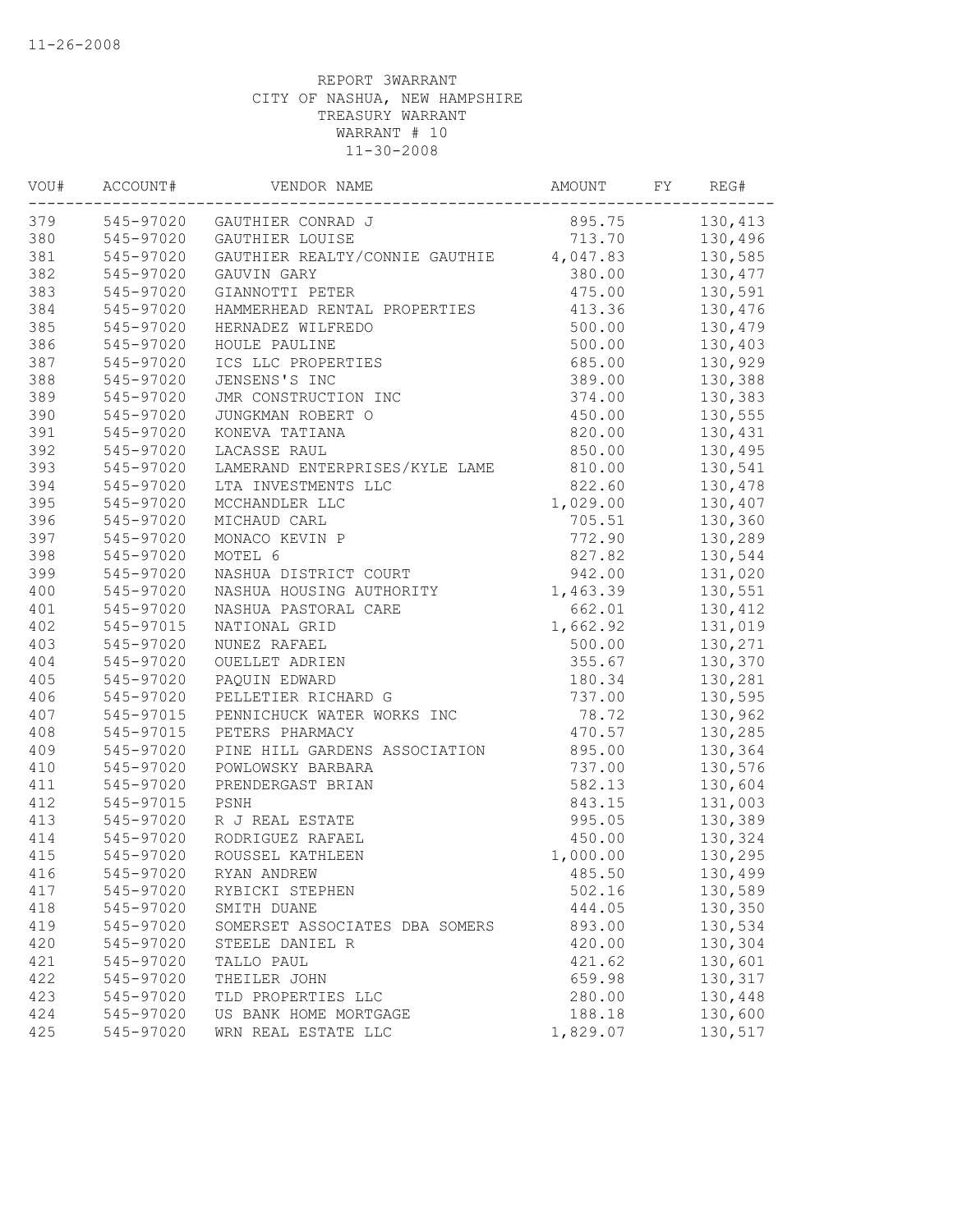11-26-2008

REPORT 3WARRANT
CITY OF NASHUA, NEW HAMPSHIRE
TREASURY WARRANT
WARRANT # 10
11-30-2008

| VOU# | ACCOUNT# | VENDOR NAME | AMOUNT | FY | REG# |
|---|---|---|---|---|---|
| 379 | 545-97020 | GAUTHIER CONRAD J | 895.75 | | 130,413 |
| 380 | 545-97020 | GAUTHIER LOUISE | 713.70 | | 130,496 |
| 381 | 545-97020 | GAUTHIER REALTY/CONNIE GAUTHIE | 4,047.83 | | 130,585 |
| 382 | 545-97020 | GAUVIN GARY | 380.00 | | 130,477 |
| 383 | 545-97020 | GIANNOTTI PETER | 475.00 | | 130,591 |
| 384 | 545-97020 | HAMMERHEAD RENTAL PROPERTIES | 413.36 | | 130,476 |
| 385 | 545-97020 | HERNADEZ WILFREDO | 500.00 | | 130,479 |
| 386 | 545-97020 | HOULE PAULINE | 500.00 | | 130,403 |
| 387 | 545-97020 | ICS LLC PROPERTIES | 685.00 | | 130,929 |
| 388 | 545-97020 | JENSENS'S INC | 389.00 | | 130,388 |
| 389 | 545-97020 | JMR CONSTRUCTION INC | 374.00 | | 130,383 |
| 390 | 545-97020 | JUNGKMAN ROBERT O | 450.00 | | 130,555 |
| 391 | 545-97020 | KONEVA TATIANA | 820.00 | | 130,431 |
| 392 | 545-97020 | LACASSE RAUL | 850.00 | | 130,495 |
| 393 | 545-97020 | LAMERAND ENTERPRISES/KYLE LAME | 810.00 | | 130,541 |
| 394 | 545-97020 | LTA INVESTMENTS LLC | 822.60 | | 130,478 |
| 395 | 545-97020 | MCCHANDLER LLC | 1,029.00 | | 130,407 |
| 396 | 545-97020 | MICHAUD CARL | 705.51 | | 130,360 |
| 397 | 545-97020 | MONACO KEVIN P | 772.90 | | 130,289 |
| 398 | 545-97020 | MOTEL 6 | 827.82 | | 130,544 |
| 399 | 545-97020 | NASHUA DISTRICT COURT | 942.00 | | 131,020 |
| 400 | 545-97020 | NASHUA HOUSING AUTHORITY | 1,463.39 | | 130,551 |
| 401 | 545-97020 | NASHUA PASTORAL CARE | 662.01 | | 130,412 |
| 402 | 545-97015 | NATIONAL GRID | 1,662.92 | | 131,019 |
| 403 | 545-97020 | NUNEZ RAFAEL | 500.00 | | 130,271 |
| 404 | 545-97020 | OUELLET ADRIEN | 355.67 | | 130,370 |
| 405 | 545-97020 | PAQUIN EDWARD | 180.34 | | 130,281 |
| 406 | 545-97020 | PELLETIER RICHARD G | 737.00 | | 130,595 |
| 407 | 545-97015 | PENNICHUCK WATER WORKS INC | 78.72 | | 130,962 |
| 408 | 545-97015 | PETERS PHARMACY | 470.57 | | 130,285 |
| 409 | 545-97020 | PINE HILL GARDENS ASSOCIATION | 895.00 | | 130,364 |
| 410 | 545-97020 | POWLOWSKY BARBARA | 737.00 | | 130,576 |
| 411 | 545-97020 | PRENDERGAST BRIAN | 582.13 | | 130,604 |
| 412 | 545-97015 | PSNH | 843.15 | | 131,003 |
| 413 | 545-97020 | R J REAL ESTATE | 995.05 | | 130,389 |
| 414 | 545-97020 | RODRIGUEZ RAFAEL | 450.00 | | 130,324 |
| 415 | 545-97020 | ROUSSEL KATHLEEN | 1,000.00 | | 130,295 |
| 416 | 545-97020 | RYAN ANDREW | 485.50 | | 130,499 |
| 417 | 545-97020 | RYBICKI STEPHEN | 502.16 | | 130,589 |
| 418 | 545-97020 | SMITH DUANE | 444.05 | | 130,350 |
| 419 | 545-97020 | SOMERSET ASSOCIATES DBA SOMERS | 893.00 | | 130,534 |
| 420 | 545-97020 | STEELE DANIEL R | 420.00 | | 130,304 |
| 421 | 545-97020 | TALLO PAUL | 421.62 | | 130,601 |
| 422 | 545-97020 | THEILER JOHN | 659.98 | | 130,317 |
| 423 | 545-97020 | TLD PROPERTIES LLC | 280.00 | | 130,448 |
| 424 | 545-97020 | US BANK HOME MORTGAGE | 188.18 | | 130,600 |
| 425 | 545-97020 | WRN REAL ESTATE LLC | 1,829.07 | | 130,517 |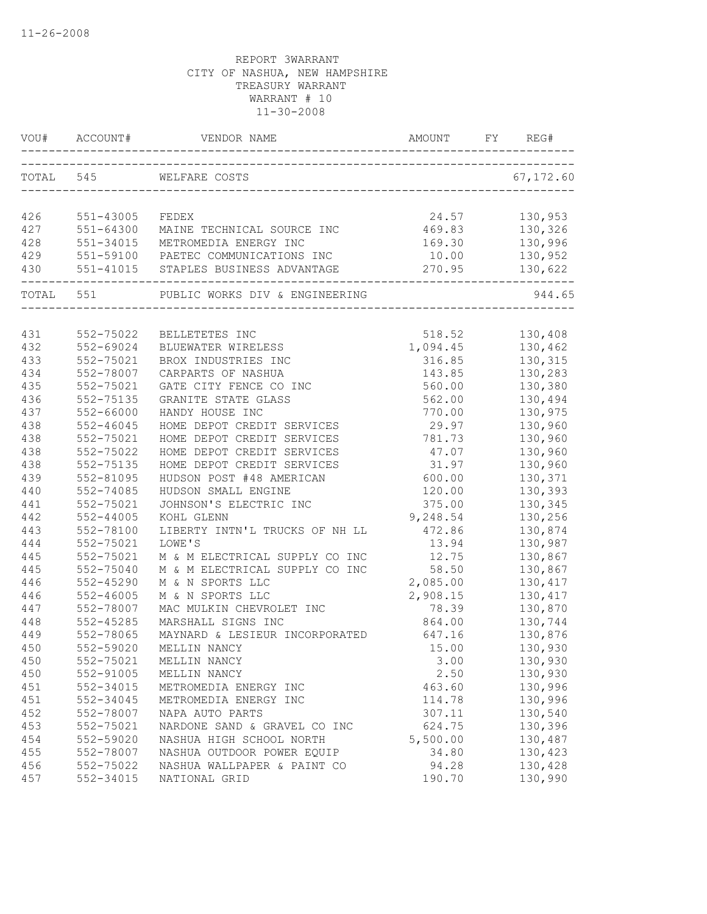11-26-2008

REPORT 3WARRANT
CITY OF NASHUA, NEW HAMPSHIRE
TREASURY WARRANT
WARRANT # 10
11-30-2008

| VOU# | ACCOUNT# | VENDOR NAME | AMOUNT | FY | REG# |
|---|---|---|---|---|---|
| TOTAL | 545 | WELFARE COSTS | | | 67,172.60 |
| 426 | 551-43005 | FEDEX | 24.57 | | 130,953 |
| 427 | 551-64300 | MAINE TECHNICAL SOURCE INC | 469.83 | | 130,326 |
| 428 | 551-34015 | METROMEDIA ENERGY INC | 169.30 | | 130,996 |
| 429 | 551-59100 | PAETEC COMMUNICATIONS INC | 10.00 | | 130,952 |
| 430 | 551-41015 | STAPLES BUSINESS ADVANTAGE | 270.95 | | 130,622 |
| TOTAL | 551 | PUBLIC WORKS DIV & ENGINEERING | | | 944.65 |
| 431 | 552-75022 | BELLETETES INC | 518.52 | | 130,408 |
| 432 | 552-69024 | BLUEWATER WIRELESS | 1,094.45 | | 130,462 |
| 433 | 552-75021 | BROX INDUSTRIES INC | 316.85 | | 130,315 |
| 434 | 552-78007 | CARPARTS OF NASHUA | 143.85 | | 130,283 |
| 435 | 552-75021 | GATE CITY FENCE CO INC | 560.00 | | 130,380 |
| 436 | 552-75135 | GRANITE STATE GLASS | 562.00 | | 130,494 |
| 437 | 552-66000 | HANDY HOUSE INC | 770.00 | | 130,975 |
| 438 | 552-46045 | HOME DEPOT CREDIT SERVICES | 29.97 | | 130,960 |
| 438 | 552-75021 | HOME DEPOT CREDIT SERVICES | 781.73 | | 130,960 |
| 438 | 552-75022 | HOME DEPOT CREDIT SERVICES | 47.07 | | 130,960 |
| 438 | 552-75135 | HOME DEPOT CREDIT SERVICES | 31.97 | | 130,960 |
| 439 | 552-81095 | HUDSON POST #48 AMERICAN | 600.00 | | 130,371 |
| 440 | 552-74085 | HUDSON SMALL ENGINE | 120.00 | | 130,393 |
| 441 | 552-75021 | JOHNSON'S ELECTRIC INC | 375.00 | | 130,345 |
| 442 | 552-44005 | KOHL GLENN | 9,248.54 | | 130,256 |
| 443 | 552-78100 | LIBERTY INTN'L TRUCKS OF NH LL | 472.86 | | 130,874 |
| 444 | 552-75021 | LOWE'S | 13.94 | | 130,987 |
| 445 | 552-75021 | M & M ELECTRICAL SUPPLY CO INC | 12.75 | | 130,867 |
| 445 | 552-75040 | M & M ELECTRICAL SUPPLY CO INC | 58.50 | | 130,867 |
| 446 | 552-45290 | M & N SPORTS LLC | 2,085.00 | | 130,417 |
| 446 | 552-46005 | M & N SPORTS LLC | 2,908.15 | | 130,417 |
| 447 | 552-78007 | MAC MULKIN CHEVROLET INC | 78.39 | | 130,870 |
| 448 | 552-45285 | MARSHALL SIGNS INC | 864.00 | | 130,744 |
| 449 | 552-78065 | MAYNARD & LESIEUR INCORPORATED | 647.16 | | 130,876 |
| 450 | 552-59020 | MELLIN NANCY | 15.00 | | 130,930 |
| 450 | 552-75021 | MELLIN NANCY | 3.00 | | 130,930 |
| 450 | 552-91005 | MELLIN NANCY | 2.50 | | 130,930 |
| 451 | 552-34015 | METROMEDIA ENERGY INC | 463.60 | | 130,996 |
| 451 | 552-34045 | METROMEDIA ENERGY INC | 114.78 | | 130,996 |
| 452 | 552-78007 | NAPA AUTO PARTS | 307.11 | | 130,540 |
| 453 | 552-75021 | NARDONE SAND & GRAVEL CO INC | 624.75 | | 130,396 |
| 454 | 552-59020 | NASHUA HIGH SCHOOL NORTH | 5,500.00 | | 130,487 |
| 455 | 552-78007 | NASHUA OUTDOOR POWER EQUIP | 34.80 | | 130,423 |
| 456 | 552-75022 | NASHUA WALLPAPER & PAINT CO | 94.28 | | 130,428 |
| 457 | 552-34015 | NATIONAL GRID | 190.70 | | 130,990 |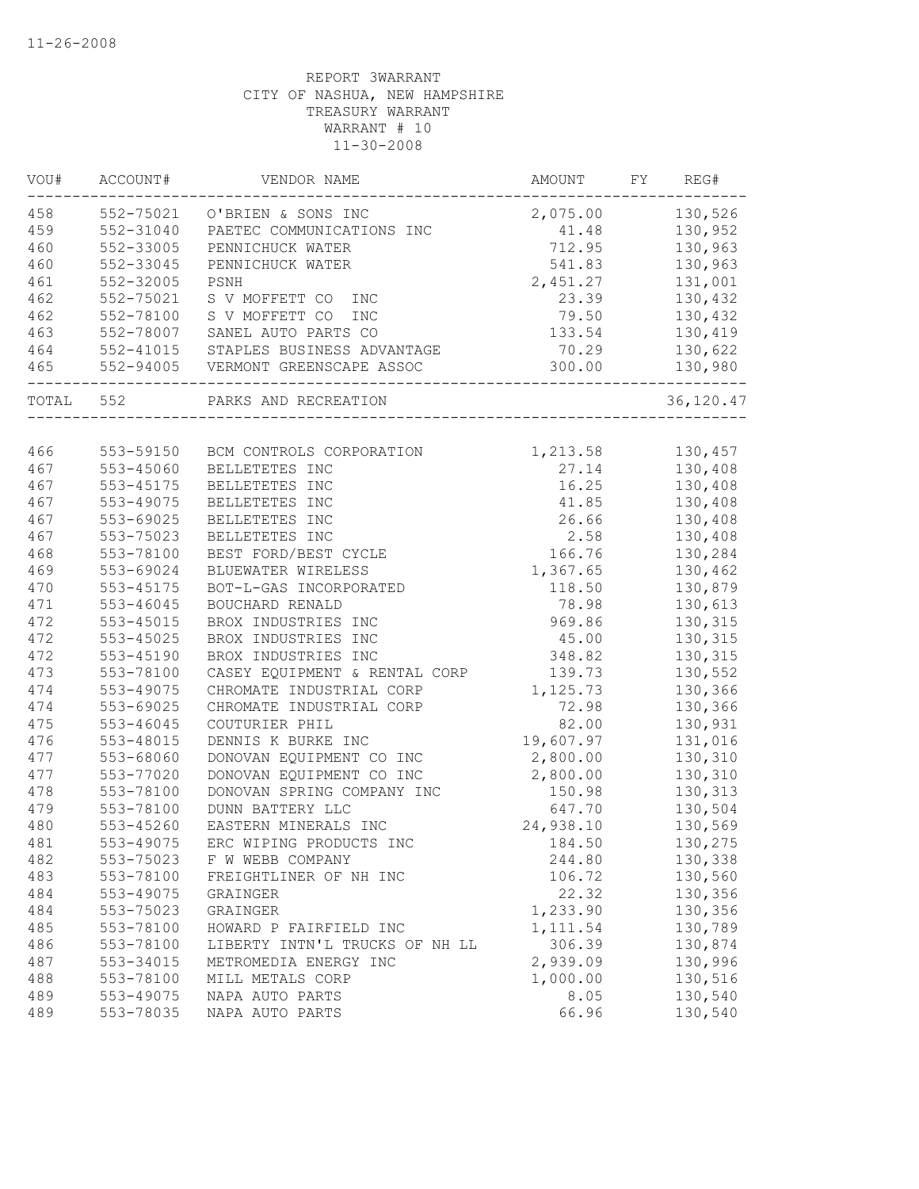11-26-2008

REPORT 3WARRANT
CITY OF NASHUA, NEW HAMPSHIRE
TREASURY WARRANT
WARRANT # 10
11-30-2008

| VOU# | ACCOUNT# | VENDOR NAME | AMOUNT | FY | REG# |
|---|---|---|---|---|---|
| 458 | 552-75021 | O'BRIEN & SONS INC | 2,075.00 | | 130,526 |
| 459 | 552-31040 | PAETEC COMMUNICATIONS INC | 41.48 | | 130,952 |
| 460 | 552-33005 | PENNICHUCK WATER | 712.95 | | 130,963 |
| 460 | 552-33045 | PENNICHUCK WATER | 541.83 | | 130,963 |
| 461 | 552-32005 | PSNH | 2,451.27 | | 131,001 |
| 462 | 552-75021 | S V MOFFETT CO INC | 23.39 | | 130,432 |
| 462 | 552-78100 | S V MOFFETT CO INC | 79.50 | | 130,432 |
| 463 | 552-78007 | SANEL AUTO PARTS CO | 133.54 | | 130,419 |
| 464 | 552-41015 | STAPLES BUSINESS ADVANTAGE | 70.29 | | 130,622 |
| 465 | 552-94005 | VERMONT GREENSCAPE ASSOC | 300.00 | | 130,980 |
| TOTAL | 552 | PARKS AND RECREATION | | | 36,120.47 |
| 466 | 553-59150 | BCM CONTROLS CORPORATION | 1,213.58 | | 130,457 |
| 467 | 553-45060 | BELLETETES INC | 27.14 | | 130,408 |
| 467 | 553-45175 | BELLETETES INC | 16.25 | | 130,408 |
| 467 | 553-49075 | BELLETETES INC | 41.85 | | 130,408 |
| 467 | 553-69025 | BELLETETES INC | 26.66 | | 130,408 |
| 467 | 553-75023 | BELLETETES INC | 2.58 | | 130,408 |
| 468 | 553-78100 | BEST FORD/BEST CYCLE | 166.76 | | 130,284 |
| 469 | 553-69024 | BLUEWATER WIRELESS | 1,367.65 | | 130,462 |
| 470 | 553-45175 | BOT-L-GAS INCORPORATED | 118.50 | | 130,879 |
| 471 | 553-46045 | BOUCHARD RENALD | 78.98 | | 130,613 |
| 472 | 553-45015 | BROX INDUSTRIES INC | 969.86 | | 130,315 |
| 472 | 553-45025 | BROX INDUSTRIES INC | 45.00 | | 130,315 |
| 472 | 553-45190 | BROX INDUSTRIES INC | 348.82 | | 130,315 |
| 473 | 553-78100 | CASEY EQUIPMENT & RENTAL CORP | 139.73 | | 130,552 |
| 474 | 553-49075 | CHROMATE INDUSTRIAL CORP | 1,125.73 | | 130,366 |
| 474 | 553-69025 | CHROMATE INDUSTRIAL CORP | 72.98 | | 130,366 |
| 475 | 553-46045 | COUTURIER PHIL | 82.00 | | 130,931 |
| 476 | 553-48015 | DENNIS K BURKE INC | 19,607.97 | | 131,016 |
| 477 | 553-68060 | DONOVAN EQUIPMENT CO INC | 2,800.00 | | 130,310 |
| 477 | 553-77020 | DONOVAN EQUIPMENT CO INC | 2,800.00 | | 130,310 |
| 478 | 553-78100 | DONOVAN SPRING COMPANY INC | 150.98 | | 130,313 |
| 479 | 553-78100 | DUNN BATTERY LLC | 647.70 | | 130,504 |
| 480 | 553-45260 | EASTERN MINERALS INC | 24,938.10 | | 130,569 |
| 481 | 553-49075 | ERC WIPING PRODUCTS INC | 184.50 | | 130,275 |
| 482 | 553-75023 | F W WEBB COMPANY | 244.80 | | 130,338 |
| 483 | 553-78100 | FREIGHTLINER OF NH INC | 106.72 | | 130,560 |
| 484 | 553-49075 | GRAINGER | 22.32 | | 130,356 |
| 484 | 553-75023 | GRAINGER | 1,233.90 | | 130,356 |
| 485 | 553-78100 | HOWARD P FAIRFIELD INC | 1,111.54 | | 130,789 |
| 486 | 553-78100 | LIBERTY INTN'L TRUCKS OF NH LL | 306.39 | | 130,874 |
| 487 | 553-34015 | METROMEDIA ENERGY INC | 2,939.09 | | 130,996 |
| 488 | 553-78100 | MILL METALS CORP | 1,000.00 | | 130,516 |
| 489 | 553-49075 | NAPA AUTO PARTS | 8.05 | | 130,540 |
| 489 | 553-78035 | NAPA AUTO PARTS | 66.96 | | 130,540 |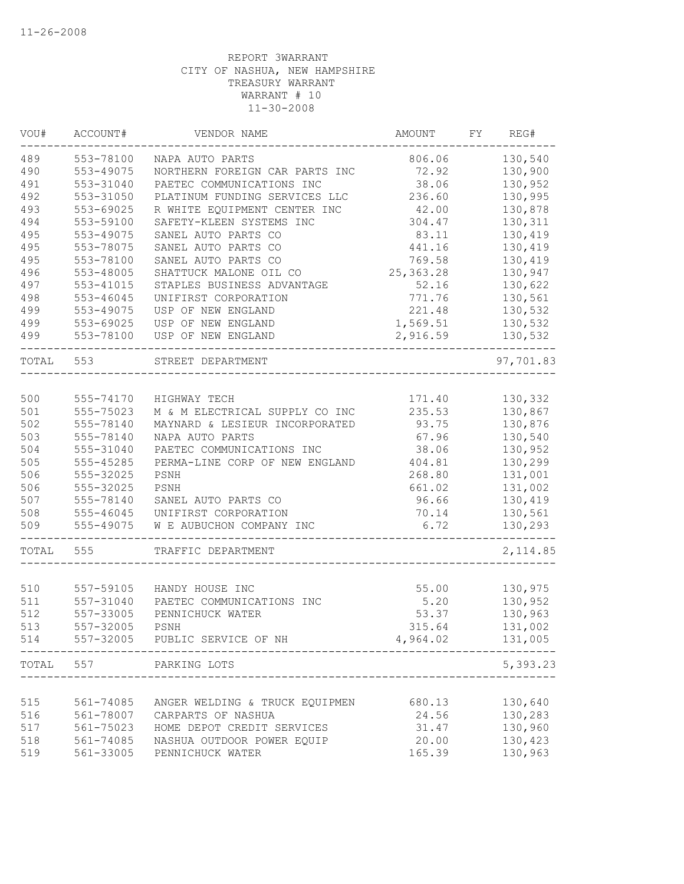11-26-2008

REPORT 3WARRANT
CITY OF NASHUA, NEW HAMPSHIRE
TREASURY WARRANT
WARRANT # 10
11-30-2008

| VOU# | ACCOUNT# | VENDOR NAME | AMOUNT | FY | REG# |
|---|---|---|---|---|---|
| 489 | 553-78100 | NAPA AUTO PARTS | 806.06 | | 130,540 |
| 490 | 553-49075 | NORTHERN FOREIGN CAR PARTS INC | 72.92 | | 130,900 |
| 491 | 553-31040 | PAETEC COMMUNICATIONS INC | 38.06 | | 130,952 |
| 492 | 553-31050 | PLATINUM FUNDING SERVICES LLC | 236.60 | | 130,995 |
| 493 | 553-69025 | R WHITE EQUIPMENT CENTER INC | 42.00 | | 130,878 |
| 494 | 553-59100 | SAFETY-KLEEN SYSTEMS INC | 304.47 | | 130,311 |
| 495 | 553-49075 | SANEL AUTO PARTS CO | 83.11 | | 130,419 |
| 495 | 553-78075 | SANEL AUTO PARTS CO | 441.16 | | 130,419 |
| 495 | 553-78100 | SANEL AUTO PARTS CO | 769.58 | | 130,419 |
| 496 | 553-48005 | SHATTUCK MALONE OIL CO | 25,363.28 | | 130,947 |
| 497 | 553-41015 | STAPLES BUSINESS ADVANTAGE | 52.16 | | 130,622 |
| 498 | 553-46045 | UNIFIRST CORPORATION | 771.76 | | 130,561 |
| 499 | 553-49075 | USP OF NEW ENGLAND | 221.48 | | 130,532 |
| 499 | 553-69025 | USP OF NEW ENGLAND | 1,569.51 | | 130,532 |
| 499 | 553-78100 | USP OF NEW ENGLAND | 2,916.59 | | 130,532 |
| TOTAL | 553 | STREET DEPARTMENT | | | 97,701.83 |
| 500 | 555-74170 | HIGHWAY TECH | 171.40 | | 130,332 |
| 501 | 555-75023 | M & M ELECTRICAL SUPPLY CO INC | 235.53 | | 130,867 |
| 502 | 555-78140 | MAYNARD & LESIEUR INCORPORATED | 93.75 | | 130,876 |
| 503 | 555-78140 | NAPA AUTO PARTS | 67.96 | | 130,540 |
| 504 | 555-31040 | PAETEC COMMUNICATIONS INC | 38.06 | | 130,952 |
| 505 | 555-45285 | PERMA-LINE CORP OF NEW ENGLAND | 404.81 | | 130,299 |
| 506 | 555-32025 | PSNH | 268.80 | | 131,001 |
| 506 | 555-32025 | PSNH | 661.02 | | 131,002 |
| 507 | 555-78140 | SANEL AUTO PARTS CO | 96.66 | | 130,419 |
| 508 | 555-46045 | UNIFIRST CORPORATION | 70.14 | | 130,561 |
| 509 | 555-49075 | W E AUBUCHON COMPANY INC | 6.72 | | 130,293 |
| TOTAL | 555 | TRAFFIC DEPARTMENT | | | 2,114.85 |
| 510 | 557-59105 | HANDY HOUSE INC | 55.00 | | 130,975 |
| 511 | 557-31040 | PAETEC COMMUNICATIONS INC | 5.20 | | 130,952 |
| 512 | 557-33005 | PENNICHUCK WATER | 53.37 | | 130,963 |
| 513 | 557-32005 | PSNH | 315.64 | | 131,002 |
| 514 | 557-32005 | PUBLIC SERVICE OF NH | 4,964.02 | | 131,005 |
| TOTAL | 557 | PARKING LOTS | | | 5,393.23 |
| 515 | 561-74085 | ANGER WELDING & TRUCK EQUIPMEN | 680.13 | | 130,640 |
| 516 | 561-78007 | CARPARTS OF NASHUA | 24.56 | | 130,283 |
| 517 | 561-75023 | HOME DEPOT CREDIT SERVICES | 31.47 | | 130,960 |
| 518 | 561-74085 | NASHUA OUTDOOR POWER EQUIP | 20.00 | | 130,423 |
| 519 | 561-33005 | PENNICHUCK WATER | 165.39 | | 130,963 |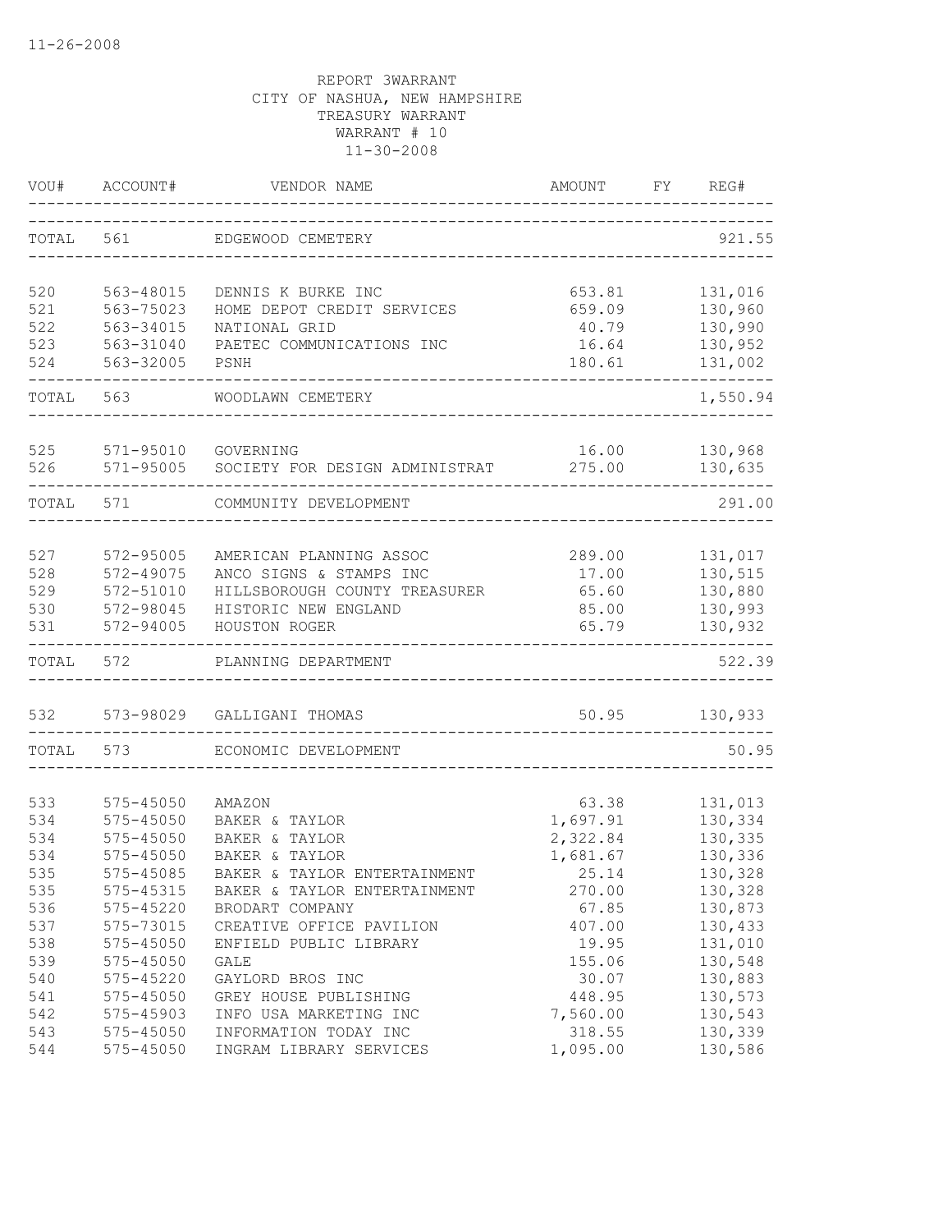11-26-2008

REPORT 3WARRANT
CITY OF NASHUA, NEW HAMPSHIRE
TREASURY WARRANT
WARRANT # 10
11-30-2008

| VOU# | ACCOUNT# | VENDOR NAME | AMOUNT | FY | REG# |
|---|---|---|---|---|---|
| TOTAL | 561 | EDGEWOOD CEMETERY | | | 921.55 |
| 520 | 563-48015 | DENNIS K BURKE INC | 653.81 | | 131,016 |
| 521 | 563-75023 | HOME DEPOT CREDIT SERVICES | 659.09 | | 130,960 |
| 522 | 563-34015 | NATIONAL GRID | 40.79 | | 130,990 |
| 523 | 563-31040 | PAETEC COMMUNICATIONS INC | 16.64 | | 130,952 |
| 524 | 563-32005 | PSNH | 180.61 | | 131,002 |
| TOTAL | 563 | WOODLAWN CEMETERY | | | 1,550.94 |
| 525 | 571-95010 | GOVERNING | 16.00 | | 130,968 |
| 526 | 571-95005 | SOCIETY FOR DESIGN ADMINISTRAT | 275.00 | | 130,635 |
| TOTAL | 571 | COMMUNITY DEVELOPMENT | | | 291.00 |
| 527 | 572-95005 | AMERICAN PLANNING ASSOC | 289.00 | | 131,017 |
| 528 | 572-49075 | ANCO SIGNS & STAMPS INC | 17.00 | | 130,515 |
| 529 | 572-51010 | HILLSBOROUGH COUNTY TREASURER | 65.60 | | 130,880 |
| 530 | 572-98045 | HISTORIC NEW ENGLAND | 85.00 | | 130,993 |
| 531 | 572-94005 | HOUSTON ROGER | 65.79 | | 130,932 |
| TOTAL | 572 | PLANNING DEPARTMENT | | | 522.39 |
| 532 | 573-98029 | GALLIGANI THOMAS | 50.95 | | 130,933 |
| TOTAL | 573 | ECONOMIC DEVELOPMENT | | | 50.95 |
| 533 | 575-45050 | AMAZON | 63.38 | | 131,013 |
| 534 | 575-45050 | BAKER & TAYLOR | 1,697.91 | | 130,334 |
| 534 | 575-45050 | BAKER & TAYLOR | 2,322.84 | | 130,335 |
| 534 | 575-45050 | BAKER & TAYLOR | 1,681.67 | | 130,336 |
| 535 | 575-45085 | BAKER & TAYLOR ENTERTAINMENT | 25.14 | | 130,328 |
| 535 | 575-45315 | BAKER & TAYLOR ENTERTAINMENT | 270.00 | | 130,328 |
| 536 | 575-45220 | BRODART COMPANY | 67.85 | | 130,873 |
| 537 | 575-73015 | CREATIVE OFFICE PAVILION | 407.00 | | 130,433 |
| 538 | 575-45050 | ENFIELD PUBLIC LIBRARY | 19.95 | | 131,010 |
| 539 | 575-45050 | GALE | 155.06 | | 130,548 |
| 540 | 575-45220 | GAYLORD BROS INC | 30.07 | | 130,883 |
| 541 | 575-45050 | GREY HOUSE PUBLISHING | 448.95 | | 130,573 |
| 542 | 575-45903 | INFO USA MARKETING INC | 7,560.00 | | 130,543 |
| 543 | 575-45050 | INFORMATION TODAY INC | 318.55 | | 130,339 |
| 544 | 575-45050 | INGRAM LIBRARY SERVICES | 1,095.00 | | 130,586 |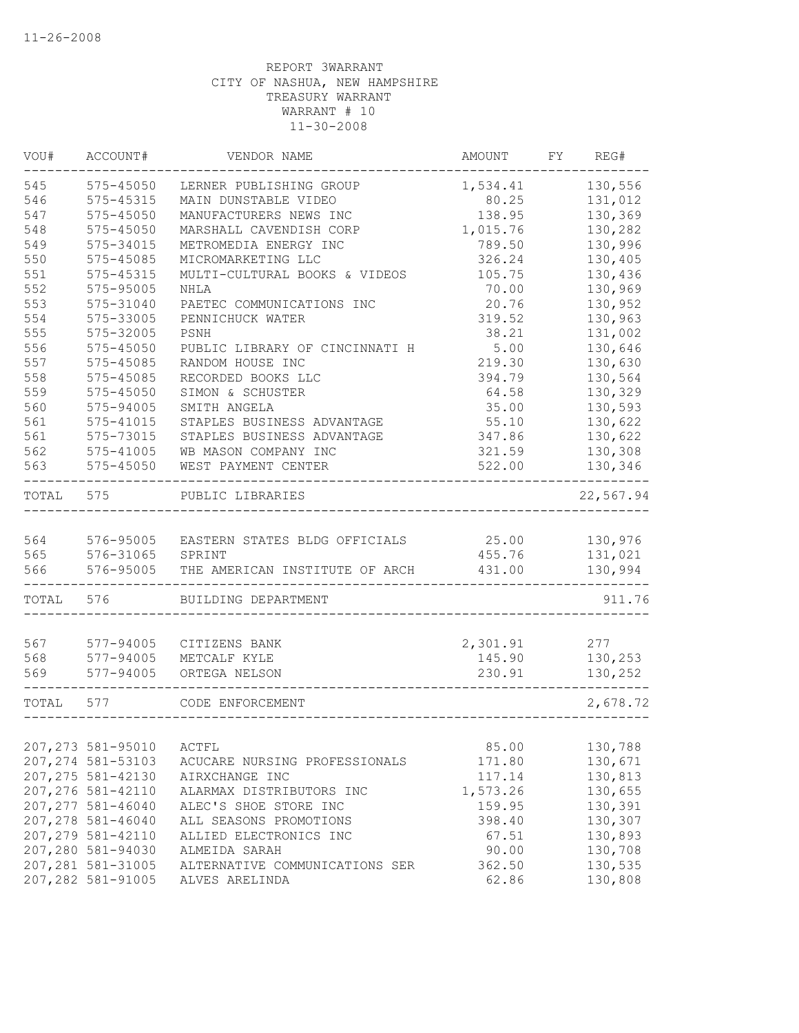11-26-2008

REPORT 3WARRANT
CITY OF NASHUA, NEW HAMPSHIRE
TREASURY WARRANT
WARRANT # 10
11-30-2008

| VOU# | ACCOUNT# | VENDOR NAME | AMOUNT | FY | REG# |
|---|---|---|---|---|---|
| 545 | 575-45050 | LERNER PUBLISHING GROUP | 1,534.41 | | 130,556 |
| 546 | 575-45315 | MAIN DUNSTABLE VIDEO | 80.25 | | 131,012 |
| 547 | 575-45050 | MANUFACTURERS NEWS INC | 138.95 | | 130,369 |
| 548 | 575-45050 | MARSHALL CAVENDISH CORP | 1,015.76 | | 130,282 |
| 549 | 575-34015 | METROMEDIA ENERGY INC | 789.50 | | 130,996 |
| 550 | 575-45085 | MICROMARKETING LLC | 326.24 | | 130,405 |
| 551 | 575-45315 | MULTI-CULTURAL BOOKS & VIDEOS | 105.75 | | 130,436 |
| 552 | 575-95005 | NHLA | 70.00 | | 130,969 |
| 553 | 575-31040 | PAETEC COMMUNICATIONS INC | 20.76 | | 130,952 |
| 554 | 575-33005 | PENNICHUCK WATER | 319.52 | | 130,963 |
| 555 | 575-32005 | PSNH | 38.21 | | 131,002 |
| 556 | 575-45050 | PUBLIC LIBRARY OF CINCINNATI H | 5.00 | | 130,646 |
| 557 | 575-45085 | RANDOM HOUSE INC | 219.30 | | 130,630 |
| 558 | 575-45085 | RECORDED BOOKS LLC | 394.79 | | 130,564 |
| 559 | 575-45050 | SIMON & SCHUSTER | 64.58 | | 130,329 |
| 560 | 575-94005 | SMITH ANGELA | 35.00 | | 130,593 |
| 561 | 575-41015 | STAPLES BUSINESS ADVANTAGE | 55.10 | | 130,622 |
| 561 | 575-73015 | STAPLES BUSINESS ADVANTAGE | 347.86 | | 130,622 |
| 562 | 575-41005 | WB MASON COMPANY INC | 321.59 | | 130,308 |
| 563 | 575-45050 | WEST PAYMENT CENTER | 522.00 | | 130,346 |
| TOTAL | 575 | PUBLIC LIBRARIES | | | 22,567.94 |
| 564 | 576-95005 | EASTERN STATES BLDG OFFICIALS | 25.00 | | 130,976 |
| 565 | 576-31065 | SPRINT | 455.76 | | 131,021 |
| 566 | 576-95005 | THE AMERICAN INSTITUTE OF ARCH | 431.00 | | 130,994 |
| TOTAL | 576 | BUILDING DEPARTMENT | | | 911.76 |
| 567 | 577-94005 | CITIZENS BANK | 2,301.91 | | 277 |
| 568 | 577-94005 | METCALF KYLE | 145.90 | | 130,253 |
| 569 | 577-94005 | ORTEGA NELSON | 230.91 | | 130,252 |
| TOTAL | 577 | CODE ENFORCEMENT | | | 2,678.72 |
| 207,273 | 581-95010 | ACTFL | 85.00 | | 130,788 |
| 207,274 | 581-53103 | ACUCARE NURSING PROFESSIONALS | 171.80 | | 130,671 |
| 207,275 | 581-42130 | AIRXCHANGE INC | 117.14 | | 130,813 |
| 207,276 | 581-42110 | ALARMAX DISTRIBUTORS INC | 1,573.26 | | 130,655 |
| 207,277 | 581-46040 | ALEC'S SHOE STORE INC | 159.95 | | 130,391 |
| 207,278 | 581-46040 | ALL SEASONS PROMOTIONS | 398.40 | | 130,307 |
| 207,279 | 581-42110 | ALLIED ELECTRONICS INC | 67.51 | | 130,893 |
| 207,280 | 581-94030 | ALMEIDA SARAH | 90.00 | | 130,708 |
| 207,281 | 581-31005 | ALTERNATIVE COMMUNICATIONS SER | 362.50 | | 130,535 |
| 207,282 | 581-91005 | ALVES ARELINDA | 62.86 | | 130,808 |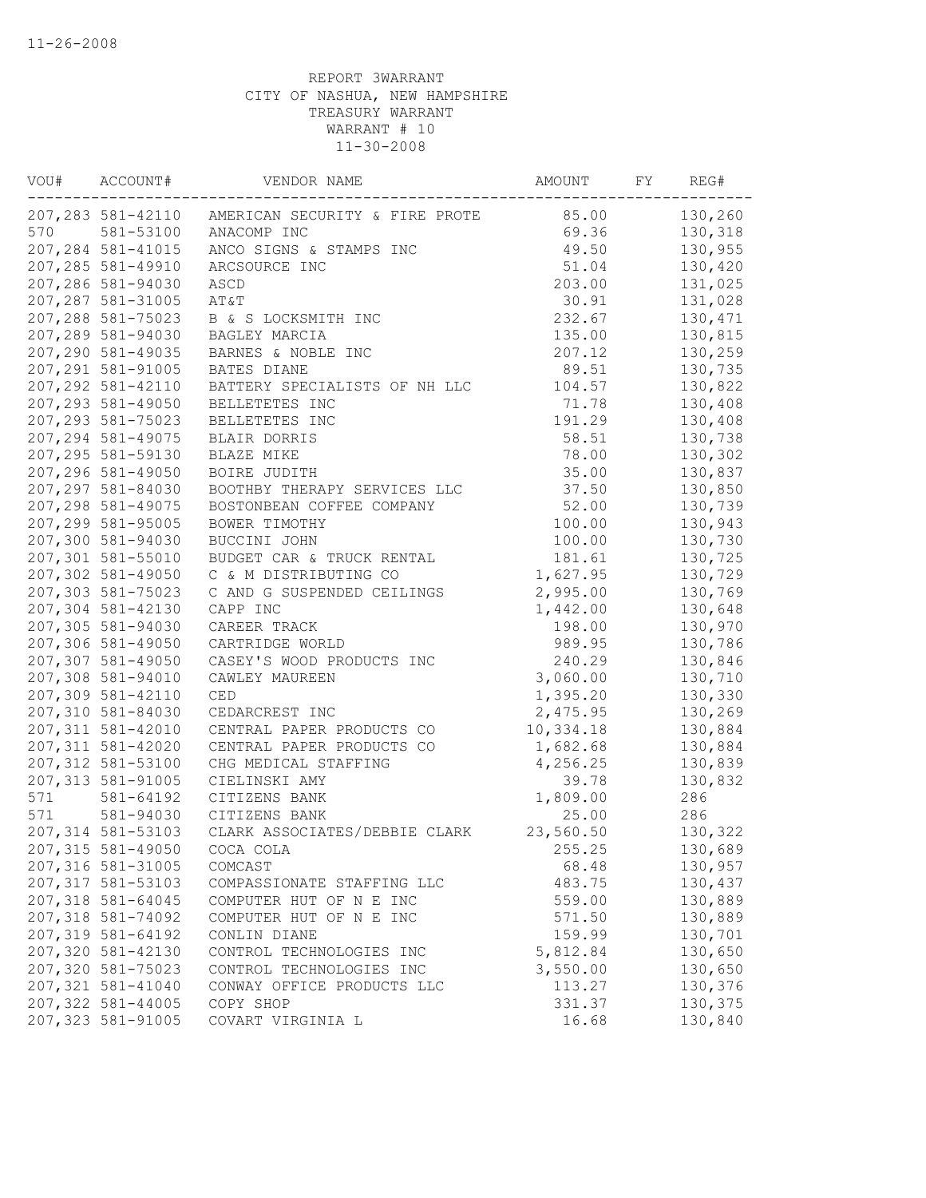11-26-2008

REPORT 3WARRANT
CITY OF NASHUA, NEW HAMPSHIRE
TREASURY WARRANT
WARRANT # 10
11-30-2008

| VOU# | ACCOUNT# | VENDOR NAME | AMOUNT | FY | REG# |
|---|---|---|---|---|---|
| 207,283 | 581-42110 | AMERICAN SECURITY & FIRE PROTE | 85.00 | | 130,260 |
| 570 | 581-53100 | ANACOMP INC | 69.36 | | 130,318 |
| 207,284 | 581-41015 | ANCO SIGNS & STAMPS INC | 49.50 | | 130,955 |
| 207,285 | 581-49910 | ARCSOURCE INC | 51.04 | | 130,420 |
| 207,286 | 581-94030 | ASCD | 203.00 | | 131,025 |
| 207,287 | 581-31005 | AT&T | 30.91 | | 131,028 |
| 207,288 | 581-75023 | B & S LOCKSMITH INC | 232.67 | | 130,471 |
| 207,289 | 581-94030 | BAGLEY MARCIA | 135.00 | | 130,815 |
| 207,290 | 581-49035 | BARNES & NOBLE INC | 207.12 | | 130,259 |
| 207,291 | 581-91005 | BATES DIANE | 89.51 | | 130,735 |
| 207,292 | 581-42110 | BATTERY SPECIALISTS OF NH LLC | 104.57 | | 130,822 |
| 207,293 | 581-49050 | BELLETETES INC | 71.78 | | 130,408 |
| 207,293 | 581-75023 | BELLETETES INC | 191.29 | | 130,408 |
| 207,294 | 581-49075 | BLAIR DORRIS | 58.51 | | 130,738 |
| 207,295 | 581-59130 | BLAZE MIKE | 78.00 | | 130,302 |
| 207,296 | 581-49050 | BOIRE JUDITH | 35.00 | | 130,837 |
| 207,297 | 581-84030 | BOOTHBY THERAPY SERVICES LLC | 37.50 | | 130,850 |
| 207,298 | 581-49075 | BOSTONBEAN COFFEE COMPANY | 52.00 | | 130,739 |
| 207,299 | 581-95005 | BOWER TIMOTHY | 100.00 | | 130,943 |
| 207,300 | 581-94030 | BUCCINI JOHN | 100.00 | | 130,730 |
| 207,301 | 581-55010 | BUDGET CAR & TRUCK RENTAL | 181.61 | | 130,725 |
| 207,302 | 581-49050 | C & M DISTRIBUTING CO | 1,627.95 | | 130,729 |
| 207,303 | 581-75023 | C AND G SUSPENDED CEILINGS | 2,995.00 | | 130,769 |
| 207,304 | 581-42130 | CAPP INC | 1,442.00 | | 130,648 |
| 207,305 | 581-94030 | CAREER TRACK | 198.00 | | 130,970 |
| 207,306 | 581-49050 | CARTRIDGE WORLD | 989.95 | | 130,786 |
| 207,307 | 581-49050 | CASEY'S WOOD PRODUCTS INC | 240.29 | | 130,846 |
| 207,308 | 581-94010 | CAWLEY MAUREEN | 3,060.00 | | 130,710 |
| 207,309 | 581-42110 | CED | 1,395.20 | | 130,330 |
| 207,310 | 581-84030 | CEDARCREST INC | 2,475.95 | | 130,269 |
| 207,311 | 581-42010 | CENTRAL PAPER PRODUCTS CO | 10,334.18 | | 130,884 |
| 207,311 | 581-42020 | CENTRAL PAPER PRODUCTS CO | 1,682.68 | | 130,884 |
| 207,312 | 581-53100 | CHG MEDICAL STAFFING | 4,256.25 | | 130,839 |
| 207,313 | 581-91005 | CIELINSKI AMY | 39.78 | | 130,832 |
| 571 | 581-64192 | CITIZENS BANK | 1,809.00 | | 286 |
| 571 | 581-94030 | CITIZENS BANK | 25.00 | | 286 |
| 207,314 | 581-53103 | CLARK ASSOCIATES/DEBBIE CLARK | 23,560.50 | | 130,322 |
| 207,315 | 581-49050 | COCA COLA | 255.25 | | 130,689 |
| 207,316 | 581-31005 | COMCAST | 68.48 | | 130,957 |
| 207,317 | 581-53103 | COMPASSIONATE STAFFING LLC | 483.75 | | 130,437 |
| 207,318 | 581-64045 | COMPUTER HUT OF N E INC | 559.00 | | 130,889 |
| 207,318 | 581-74092 | COMPUTER HUT OF N E INC | 571.50 | | 130,889 |
| 207,319 | 581-64192 | CONLIN DIANE | 159.99 | | 130,701 |
| 207,320 | 581-42130 | CONTROL TECHNOLOGIES INC | 5,812.84 | | 130,650 |
| 207,320 | 581-75023 | CONTROL TECHNOLOGIES INC | 3,550.00 | | 130,650 |
| 207,321 | 581-41040 | CONWAY OFFICE PRODUCTS LLC | 113.27 | | 130,376 |
| 207,322 | 581-44005 | COPY SHOP | 331.37 | | 130,375 |
| 207,323 | 581-91005 | COVART VIRGINIA L | 16.68 | | 130,840 |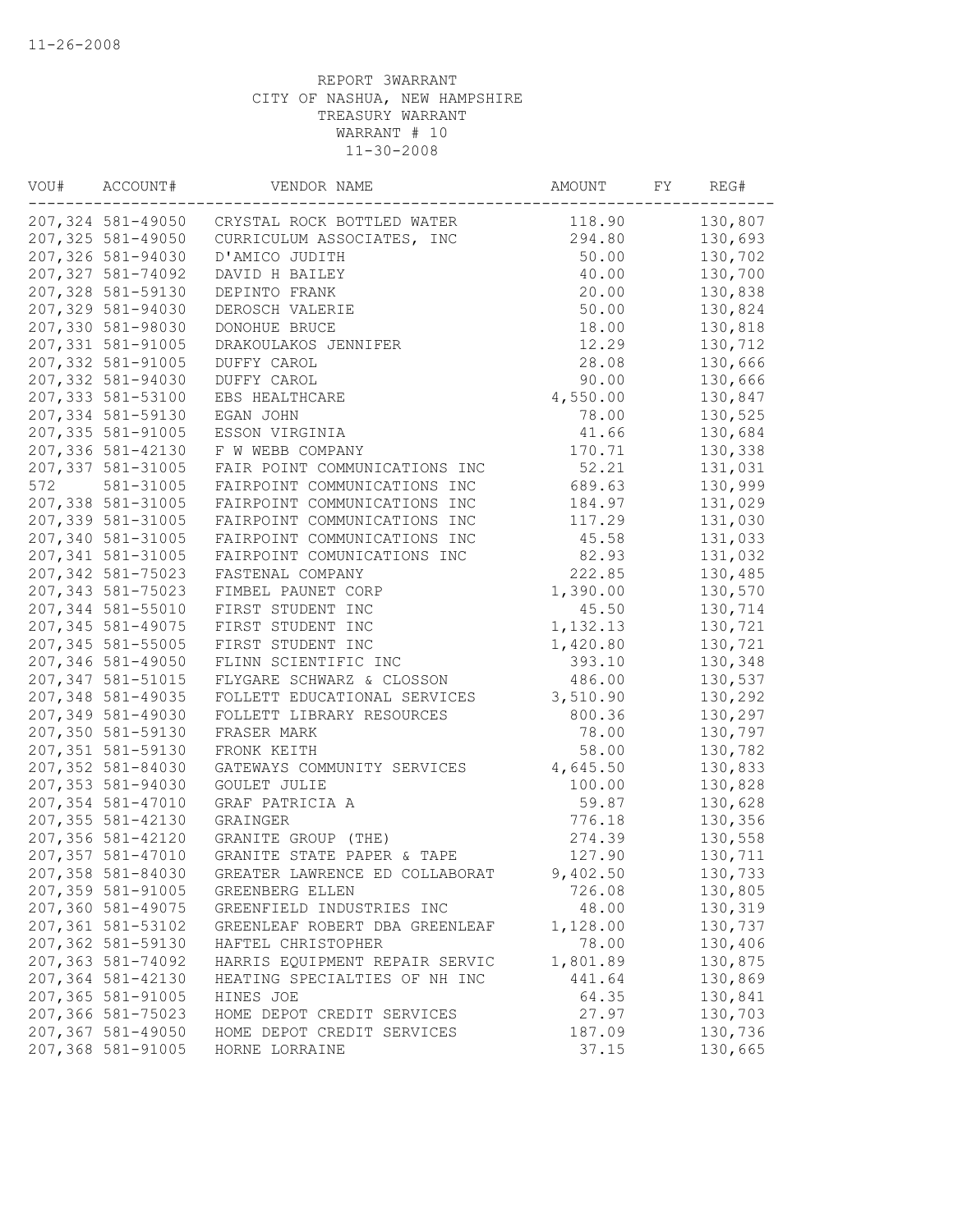11-26-2008

REPORT 3WARRANT
CITY OF NASHUA, NEW HAMPSHIRE
TREASURY WARRANT
WARRANT # 10
11-30-2008

| VOU# | ACCOUNT# | VENDOR NAME | AMOUNT | FY | REG# |
|---|---|---|---|---|---|
| 207,324 | 581-49050 | CRYSTAL ROCK BOTTLED WATER | 118.90 | | 130,807 |
| 207,325 | 581-49050 | CURRICULUM ASSOCIATES, INC | 294.80 | | 130,693 |
| 207,326 | 581-94030 | D'AMICO JUDITH | 50.00 | | 130,702 |
| 207,327 | 581-74092 | DAVID H BAILEY | 40.00 | | 130,700 |
| 207,328 | 581-59130 | DEPINTO FRANK | 20.00 | | 130,838 |
| 207,329 | 581-94030 | DEROSCH VALERIE | 50.00 | | 130,824 |
| 207,330 | 581-98030 | DONOHUE BRUCE | 18.00 | | 130,818 |
| 207,331 | 581-91005 | DRAKOULAKOS JENNIFER | 12.29 | | 130,712 |
| 207,332 | 581-91005 | DUFFY CAROL | 28.08 | | 130,666 |
| 207,332 | 581-94030 | DUFFY CAROL | 90.00 | | 130,666 |
| 207,333 | 581-53100 | EBS HEALTHCARE | 4,550.00 | | 130,847 |
| 207,334 | 581-59130 | EGAN JOHN | 78.00 | | 130,525 |
| 207,335 | 581-91005 | ESSON VIRGINIA | 41.66 | | 130,684 |
| 207,336 | 581-42130 | F W WEBB COMPANY | 170.71 | | 130,338 |
| 207,337 | 581-31005 | FAIR POINT COMMUNICATIONS INC | 52.21 | | 131,031 |
| 572 | 581-31005 | FAIRPOINT COMMUNICATIONS INC | 689.63 | | 130,999 |
| 207,338 | 581-31005 | FAIRPOINT COMMUNICATIONS INC | 184.97 | | 131,029 |
| 207,339 | 581-31005 | FAIRPOINT COMMUNICATIONS INC | 117.29 | | 131,030 |
| 207,340 | 581-31005 | FAIRPOINT COMMUNICATIONS INC | 45.58 | | 131,033 |
| 207,341 | 581-31005 | FAIRPOINT COMUNICATIONS INC | 82.93 | | 131,032 |
| 207,342 | 581-75023 | FASTENAL COMPANY | 222.85 | | 130,485 |
| 207,343 | 581-75023 | FIMBEL PAUNET CORP | 1,390.00 | | 130,570 |
| 207,344 | 581-55010 | FIRST STUDENT INC | 45.50 | | 130,714 |
| 207,345 | 581-49075 | FIRST STUDENT INC | 1,132.13 | | 130,721 |
| 207,345 | 581-55005 | FIRST STUDENT INC | 1,420.80 | | 130,721 |
| 207,346 | 581-49050 | FLINN SCIENTIFIC INC | 393.10 | | 130,348 |
| 207,347 | 581-51015 | FLYGARE SCHWARZ & CLOSSON | 486.00 | | 130,537 |
| 207,348 | 581-49035 | FOLLETT EDUCATIONAL SERVICES | 3,510.90 | | 130,292 |
| 207,349 | 581-49030 | FOLLETT LIBRARY RESOURCES | 800.36 | | 130,297 |
| 207,350 | 581-59130 | FRASER MARK | 78.00 | | 130,797 |
| 207,351 | 581-59130 | FRONK KEITH | 58.00 | | 130,782 |
| 207,352 | 581-84030 | GATEWAYS COMMUNITY SERVICES | 4,645.50 | | 130,833 |
| 207,353 | 581-94030 | GOULET JULIE | 100.00 | | 130,828 |
| 207,354 | 581-47010 | GRAF PATRICIA A | 59.87 | | 130,628 |
| 207,355 | 581-42130 | GRAINGER | 776.18 | | 130,356 |
| 207,356 | 581-42120 | GRANITE GROUP (THE) | 274.39 | | 130,558 |
| 207,357 | 581-47010 | GRANITE STATE PAPER & TAPE | 127.90 | | 130,711 |
| 207,358 | 581-84030 | GREATER LAWRENCE ED COLLABORAT | 9,402.50 | | 130,733 |
| 207,359 | 581-91005 | GREENBERG ELLEN | 726.08 | | 130,805 |
| 207,360 | 581-49075 | GREENFIELD INDUSTRIES INC | 48.00 | | 130,319 |
| 207,361 | 581-53102 | GREENLEAF ROBERT DBA GREENLEAF | 1,128.00 | | 130,737 |
| 207,362 | 581-59130 | HAFTEL CHRISTOPHER | 78.00 | | 130,406 |
| 207,363 | 581-74092 | HARRIS EQUIPMENT REPAIR SERVIC | 1,801.89 | | 130,875 |
| 207,364 | 581-42130 | HEATING SPECIALTIES OF NH INC | 441.64 | | 130,869 |
| 207,365 | 581-91005 | HINES JOE | 64.35 | | 130,841 |
| 207,366 | 581-75023 | HOME DEPOT CREDIT SERVICES | 27.97 | | 130,703 |
| 207,367 | 581-49050 | HOME DEPOT CREDIT SERVICES | 187.09 | | 130,736 |
| 207,368 | 581-91005 | HORNE LORRAINE | 37.15 | | 130,665 |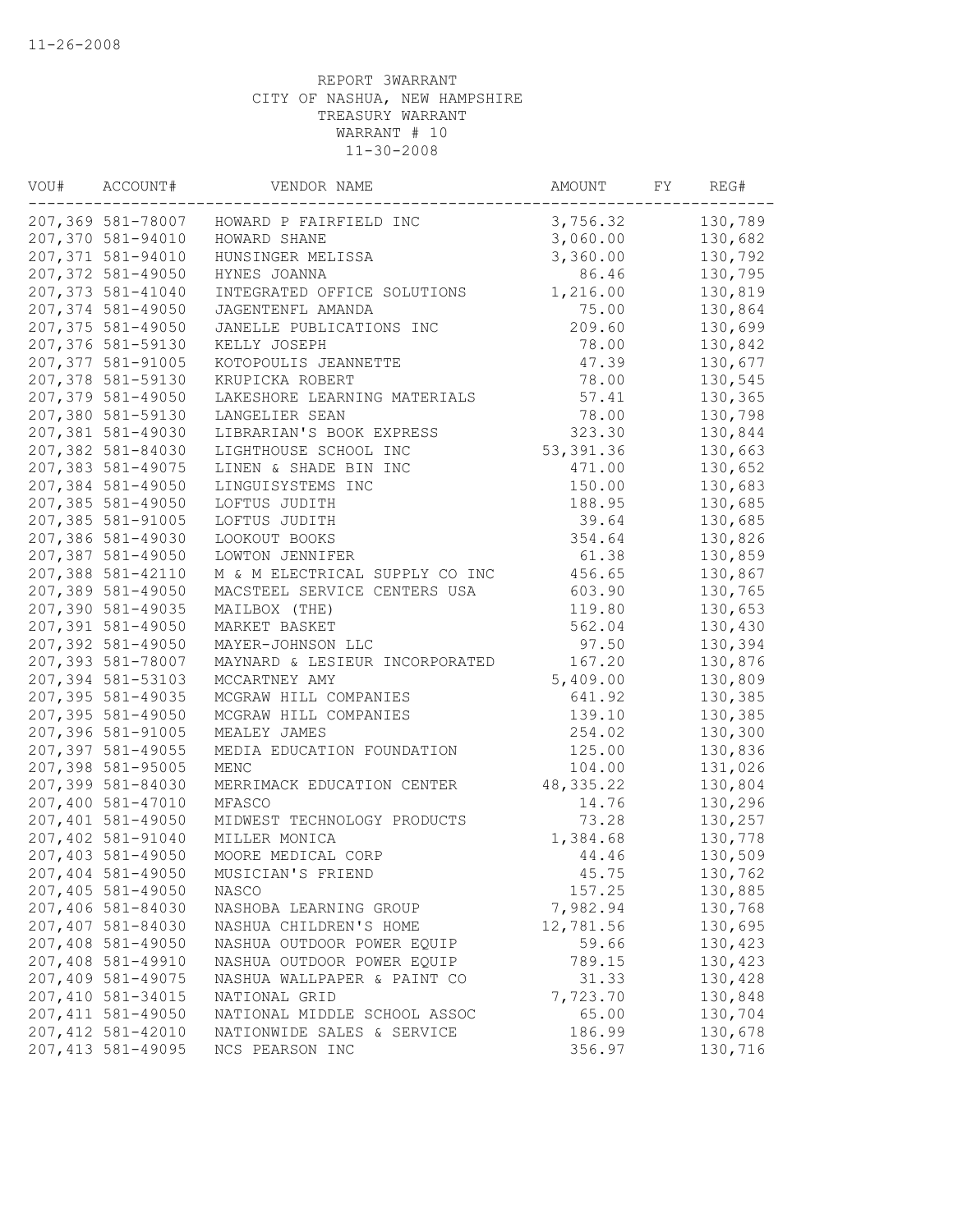11-26-2008

REPORT 3WARRANT
CITY OF NASHUA, NEW HAMPSHIRE
TREASURY WARRANT
WARRANT # 10
11-30-2008

| VOU# | ACCOUNT# | VENDOR NAME | AMOUNT | FY | REG# |
|---|---|---|---|---|---|
| 207,369 | 581-78007 | HOWARD P FAIRFIELD INC | 3,756.32 | | 130,789 |
| 207,370 | 581-94010 | HOWARD SHANE | 3,060.00 | | 130,682 |
| 207,371 | 581-94010 | HUNSINGER MELISSA | 3,360.00 | | 130,792 |
| 207,372 | 581-49050 | HYNES JOANNA | 86.46 | | 130,795 |
| 207,373 | 581-41040 | INTEGRATED OFFICE SOLUTIONS | 1,216.00 | | 130,819 |
| 207,374 | 581-49050 | JAGENTENFL AMANDA | 75.00 | | 130,864 |
| 207,375 | 581-49050 | JANELLE PUBLICATIONS INC | 209.60 | | 130,699 |
| 207,376 | 581-59130 | KELLY JOSEPH | 78.00 | | 130,842 |
| 207,377 | 581-91005 | KOTOPOULIS JEANNETTE | 47.39 | | 130,677 |
| 207,378 | 581-59130 | KRUPICKA ROBERT | 78.00 | | 130,545 |
| 207,379 | 581-49050 | LAKESHORE LEARNING MATERIALS | 57.41 | | 130,365 |
| 207,380 | 581-59130 | LANGELIER SEAN | 78.00 | | 130,798 |
| 207,381 | 581-49030 | LIBRARIAN'S BOOK EXPRESS | 323.30 | | 130,844 |
| 207,382 | 581-84030 | LIGHTHOUSE SCHOOL INC | 53,391.36 | | 130,663 |
| 207,383 | 581-49075 | LINEN & SHADE BIN INC | 471.00 | | 130,652 |
| 207,384 | 581-49050 | LINGUISYSTEMS INC | 150.00 | | 130,683 |
| 207,385 | 581-49050 | LOFTUS JUDITH | 188.95 | | 130,685 |
| 207,385 | 581-91005 | LOFTUS JUDITH | 39.64 | | 130,685 |
| 207,386 | 581-49030 | LOOKOUT BOOKS | 354.64 | | 130,826 |
| 207,387 | 581-49050 | LOWTON JENNIFER | 61.38 | | 130,859 |
| 207,388 | 581-42110 | M & M ELECTRICAL SUPPLY CO INC | 456.65 | | 130,867 |
| 207,389 | 581-49050 | MACSTEEL SERVICE CENTERS USA | 603.90 | | 130,765 |
| 207,390 | 581-49035 | MAILBOX (THE) | 119.80 | | 130,653 |
| 207,391 | 581-49050 | MARKET BASKET | 562.04 | | 130,430 |
| 207,392 | 581-49050 | MAYER-JOHNSON LLC | 97.50 | | 130,394 |
| 207,393 | 581-78007 | MAYNARD & LESIEUR INCORPORATED | 167.20 | | 130,876 |
| 207,394 | 581-53103 | MCCARTNEY AMY | 5,409.00 | | 130,809 |
| 207,395 | 581-49035 | MCGRAW HILL COMPANIES | 641.92 | | 130,385 |
| 207,395 | 581-49050 | MCGRAW HILL COMPANIES | 139.10 | | 130,385 |
| 207,396 | 581-91005 | MEALEY JAMES | 254.02 | | 130,300 |
| 207,397 | 581-49055 | MEDIA EDUCATION FOUNDATION | 125.00 | | 130,836 |
| 207,398 | 581-95005 | MENC | 104.00 | | 131,026 |
| 207,399 | 581-84030 | MERRIMACK EDUCATION CENTER | 48,335.22 | | 130,804 |
| 207,400 | 581-47010 | MFASCO | 14.76 | | 130,296 |
| 207,401 | 581-49050 | MIDWEST TECHNOLOGY PRODUCTS | 73.28 | | 130,257 |
| 207,402 | 581-91040 | MILLER MONICA | 1,384.68 | | 130,778 |
| 207,403 | 581-49050 | MOORE MEDICAL CORP | 44.46 | | 130,509 |
| 207,404 | 581-49050 | MUSICIAN'S FRIEND | 45.75 | | 130,762 |
| 207,405 | 581-49050 | NASCO | 157.25 | | 130,885 |
| 207,406 | 581-84030 | NASHOBA LEARNING GROUP | 7,982.94 | | 130,768 |
| 207,407 | 581-84030 | NASHUA CHILDREN'S HOME | 12,781.56 | | 130,695 |
| 207,408 | 581-49050 | NASHUA OUTDOOR POWER EQUIP | 59.66 | | 130,423 |
| 207,408 | 581-49910 | NASHUA OUTDOOR POWER EQUIP | 789.15 | | 130,423 |
| 207,409 | 581-49075 | NASHUA WALLPAPER & PAINT CO | 31.33 | | 130,428 |
| 207,410 | 581-34015 | NATIONAL GRID | 7,723.70 | | 130,848 |
| 207,411 | 581-49050 | NATIONAL MIDDLE SCHOOL ASSOC | 65.00 | | 130,704 |
| 207,412 | 581-42010 | NATIONWIDE SALES & SERVICE | 186.99 | | 130,678 |
| 207,413 | 581-49095 | NCS PEARSON INC | 356.97 | | 130,716 |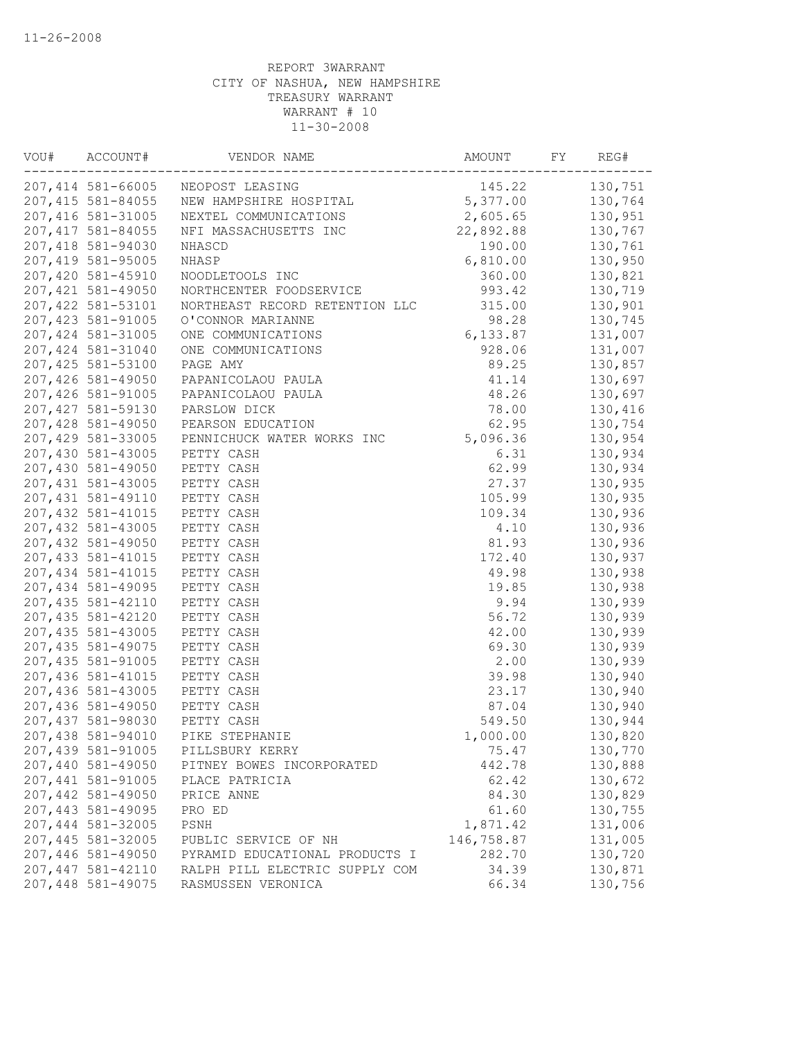11-26-2008

REPORT 3WARRANT
CITY OF NASHUA, NEW HAMPSHIRE
TREASURY WARRANT
WARRANT # 10
11-30-2008

| VOU# | ACCOUNT# | VENDOR NAME | AMOUNT | FY | REG# |
|---|---|---|---|---|---|
| 207,414 | 581-66005 | NEOPOST LEASING | 145.22 | | 130,751 |
| 207,415 | 581-84055 | NEW HAMPSHIRE HOSPITAL | 5,377.00 | | 130,764 |
| 207,416 | 581-31005 | NEXTEL COMMUNICATIONS | 2,605.65 | | 130,951 |
| 207,417 | 581-84055 | NFI MASSACHUSETTS INC | 22,892.88 | | 130,767 |
| 207,418 | 581-94030 | NHASCD | 190.00 | | 130,761 |
| 207,419 | 581-95005 | NHASP | 6,810.00 | | 130,950 |
| 207,420 | 581-45910 | NOODLETOOLS INC | 360.00 | | 130,821 |
| 207,421 | 581-49050 | NORTHCENTER FOODSERVICE | 993.42 | | 130,719 |
| 207,422 | 581-53101 | NORTHEAST RECORD RETENTION LLC | 315.00 | | 130,901 |
| 207,423 | 581-91005 | O'CONNOR MARIANNE | 98.28 | | 130,745 |
| 207,424 | 581-31005 | ONE COMMUNICATIONS | 6,133.87 | | 131,007 |
| 207,424 | 581-31040 | ONE COMMUNICATIONS | 928.06 | | 131,007 |
| 207,425 | 581-53100 | PAGE AMY | 89.25 | | 130,857 |
| 207,426 | 581-49050 | PAPANICOLAOU PAULA | 41.14 | | 130,697 |
| 207,426 | 581-91005 | PAPANICOLAOU PAULA | 48.26 | | 130,697 |
| 207,427 | 581-59130 | PARSLOW DICK | 78.00 | | 130,416 |
| 207,428 | 581-49050 | PEARSON EDUCATION | 62.95 | | 130,754 |
| 207,429 | 581-33005 | PENNICHUCK WATER WORKS INC | 5,096.36 | | 130,954 |
| 207,430 | 581-43005 | PETTY CASH | 6.31 | | 130,934 |
| 207,430 | 581-49050 | PETTY CASH | 62.99 | | 130,934 |
| 207,431 | 581-43005 | PETTY CASH | 27.37 | | 130,935 |
| 207,431 | 581-49110 | PETTY CASH | 105.99 | | 130,935 |
| 207,432 | 581-41015 | PETTY CASH | 109.34 | | 130,936 |
| 207,432 | 581-43005 | PETTY CASH | 4.10 | | 130,936 |
| 207,432 | 581-49050 | PETTY CASH | 81.93 | | 130,936 |
| 207,433 | 581-41015 | PETTY CASH | 172.40 | | 130,937 |
| 207,434 | 581-41015 | PETTY CASH | 49.98 | | 130,938 |
| 207,434 | 581-49095 | PETTY CASH | 19.85 | | 130,938 |
| 207,435 | 581-42110 | PETTY CASH | 9.94 | | 130,939 |
| 207,435 | 581-42120 | PETTY CASH | 56.72 | | 130,939 |
| 207,435 | 581-43005 | PETTY CASH | 42.00 | | 130,939 |
| 207,435 | 581-49075 | PETTY CASH | 69.30 | | 130,939 |
| 207,435 | 581-91005 | PETTY CASH | 2.00 | | 130,939 |
| 207,436 | 581-41015 | PETTY CASH | 39.98 | | 130,940 |
| 207,436 | 581-43005 | PETTY CASH | 23.17 | | 130,940 |
| 207,436 | 581-49050 | PETTY CASH | 87.04 | | 130,940 |
| 207,437 | 581-98030 | PETTY CASH | 549.50 | | 130,944 |
| 207,438 | 581-94010 | PIKE STEPHANIE | 1,000.00 | | 130,820 |
| 207,439 | 581-91005 | PILLSBURY KERRY | 75.47 | | 130,770 |
| 207,440 | 581-49050 | PITNEY BOWES INCORPORATED | 442.78 | | 130,888 |
| 207,441 | 581-91005 | PLACE PATRICIA | 62.42 | | 130,672 |
| 207,442 | 581-49050 | PRICE ANNE | 84.30 | | 130,829 |
| 207,443 | 581-49095 | PRO ED | 61.60 | | 130,755 |
| 207,444 | 581-32005 | PSNH | 1,871.42 | | 131,006 |
| 207,445 | 581-32005 | PUBLIC SERVICE OF NH | 146,758.87 | | 131,005 |
| 207,446 | 581-49050 | PYRAMID EDUCATIONAL PRODUCTS I | 282.70 | | 130,720 |
| 207,447 | 581-42110 | RALPH PILL ELECTRIC SUPPLY COM | 34.39 | | 130,871 |
| 207,448 | 581-49075 | RASMUSSEN VERONICA | 66.34 | | 130,756 |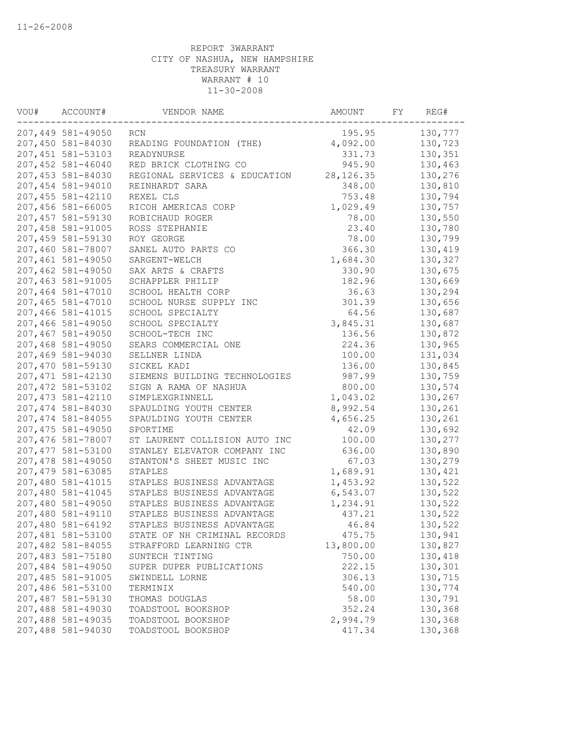11-26-2008

REPORT 3WARRANT
CITY OF NASHUA, NEW HAMPSHIRE
TREASURY WARRANT
WARRANT # 10
11-30-2008

| VOU# | ACCOUNT# | VENDOR NAME | AMOUNT | FY | REG# |
|---|---|---|---|---|---|
| 207,449 | 581-49050 | RCN | 195.95 | | 130,777 |
| 207,450 | 581-84030 | READING FOUNDATION (THE) | 4,092.00 | | 130,723 |
| 207,451 | 581-53103 | READYNURSE | 331.73 | | 130,351 |
| 207,452 | 581-46040 | RED BRICK CLOTHING CO | 945.90 | | 130,463 |
| 207,453 | 581-84030 | REGIONAL SERVICES & EDUCATION | 28,126.35 | | 130,276 |
| 207,454 | 581-94010 | REINHARDT SARA | 348.00 | | 130,810 |
| 207,455 | 581-42110 | REXEL CLS | 753.48 | | 130,794 |
| 207,456 | 581-66005 | RICOH AMERICAS CORP | 1,029.49 | | 130,757 |
| 207,457 | 581-59130 | ROBICHAUD ROGER | 78.00 | | 130,550 |
| 207,458 | 581-91005 | ROSS STEPHANIE | 23.40 | | 130,780 |
| 207,459 | 581-59130 | ROY GEORGE | 78.00 | | 130,799 |
| 207,460 | 581-78007 | SANEL AUTO PARTS CO | 366.30 | | 130,419 |
| 207,461 | 581-49050 | SARGENT-WELCH | 1,684.30 | | 130,327 |
| 207,462 | 581-49050 | SAX ARTS & CRAFTS | 330.90 | | 130,675 |
| 207,463 | 581-91005 | SCHAPPLER PHILIP | 182.96 | | 130,669 |
| 207,464 | 581-47010 | SCHOOL HEALTH CORP | 36.63 | | 130,294 |
| 207,465 | 581-47010 | SCHOOL NURSE SUPPLY INC | 301.39 | | 130,656 |
| 207,466 | 581-41015 | SCHOOL SPECIALTY | 64.56 | | 130,687 |
| 207,466 | 581-49050 | SCHOOL SPECIALTY | 3,845.31 | | 130,687 |
| 207,467 | 581-49050 | SCHOOL-TECH INC | 136.56 | | 130,872 |
| 207,468 | 581-49050 | SEARS COMMERCIAL ONE | 224.36 | | 130,965 |
| 207,469 | 581-94030 | SELLNER LINDA | 100.00 | | 131,034 |
| 207,470 | 581-59130 | SICKEL KADI | 136.00 | | 130,845 |
| 207,471 | 581-42130 | SIEMENS BUILDING TECHNOLOGIES | 987.99 | | 130,759 |
| 207,472 | 581-53102 | SIGN A RAMA OF NASHUA | 800.00 | | 130,574 |
| 207,473 | 581-42110 | SIMPLEXGRINNELL | 1,043.02 | | 130,267 |
| 207,474 | 581-84030 | SPAULDING YOUTH CENTER | 8,992.54 | | 130,261 |
| 207,474 | 581-84055 | SPAULDING YOUTH CENTER | 4,656.25 | | 130,261 |
| 207,475 | 581-49050 | SPORTIME | 42.09 | | 130,692 |
| 207,476 | 581-78007 | ST LAURENT COLLISION AUTO INC | 100.00 | | 130,277 |
| 207,477 | 581-53100 | STANLEY ELEVATOR COMPANY INC | 636.00 | | 130,890 |
| 207,478 | 581-49050 | STANTON'S SHEET MUSIC INC | 67.03 | | 130,279 |
| 207,479 | 581-63085 | STAPLES | 1,689.91 | | 130,421 |
| 207,480 | 581-41015 | STAPLES BUSINESS ADVANTAGE | 1,453.92 | | 130,522 |
| 207,480 | 581-41045 | STAPLES BUSINESS ADVANTAGE | 6,543.07 | | 130,522 |
| 207,480 | 581-49050 | STAPLES BUSINESS ADVANTAGE | 1,234.91 | | 130,522 |
| 207,480 | 581-49110 | STAPLES BUSINESS ADVANTAGE | 437.21 | | 130,522 |
| 207,480 | 581-64192 | STAPLES BUSINESS ADVANTAGE | 46.84 | | 130,522 |
| 207,481 | 581-53100 | STATE OF NH CRIMINAL RECORDS | 475.75 | | 130,941 |
| 207,482 | 581-84055 | STRAFFORD LEARNING CTR | 13,800.00 | | 130,827 |
| 207,483 | 581-75180 | SUNTECH TINTING | 750.00 | | 130,418 |
| 207,484 | 581-49050 | SUPER DUPER PUBLICATIONS | 222.15 | | 130,301 |
| 207,485 | 581-91005 | SWINDELL LORNE | 306.13 | | 130,715 |
| 207,486 | 581-53100 | TERMINIX | 540.00 | | 130,774 |
| 207,487 | 581-59130 | THOMAS DOUGLAS | 58.00 | | 130,791 |
| 207,488 | 581-49030 | TOADSTOOL BOOKSHOP | 352.24 | | 130,368 |
| 207,488 | 581-49035 | TOADSTOOL BOOKSHOP | 2,994.79 | | 130,368 |
| 207,488 | 581-94030 | TOADSTOOL BOOKSHOP | 417.34 | | 130,368 |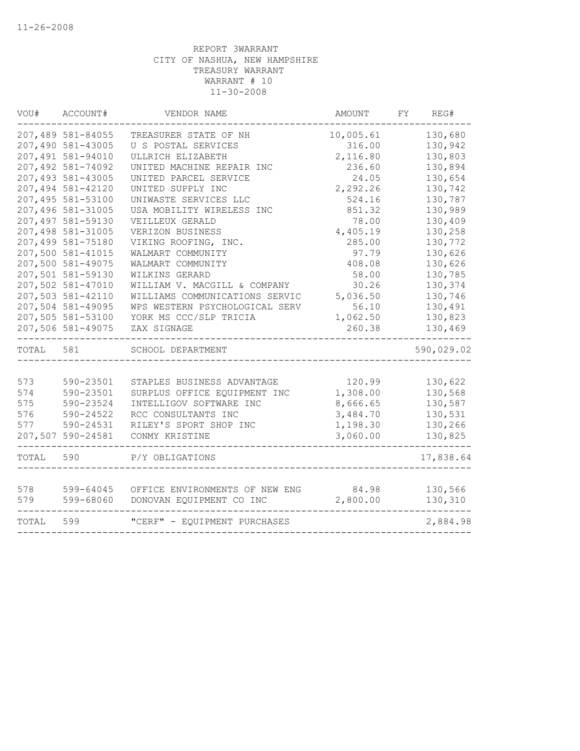11-26-2008

REPORT 3WARRANT
CITY OF NASHUA, NEW HAMPSHIRE
TREASURY WARRANT
WARRANT # 10
11-30-2008

| VOU# | ACCOUNT# | VENDOR NAME | AMOUNT | FY | REG# |
|---|---|---|---|---|---|
| 207,489 | 581-84055 | TREASURER STATE OF NH | 10,005.61 | | 130,680 |
| 207,490 | 581-43005 | U S POSTAL SERVICES | 316.00 | | 130,942 |
| 207,491 | 581-94010 | ULLRICH ELIZABETH | 2,116.80 | | 130,803 |
| 207,492 | 581-74092 | UNITED MACHINE REPAIR INC | 236.60 | | 130,894 |
| 207,493 | 581-43005 | UNITED PARCEL SERVICE | 24.05 | | 130,654 |
| 207,494 | 581-42120 | UNITED SUPPLY INC | 2,292.26 | | 130,742 |
| 207,495 | 581-53100 | UNIWASTE SERVICES LLC | 524.16 | | 130,787 |
| 207,496 | 581-31005 | USA MOBILITY WIRELESS INC | 851.32 | | 130,989 |
| 207,497 | 581-59130 | VEILLEUX GERALD | 78.00 | | 130,409 |
| 207,498 | 581-31005 | VERIZON BUSINESS | 4,405.19 | | 130,258 |
| 207,499 | 581-75180 | VIKING ROOFING, INC. | 285.00 | | 130,772 |
| 207,500 | 581-41015 | WALMART COMMUNITY | 97.79 | | 130,626 |
| 207,500 | 581-49075 | WALMART COMMUNITY | 408.08 | | 130,626 |
| 207,501 | 581-59130 | WILKINS GERARD | 58.00 | | 130,785 |
| 207,502 | 581-47010 | WILLIAM V. MACGILL & COMPANY | 30.26 | | 130,374 |
| 207,503 | 581-42110 | WILLIAMS COMMUNICATIONS SERVIC | 5,036.50 | | 130,746 |
| 207,504 | 581-49095 | WPS WESTERN PSYCHOLOGICAL SERV | 56.10 | | 130,491 |
| 207,505 | 581-53100 | YORK MS CCC/SLP TRICIA | 1,062.50 | | 130,823 |
| 207,506 | 581-49075 | ZAX SIGNAGE | 260.38 | | 130,469 |
| TOTAL | 581 | SCHOOL DEPARTMENT | | | 590,029.02 |
| 573 | 590-23501 | STAPLES BUSINESS ADVANTAGE | 120.99 | | 130,622 |
| 574 | 590-23501 | SURPLUS OFFICE EQUIPMENT INC | 1,308.00 | | 130,568 |
| 575 | 590-23524 | INTELLIGOV SOFTWARE INC | 8,666.65 | | 130,587 |
| 576 | 590-24522 | RCC CONSULTANTS INC | 3,484.70 | | 130,531 |
| 577 | 590-24531 | RILEY'S SPORT SHOP INC | 1,198.30 | | 130,266 |
| 207,507 | 590-24581 | CONMY KRISTINE | 3,060.00 | | 130,825 |
| TOTAL | 590 | P/Y OBLIGATIONS | | | 17,838.64 |
| 578 | 599-64045 | OFFICE ENVIRONMENTS OF NEW ENG | 84.98 | | 130,566 |
| 579 | 599-68060 | DONOVAN EQUIPMENT CO INC | 2,800.00 | | 130,310 |
| TOTAL | 599 | "CERF" - EQUIPMENT PURCHASES | | | 2,884.98 |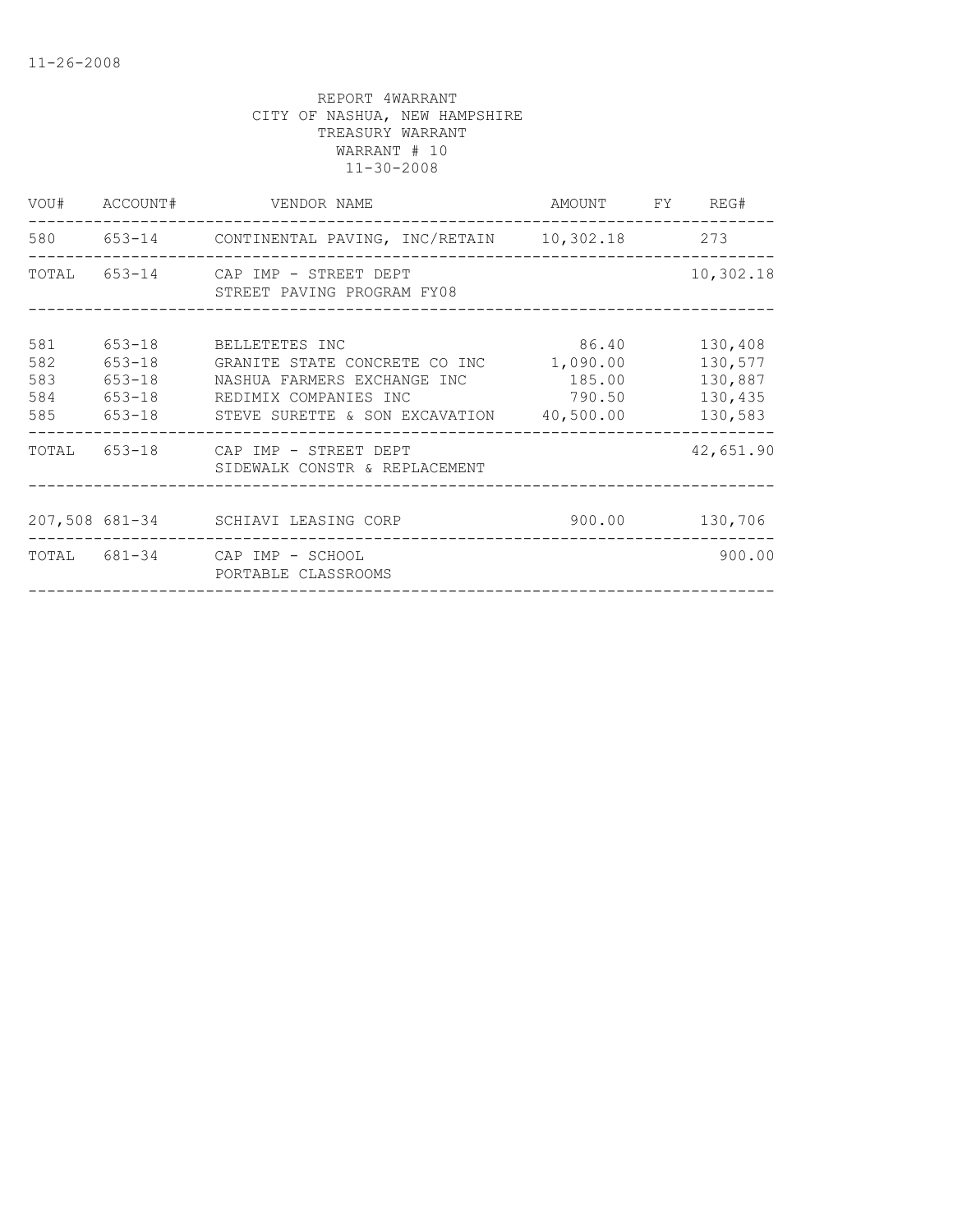11-26-2008

REPORT 4WARRANT
CITY OF NASHUA, NEW HAMPSHIRE
TREASURY WARRANT
WARRANT # 10
11-30-2008

| VOU# | ACCOUNT# | VENDOR NAME | AMOUNT | FY | REG# |
|---|---|---|---|---|---|
| 580 | 653-14 | CONTINENTAL PAVING, INC/RETAIN | 10,302.18 | | 273 |
| TOTAL | 653-14 | CAP IMP - STREET DEPT<br>STREET PAVING PROGRAM FY08 | | | 10,302.18 |
| 581 | 653-18 | BELLETETES INC | 86.40 | | 130,408 |
| 582 | 653-18 | GRANITE STATE CONCRETE CO INC | 1,090.00 | | 130,577 |
| 583 | 653-18 | NASHUA FARMERS EXCHANGE INC | 185.00 | | 130,887 |
| 584 | 653-18 | REDIMIX COMPANIES INC | 790.50 | | 130,435 |
| 585 | 653-18 | STEVE SURETTE & SON EXCAVATION | 40,500.00 | | 130,583 |
| TOTAL | 653-18 | CAP IMP - STREET DEPT<br>SIDEWALK CONSTR & REPLACEMENT | | | 42,651.90 |
| 207,508 | 681-34 | SCHIAVI LEASING CORP | 900.00 | | 130,706 |
| TOTAL | 681-34 | CAP IMP - SCHOOL<br>PORTABLE CLASSROOMS | | | 900.00 |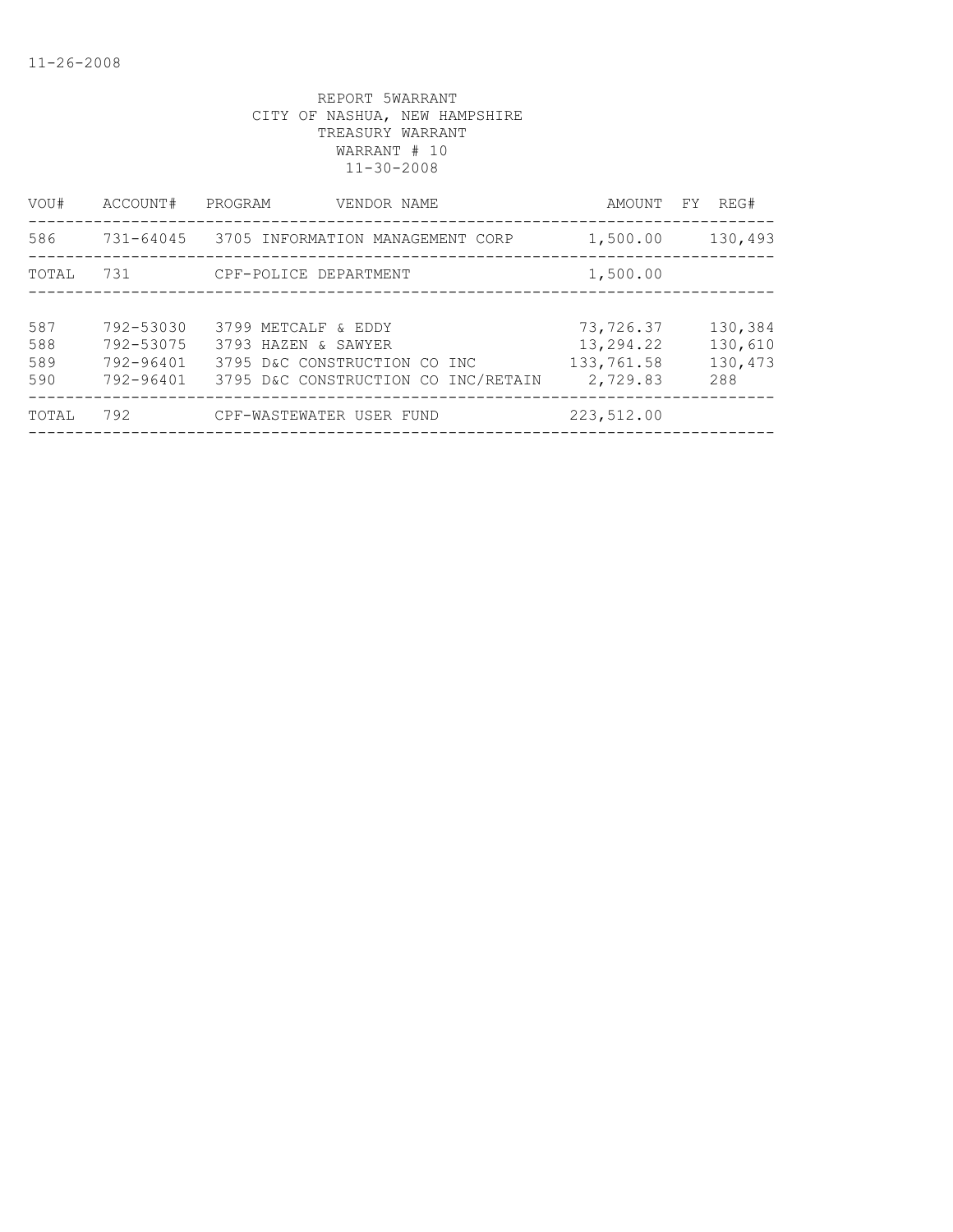11-26-2008

REPORT 5WARRANT
CITY OF NASHUA, NEW HAMPSHIRE
TREASURY WARRANT
WARRANT # 10
11-30-2008

| VOU# | ACCOUNT# | PROGRAM | VENDOR NAME | AMOUNT | FY | REG# |
|---|---|---|---|---|---|---|
| 586 | 731-64045 | 3705 | INFORMATION MANAGEMENT CORP | 1,500.00 | | 130,493 |
| TOTAL | 731 | | CPF-POLICE DEPARTMENT | 1,500.00 | | |
| 587 | 792-53030 | 3799 | METCALF & EDDY | 73,726.37 | | 130,384 |
| 588 | 792-53075 | 3793 | HAZEN & SAWYER | 13,294.22 | | 130,610 |
| 589 | 792-96401 | 3795 | D&C CONSTRUCTION CO INC | 133,761.58 | | 130,473 |
| 590 | 792-96401 | 3795 | D&C CONSTRUCTION CO INC/RETAIN | 2,729.83 | | 288 |
| TOTAL | 792 | | CPF-WASTEWATER USER FUND | 223,512.00 | | |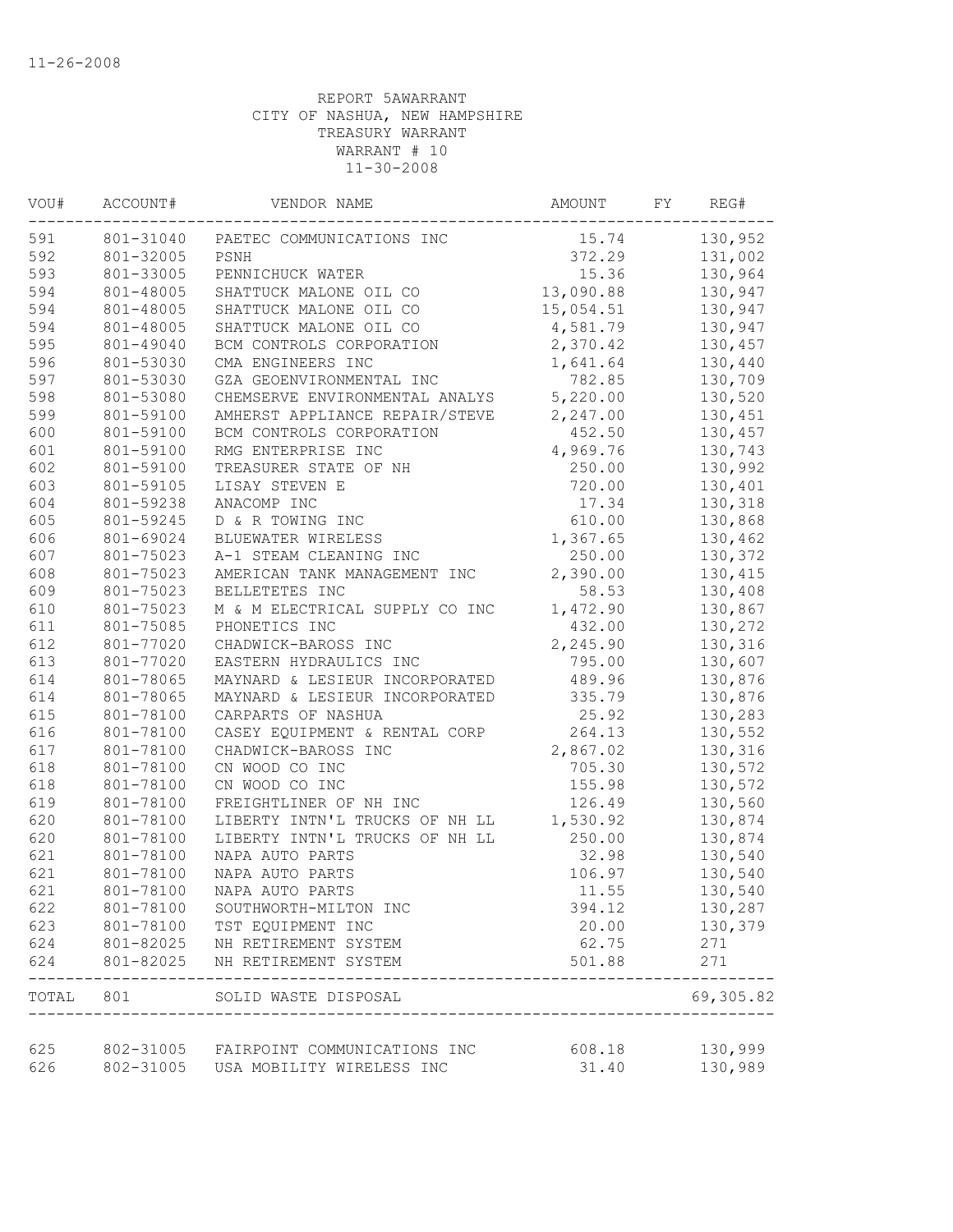11-26-2008

REPORT 5AWARRANT
CITY OF NASHUA, NEW HAMPSHIRE
TREASURY WARRANT
WARRANT # 10
11-30-2008

| VOU# | ACCOUNT# | VENDOR NAME | AMOUNT | FY | REG# |
|---|---|---|---|---|---|
| 591 | 801-31040 | PAETEC COMMUNICATIONS INC | 15.74 | | 130,952 |
| 592 | 801-32005 | PSNH | 372.29 | | 131,002 |
| 593 | 801-33005 | PENNICHUCK WATER | 15.36 | | 130,964 |
| 594 | 801-48005 | SHATTUCK MALONE OIL CO | 13,090.88 | | 130,947 |
| 594 | 801-48005 | SHATTUCK MALONE OIL CO | 15,054.51 | | 130,947 |
| 594 | 801-48005 | SHATTUCK MALONE OIL CO | 4,581.79 | | 130,947 |
| 595 | 801-49040 | BCM CONTROLS CORPORATION | 2,370.42 | | 130,457 |
| 596 | 801-53030 | CMA ENGINEERS INC | 1,641.64 | | 130,440 |
| 597 | 801-53030 | GZA GEOENVIRONMENTAL INC | 782.85 | | 130,709 |
| 598 | 801-53080 | CHEMSERVE ENVIRONMENTAL ANALYS | 5,220.00 | | 130,520 |
| 599 | 801-59100 | AMHERST APPLIANCE REPAIR/STEVE | 2,247.00 | | 130,451 |
| 600 | 801-59100 | BCM CONTROLS CORPORATION | 452.50 | | 130,457 |
| 601 | 801-59100 | RMG ENTERPRISE INC | 4,969.76 | | 130,743 |
| 602 | 801-59100 | TREASURER STATE OF NH | 250.00 | | 130,992 |
| 603 | 801-59105 | LISAY STEVEN E | 720.00 | | 130,401 |
| 604 | 801-59238 | ANACOMP INC | 17.34 | | 130,318 |
| 605 | 801-59245 | D & R TOWING INC | 610.00 | | 130,868 |
| 606 | 801-69024 | BLUEWATER WIRELESS | 1,367.65 | | 130,462 |
| 607 | 801-75023 | A-1 STEAM CLEANING INC | 250.00 | | 130,372 |
| 608 | 801-75023 | AMERICAN TANK MANAGEMENT INC | 2,390.00 | | 130,415 |
| 609 | 801-75023 | BELLETETES INC | 58.53 | | 130,408 |
| 610 | 801-75023 | M & M ELECTRICAL SUPPLY CO INC | 1,472.90 | | 130,867 |
| 611 | 801-75085 | PHONETICS INC | 432.00 | | 130,272 |
| 612 | 801-77020 | CHADWICK-BAROSS INC | 2,245.90 | | 130,316 |
| 613 | 801-77020 | EASTERN HYDRAULICS INC | 795.00 | | 130,607 |
| 614 | 801-78065 | MAYNARD & LESIEUR INCORPORATED | 489.96 | | 130,876 |
| 614 | 801-78065 | MAYNARD & LESIEUR INCORPORATED | 335.79 | | 130,876 |
| 615 | 801-78100 | CARPARTS OF NASHUA | 25.92 | | 130,283 |
| 616 | 801-78100 | CASEY EQUIPMENT & RENTAL CORP | 264.13 | | 130,552 |
| 617 | 801-78100 | CHADWICK-BAROSS INC | 2,867.02 | | 130,316 |
| 618 | 801-78100 | CN WOOD CO INC | 705.30 | | 130,572 |
| 618 | 801-78100 | CN WOOD CO INC | 155.98 | | 130,572 |
| 619 | 801-78100 | FREIGHTLINER OF NH INC | 126.49 | | 130,560 |
| 620 | 801-78100 | LIBERTY INTN'L TRUCKS OF NH LL | 1,530.92 | | 130,874 |
| 620 | 801-78100 | LIBERTY INTN'L TRUCKS OF NH LL | 250.00 | | 130,874 |
| 621 | 801-78100 | NAPA AUTO PARTS | 32.98 | | 130,540 |
| 621 | 801-78100 | NAPA AUTO PARTS | 106.97 | | 130,540 |
| 621 | 801-78100 | NAPA AUTO PARTS | 11.55 | | 130,540 |
| 622 | 801-78100 | SOUTHWORTH-MILTON INC | 394.12 | | 130,287 |
| 623 | 801-78100 | TST EQUIPMENT INC | 20.00 | | 130,379 |
| 624 | 801-82025 | NH RETIREMENT SYSTEM | 62.75 | | 271 |
| 624 | 801-82025 | NH RETIREMENT SYSTEM | 501.88 | | 271 |
| TOTAL | 801 | SOLID WASTE DISPOSAL | | | 69,305.82 |
| 625 | 802-31005 | FAIRPOINT COMMUNICATIONS INC | 608.18 | | 130,999 |
| 626 | 802-31005 | USA MOBILITY WIRELESS INC | 31.40 | | 130,989 |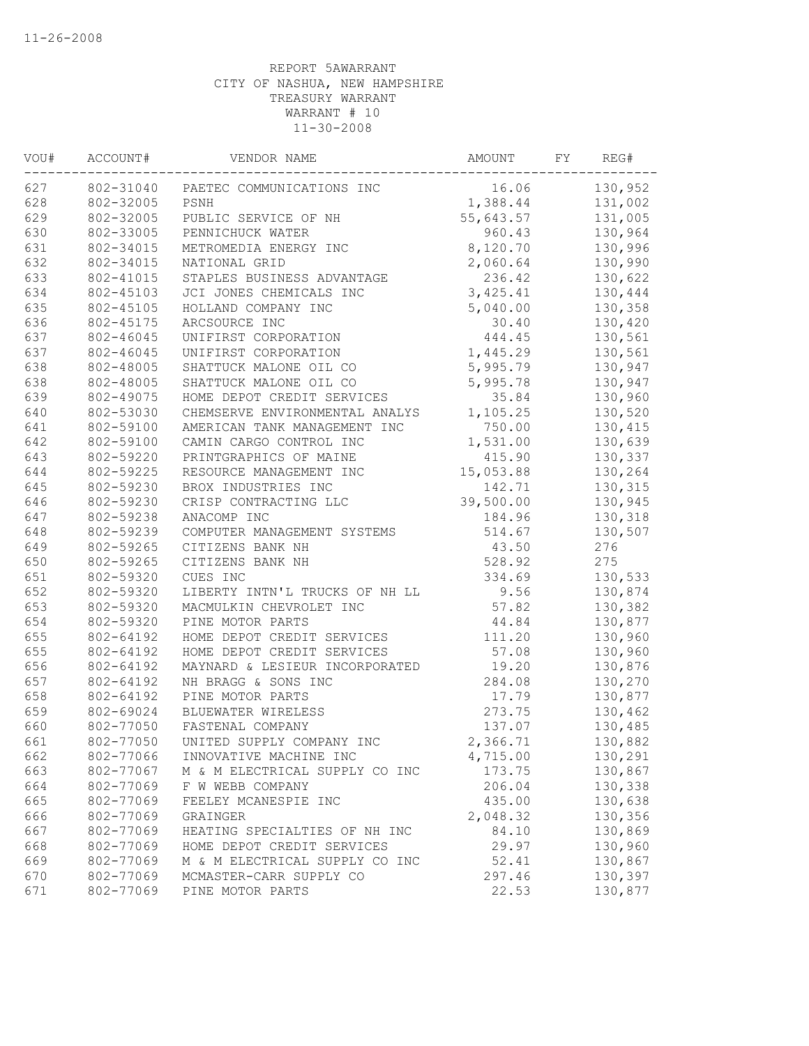11-26-2008

REPORT 5AWARRANT
CITY OF NASHUA, NEW HAMPSHIRE
TREASURY WARRANT
WARRANT # 10
11-30-2008

| VOU# | ACCOUNT# | VENDOR NAME | AMOUNT | FY | REG# |
|---|---|---|---|---|---|
| 627 | 802-31040 | PAETEC COMMUNICATIONS INC | 16.06 | | 130,952 |
| 628 | 802-32005 | PSNH | 1,388.44 | | 131,002 |
| 629 | 802-32005 | PUBLIC SERVICE OF NH | 55,643.57 | | 131,005 |
| 630 | 802-33005 | PENNICHUCK WATER | 960.43 | | 130,964 |
| 631 | 802-34015 | METROMEDIA ENERGY INC | 8,120.70 | | 130,996 |
| 632 | 802-34015 | NATIONAL GRID | 2,060.64 | | 130,990 |
| 633 | 802-41015 | STAPLES BUSINESS ADVANTAGE | 236.42 | | 130,622 |
| 634 | 802-45103 | JCI JONES CHEMICALS INC | 3,425.41 | | 130,444 |
| 635 | 802-45105 | HOLLAND COMPANY INC | 5,040.00 | | 130,358 |
| 636 | 802-45175 | ARCSOURCE INC | 30.40 | | 130,420 |
| 637 | 802-46045 | UNIFIRST CORPORATION | 444.45 | | 130,561 |
| 637 | 802-46045 | UNIFIRST CORPORATION | 1,445.29 | | 130,561 |
| 638 | 802-48005 | SHATTUCK MALONE OIL CO | 5,995.79 | | 130,947 |
| 638 | 802-48005 | SHATTUCK MALONE OIL CO | 5,995.78 | | 130,947 |
| 639 | 802-49075 | HOME DEPOT CREDIT SERVICES | 35.84 | | 130,960 |
| 640 | 802-53030 | CHEMSERVE ENVIRONMENTAL ANALYS | 1,105.25 | | 130,520 |
| 641 | 802-59100 | AMERICAN TANK MANAGEMENT INC | 750.00 | | 130,415 |
| 642 | 802-59100 | CAMIN CARGO CONTROL INC | 1,531.00 | | 130,639 |
| 643 | 802-59220 | PRINTGRAPHICS OF MAINE | 415.90 | | 130,337 |
| 644 | 802-59225 | RESOURCE MANAGEMENT INC | 15,053.88 | | 130,264 |
| 645 | 802-59230 | BROX INDUSTRIES INC | 142.71 | | 130,315 |
| 646 | 802-59230 | CRISP CONTRACTING LLC | 39,500.00 | | 130,945 |
| 647 | 802-59238 | ANACOMP INC | 184.96 | | 130,318 |
| 648 | 802-59239 | COMPUTER MANAGEMENT SYSTEMS | 514.67 | | 130,507 |
| 649 | 802-59265 | CITIZENS BANK NH | 43.50 | | 276 |
| 650 | 802-59265 | CITIZENS BANK NH | 528.92 | | 275 |
| 651 | 802-59320 | CUES INC | 334.69 | | 130,533 |
| 652 | 802-59320 | LIBERTY INTN'L TRUCKS OF NH LL | 9.56 | | 130,874 |
| 653 | 802-59320 | MACMULKIN CHEVROLET INC | 57.82 | | 130,382 |
| 654 | 802-59320 | PINE MOTOR PARTS | 44.84 | | 130,877 |
| 655 | 802-64192 | HOME DEPOT CREDIT SERVICES | 111.20 | | 130,960 |
| 655 | 802-64192 | HOME DEPOT CREDIT SERVICES | 57.08 | | 130,960 |
| 656 | 802-64192 | MAYNARD & LESIEUR INCORPORATED | 19.20 | | 130,876 |
| 657 | 802-64192 | NH BRAGG & SONS INC | 284.08 | | 130,270 |
| 658 | 802-64192 | PINE MOTOR PARTS | 17.79 | | 130,877 |
| 659 | 802-69024 | BLUEWATER WIRELESS | 273.75 | | 130,462 |
| 660 | 802-77050 | FASTENAL COMPANY | 137.07 | | 130,485 |
| 661 | 802-77050 | UNITED SUPPLY COMPANY INC | 2,366.71 | | 130,882 |
| 662 | 802-77066 | INNOVATIVE MACHINE INC | 4,715.00 | | 130,291 |
| 663 | 802-77067 | M & M ELECTRICAL SUPPLY CO INC | 173.75 | | 130,867 |
| 664 | 802-77069 | F W WEBB COMPANY | 206.04 | | 130,338 |
| 665 | 802-77069 | FEELEY MCANESPIE INC | 435.00 | | 130,638 |
| 666 | 802-77069 | GRAINGER | 2,048.32 | | 130,356 |
| 667 | 802-77069 | HEATING SPECIALTIES OF NH INC | 84.10 | | 130,869 |
| 668 | 802-77069 | HOME DEPOT CREDIT SERVICES | 29.97 | | 130,960 |
| 669 | 802-77069 | M & M ELECTRICAL SUPPLY CO INC | 52.41 | | 130,867 |
| 670 | 802-77069 | MCMASTER-CARR SUPPLY CO | 297.46 | | 130,397 |
| 671 | 802-77069 | PINE MOTOR PARTS | 22.53 | | 130,877 |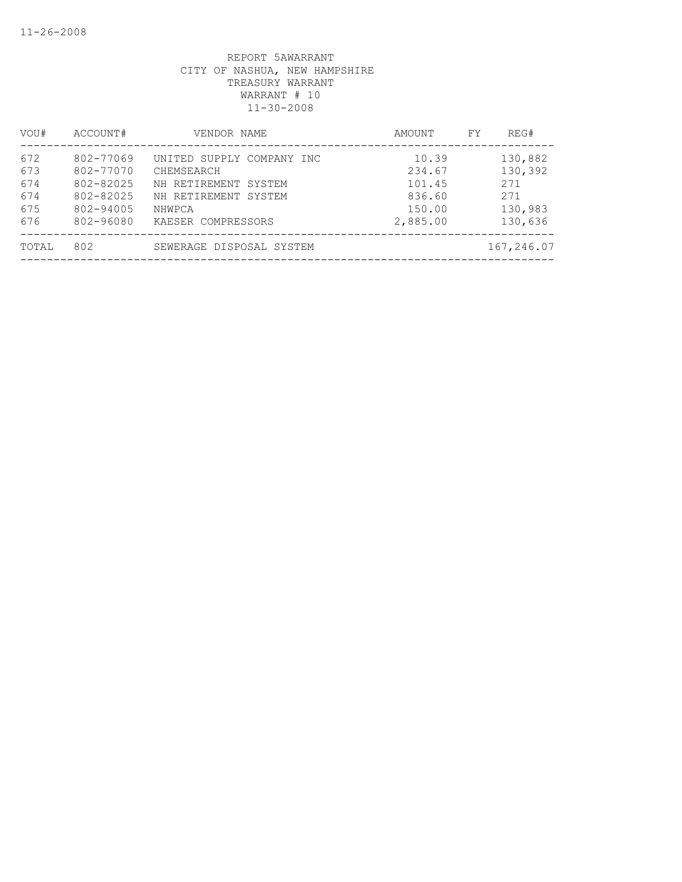REPORT 5AWARRANT
CITY OF NASHUA, NEW HAMPSHIRE
TREASURY WARRANT
WARRANT # 10
11-30-2008

| VOU# | ACCOUNT# | VENDOR NAME | AMOUNT | FY | REG# |
|---|---|---|---|---|---|
| 672 | 802-77069 | UNITED SUPPLY COMPANY INC | 10.39 | | 130,882 |
| 673 | 802-77070 | CHEMSEARCH | 234.67 | | 130,392 |
| 674 | 802-82025 | NH RETIREMENT SYSTEM | 101.45 | | 271 |
| 674 | 802-82025 | NH RETIREMENT SYSTEM | 836.60 | | 271 |
| 675 | 802-94005 | NHWPCA | 150.00 | | 130,983 |
| 676 | 802-96080 | KAESER COMPRESSORS | 2,885.00 | | 130,636 |
| TOTAL | 802 | SEWERAGE DISPOSAL SYSTEM | | | 167,246.07 |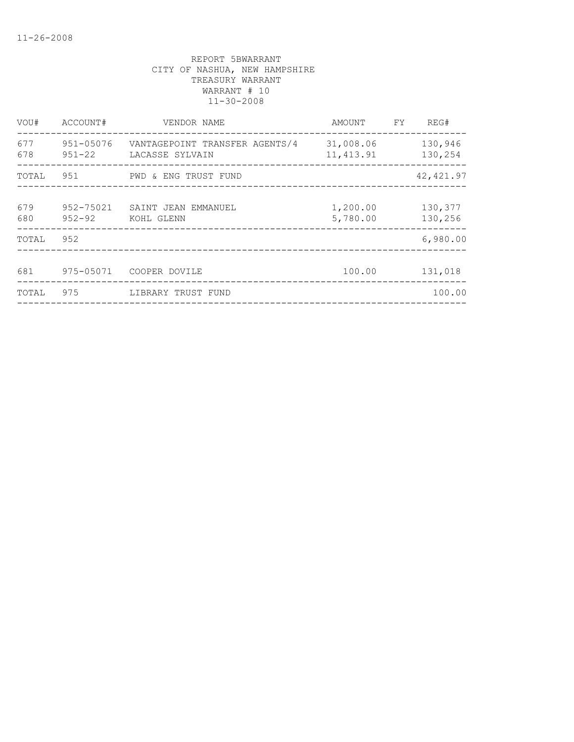REPORT 5BWARRANT
CITY OF NASHUA, NEW HAMPSHIRE
TREASURY WARRANT
WARRANT # 10
11-30-2008

| VOU# | ACCOUNT# | VENDOR NAME | AMOUNT | FY | REG# |
|---|---|---|---|---|---|
| 677 | 951-05076 | VANTAGEPOINT TRANSFER AGENTS/4 | 31,008.06 | | 130,946 |
| 678 | 951-22 | LACASSE SYLVAIN | 11,413.91 | | 130,254 |
| TOTAL | 951 | PWD & ENG TRUST FUND | | | 42,421.97 |
| 679 | 952-75021 | SAINT JEAN EMMANUEL | 1,200.00 | | 130,377 |
| 680 | 952-92 | KOHL GLENN | 5,780.00 | | 130,256 |
| TOTAL | 952 | | | | 6,980.00 |
| 681 | 975-05071 | COOPER DOVILE | 100.00 | | 131,018 |
| TOTAL | 975 | LIBRARY TRUST FUND | | | 100.00 |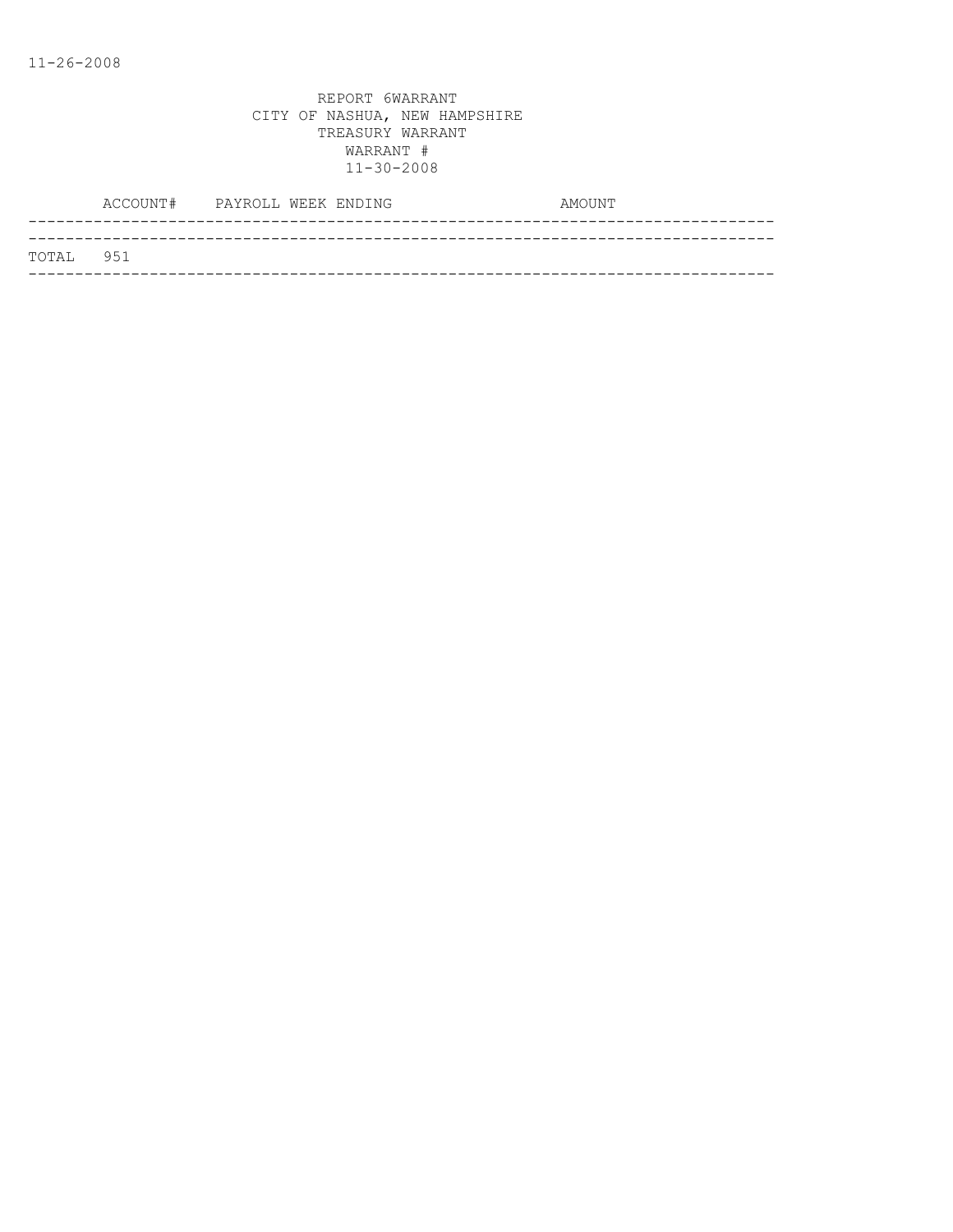11-26-2008

REPORT 6WARRANT
CITY OF NASHUA, NEW HAMPSHIRE
TREASURY WARRANT
WARRANT #
11-30-2008

| ACCOUNT# | PAYROLL WEEK ENDING | AMOUNT |
| --- | --- | --- |
| TOTAL 951 | | |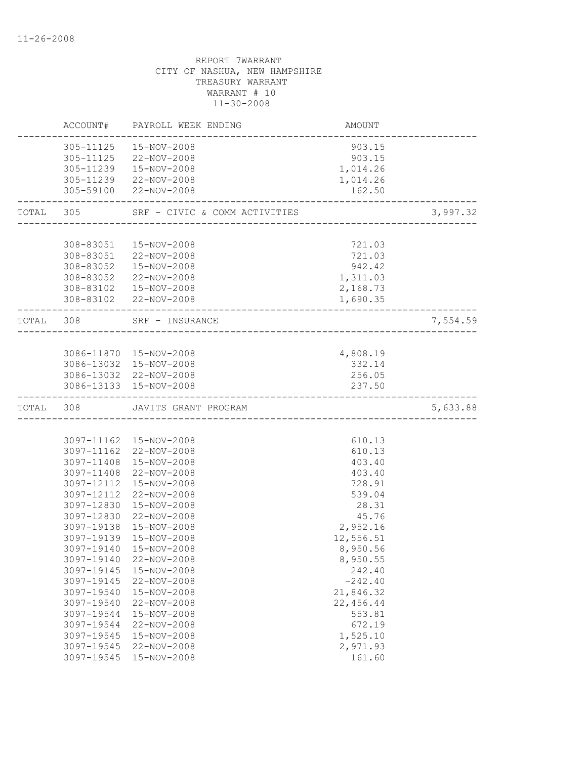11-26-2008

REPORT 7WARRANT
CITY OF NASHUA, NEW HAMPSHIRE
TREASURY WARRANT
WARRANT # 10
11-30-2008

| | ACCOUNT# | PAYROLL WEEK ENDING | AMOUNT | |
|---|---|---|---|---|
| | 305-11125 | 15-NOV-2008 | 903.15 | |
| | 305-11125 | 22-NOV-2008 | 903.15 | |
| | 305-11239 | 15-NOV-2008 | 1,014.26 | |
| | 305-11239 | 22-NOV-2008 | 1,014.26 | |
| | 305-59100 | 22-NOV-2008 | 162.50 | |
| TOTAL | 305 | SRF - CIVIC & COMM ACTIVITIES | | 3,997.32 |
| | 308-83051 | 15-NOV-2008 | 721.03 | |
| | 308-83051 | 22-NOV-2008 | 721.03 | |
| | 308-83052 | 15-NOV-2008 | 942.42 | |
| | 308-83052 | 22-NOV-2008 | 1,311.03 | |
| | 308-83102 | 15-NOV-2008 | 2,168.73 | |
| | 308-83102 | 22-NOV-2008 | 1,690.35 | |
| TOTAL | 308 | SRF - INSURANCE | | 7,554.59 |
| | 3086-11870 | 15-NOV-2008 | 4,808.19 | |
| | 3086-13032 | 15-NOV-2008 | 332.14 | |
| | 3086-13032 | 22-NOV-2008 | 256.05 | |
| | 3086-13133 | 15-NOV-2008 | 237.50 | |
| TOTAL | 308 | JAVITS GRANT PROGRAM | | 5,633.88 |
| | 3097-11162 | 15-NOV-2008 | 610.13 | |
| | 3097-11162 | 22-NOV-2008 | 610.13 | |
| | 3097-11408 | 15-NOV-2008 | 403.40 | |
| | 3097-11408 | 22-NOV-2008 | 403.40 | |
| | 3097-12112 | 15-NOV-2008 | 728.91 | |
| | 3097-12112 | 22-NOV-2008 | 539.04 | |
| | 3097-12830 | 15-NOV-2008 | 28.31 | |
| | 3097-12830 | 22-NOV-2008 | 45.76 | |
| | 3097-19138 | 15-NOV-2008 | 2,952.16 | |
| | 3097-19139 | 15-NOV-2008 | 12,556.51 | |
| | 3097-19140 | 15-NOV-2008 | 8,950.56 | |
| | 3097-19140 | 22-NOV-2008 | 8,950.55 | |
| | 3097-19145 | 15-NOV-2008 | 242.40 | |
| | 3097-19145 | 22-NOV-2008 | -242.40 | |
| | 3097-19540 | 15-NOV-2008 | 21,846.32 | |
| | 3097-19540 | 22-NOV-2008 | 22,456.44 | |
| | 3097-19544 | 15-NOV-2008 | 553.81 | |
| | 3097-19544 | 22-NOV-2008 | 672.19 | |
| | 3097-19545 | 15-NOV-2008 | 1,525.10 | |
| | 3097-19545 | 22-NOV-2008 | 2,971.93 | |
| | 3097-19545 | 15-NOV-2008 | 161.60 | |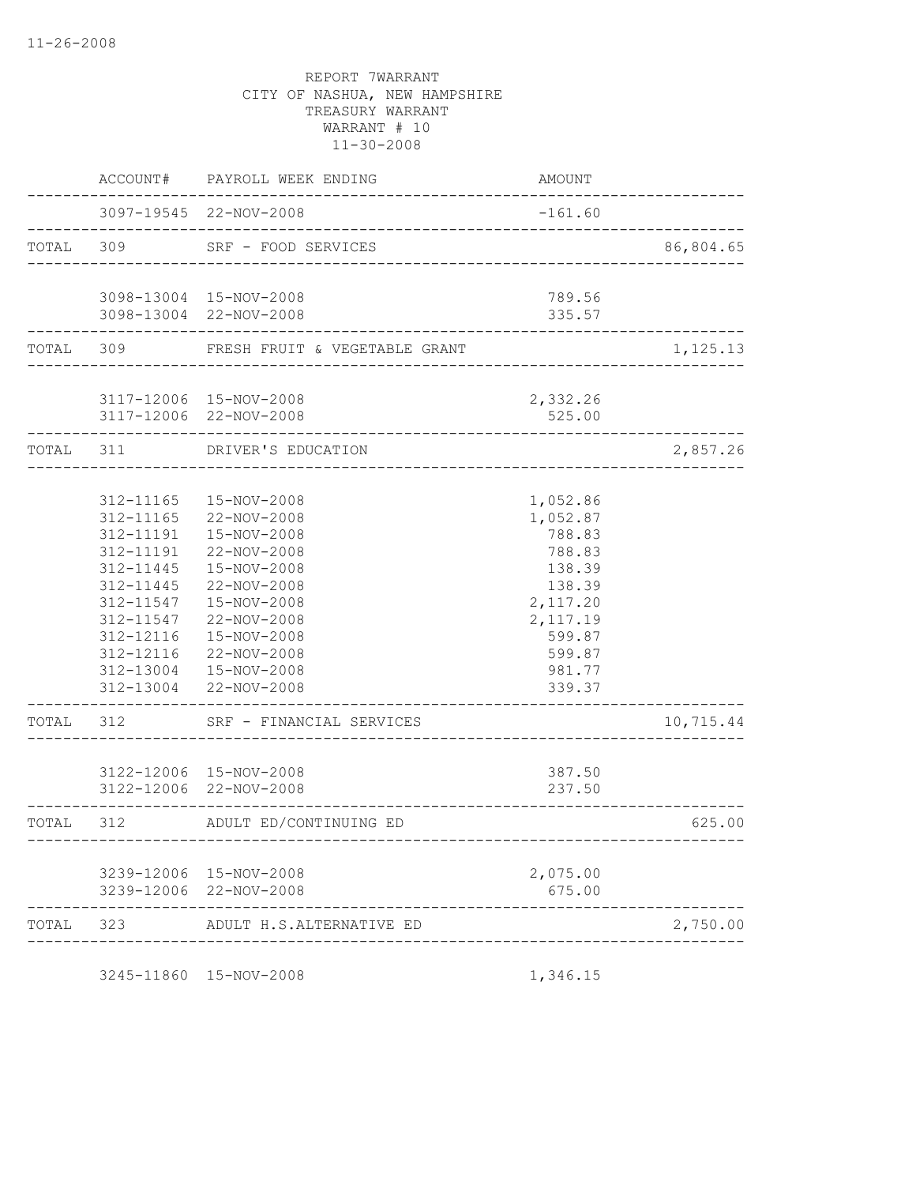11-26-2008

REPORT 7WARRANT
CITY OF NASHUA, NEW HAMPSHIRE
TREASURY WARRANT
WARRANT # 10
11-30-2008

| | ACCOUNT# | PAYROLL WEEK ENDING | AMOUNT | |
|---|---|---|---|---|
| | 3097-19545 | 22-NOV-2008 | -161.60 | |
| TOTAL | 309 | SRF - FOOD SERVICES | | 86,804.65 |
| | 3098-13004 | 15-NOV-2008 | 789.56 | |
| | 3098-13004 | 22-NOV-2008 | 335.57 | |
| TOTAL | 309 | FRESH FRUIT & VEGETABLE GRANT | | 1,125.13 |
| | 3117-12006 | 15-NOV-2008 | 2,332.26 | |
| | 3117-12006 | 22-NOV-2008 | 525.00 | |
| TOTAL | 311 | DRIVER'S EDUCATION | | 2,857.26 |
| | 312-11165 | 15-NOV-2008 | 1,052.86 | |
| | 312-11165 | 22-NOV-2008 | 1,052.87 | |
| | 312-11191 | 15-NOV-2008 | 788.83 | |
| | 312-11191 | 22-NOV-2008 | 788.83 | |
| | 312-11445 | 15-NOV-2008 | 138.39 | |
| | 312-11445 | 22-NOV-2008 | 138.39 | |
| | 312-11547 | 15-NOV-2008 | 2,117.20 | |
| | 312-11547 | 22-NOV-2008 | 2,117.19 | |
| | 312-12116 | 15-NOV-2008 | 599.87 | |
| | 312-12116 | 22-NOV-2008 | 599.87 | |
| | 312-13004 | 15-NOV-2008 | 981.77 | |
| | 312-13004 | 22-NOV-2008 | 339.37 | |
| TOTAL | 312 | SRF - FINANCIAL SERVICES | | 10,715.44 |
| | 3122-12006 | 15-NOV-2008 | 387.50 | |
| | 3122-12006 | 22-NOV-2008 | 237.50 | |
| TOTAL | 312 | ADULT ED/CONTINUING ED | | 625.00 |
| | 3239-12006 | 15-NOV-2008 | 2,075.00 | |
| | 3239-12006 | 22-NOV-2008 | 675.00 | |
| TOTAL | 323 | ADULT H.S.ALTERNATIVE ED | | 2,750.00 |
| | 3245-11860 | 15-NOV-2008 | 1,346.15 | |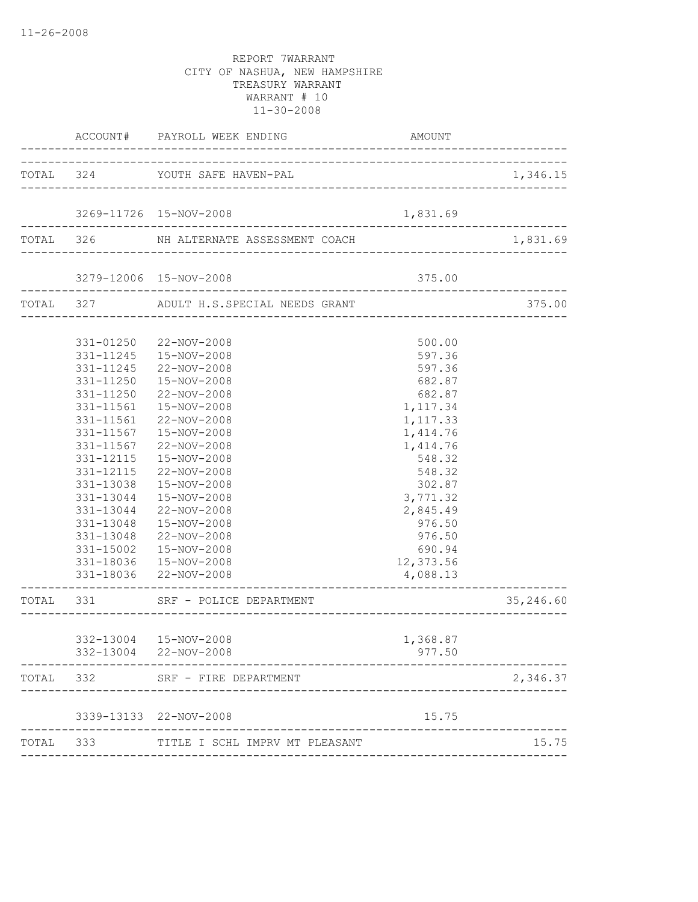11-26-2008

REPORT 7WARRANT
CITY OF NASHUA, NEW HAMPSHIRE
TREASURY WARRANT
WARRANT # 10
11-30-2008

| | ACCOUNT# | PAYROLL WEEK ENDING | AMOUNT | |
|---|---|---|---|---|
| TOTAL | 324 | YOUTH SAFE HAVEN-PAL | | 1,346.15 |
| | 3269-11726 | 15-NOV-2008 | 1,831.69 | |
| TOTAL | 326 | NH ALTERNATE ASSESSMENT COACH | | 1,831.69 |
| | 3279-12006 | 15-NOV-2008 | 375.00 | |
| TOTAL | 327 | ADULT H.S.SPECIAL NEEDS GRANT | | 375.00 |
| | 331-01250 | 22-NOV-2008 | 500.00 | |
| | 331-11245 | 15-NOV-2008 | 597.36 | |
| | 331-11245 | 22-NOV-2008 | 597.36 | |
| | 331-11250 | 15-NOV-2008 | 682.87 | |
| | 331-11250 | 22-NOV-2008 | 682.87 | |
| | 331-11561 | 15-NOV-2008 | 1,117.34 | |
| | 331-11561 | 22-NOV-2008 | 1,117.33 | |
| | 331-11567 | 15-NOV-2008 | 1,414.76 | |
| | 331-11567 | 22-NOV-2008 | 1,414.76 | |
| | 331-12115 | 15-NOV-2008 | 548.32 | |
| | 331-12115 | 22-NOV-2008 | 548.32 | |
| | 331-13038 | 15-NOV-2008 | 302.87 | |
| | 331-13044 | 15-NOV-2008 | 3,771.32 | |
| | 331-13044 | 22-NOV-2008 | 2,845.49 | |
| | 331-13048 | 15-NOV-2008 | 976.50 | |
| | 331-13048 | 22-NOV-2008 | 976.50 | |
| | 331-15002 | 15-NOV-2008 | 690.94 | |
| | 331-18036 | 15-NOV-2008 | 12,373.56 | |
| | 331-18036 | 22-NOV-2008 | 4,088.13 | |
| TOTAL | 331 | SRF - POLICE DEPARTMENT | | 35,246.60 |
| | 332-13004 | 15-NOV-2008 | 1,368.87 | |
| | 332-13004 | 22-NOV-2008 | 977.50 | |
| TOTAL | 332 | SRF - FIRE DEPARTMENT | | 2,346.37 |
| | 3339-13133 | 22-NOV-2008 | 15.75 | |
| TOTAL | 333 | TITLE I SCHL IMPRV MT PLEASANT | | 15.75 |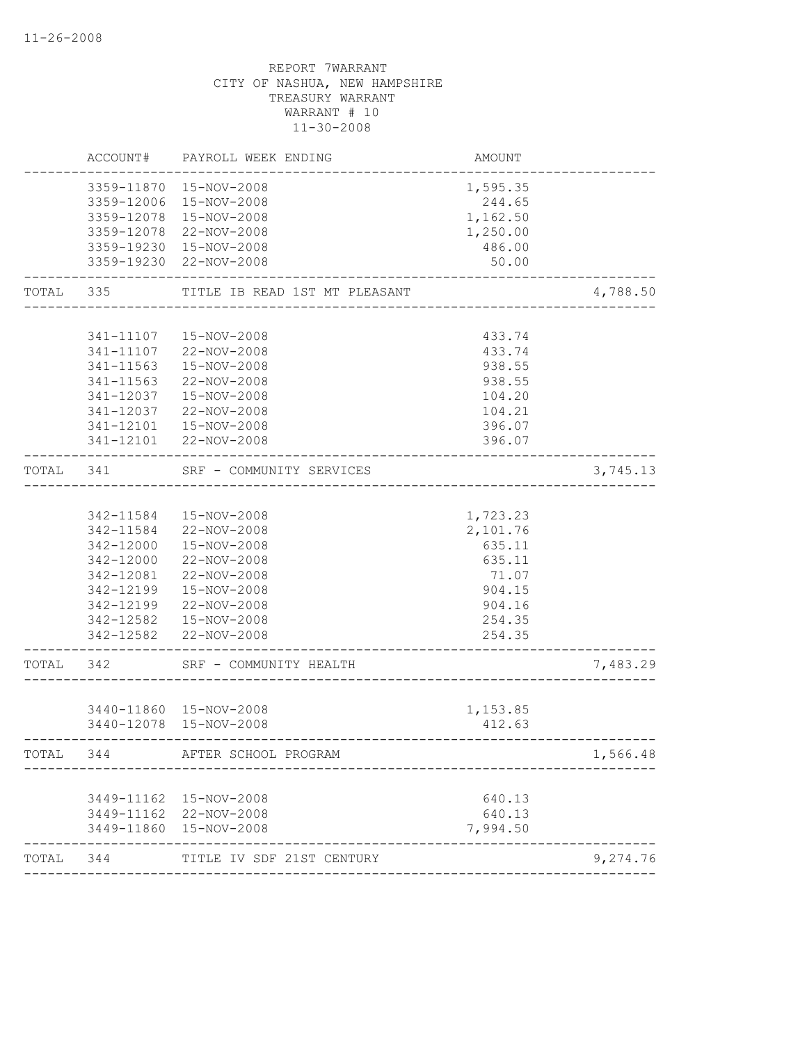REPORT 7WARRANT
CITY OF NASHUA, NEW HAMPSHIRE
TREASURY WARRANT
WARRANT # 10
11-30-2008

| | ACCOUNT# | PAYROLL WEEK ENDING | AMOUNT | |
|---|---|---|---|---|
| | 3359-11870 | 15-NOV-2008 | 1,595.35 | |
| | 3359-12006 | 15-NOV-2008 | 244.65 | |
| | 3359-12078 | 15-NOV-2008 | 1,162.50 | |
| | 3359-12078 | 22-NOV-2008 | 1,250.00 | |
| | 3359-19230 | 15-NOV-2008 | 486.00 | |
| | 3359-19230 | 22-NOV-2008 | 50.00 | |
| TOTAL | 335 | TITLE IB READ 1ST MT PLEASANT | | 4,788.50 |
| | 341-11107 | 15-NOV-2008 | 433.74 | |
| | 341-11107 | 22-NOV-2008 | 433.74 | |
| | 341-11563 | 15-NOV-2008 | 938.55 | |
| | 341-11563 | 22-NOV-2008 | 938.55 | |
| | 341-12037 | 15-NOV-2008 | 104.20 | |
| | 341-12037 | 22-NOV-2008 | 104.21 | |
| | 341-12101 | 15-NOV-2008 | 396.07 | |
| | 341-12101 | 22-NOV-2008 | 396.07 | |
| TOTAL | 341 | SRF - COMMUNITY SERVICES | | 3,745.13 |
| | 342-11584 | 15-NOV-2008 | 1,723.23 | |
| | 342-11584 | 22-NOV-2008 | 2,101.76 | |
| | 342-12000 | 15-NOV-2008 | 635.11 | |
| | 342-12000 | 22-NOV-2008 | 635.11 | |
| | 342-12081 | 22-NOV-2008 | 71.07 | |
| | 342-12199 | 15-NOV-2008 | 904.15 | |
| | 342-12199 | 22-NOV-2008 | 904.16 | |
| | 342-12582 | 15-NOV-2008 | 254.35 | |
| | 342-12582 | 22-NOV-2008 | 254.35 | |
| TOTAL | 342 | SRF - COMMUNITY HEALTH | | 7,483.29 |
| | 3440-11860 | 15-NOV-2008 | 1,153.85 | |
| | 3440-12078 | 15-NOV-2008 | 412.63 | |
| TOTAL | 344 | AFTER SCHOOL PROGRAM | | 1,566.48 |
| | 3449-11162 | 15-NOV-2008 | 640.13 | |
| | 3449-11162 | 22-NOV-2008 | 640.13 | |
| | 3449-11860 | 15-NOV-2008 | 7,994.50 | |
| TOTAL | 344 | TITLE IV SDF 21ST CENTURY | | 9,274.76 |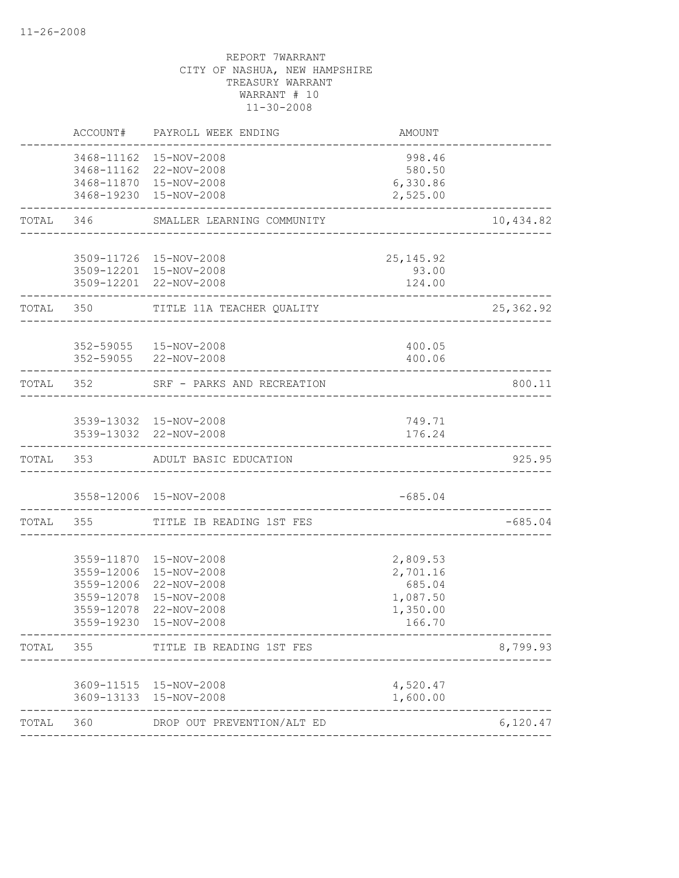11-26-2008

REPORT 7WARRANT
CITY OF NASHUA, NEW HAMPSHIRE
TREASURY WARRANT
WARRANT # 10
11-30-2008

| | ACCOUNT# | PAYROLL WEEK ENDING | AMOUNT | |
|---|---|---|---|---|
| | 3468-11162 | 15-NOV-2008 | 998.46 | |
| | 3468-11162 | 22-NOV-2008 | 580.50 | |
| | 3468-11870 | 15-NOV-2008 | 6,330.86 | |
| | 3468-19230 | 15-NOV-2008 | 2,525.00 | |
| TOTAL | 346 | SMALLER LEARNING COMMUNITY | | 10,434.82 |
| | 3509-11726 | 15-NOV-2008 | 25,145.92 | |
| | 3509-12201 | 15-NOV-2008 | 93.00 | |
| | 3509-12201 | 22-NOV-2008 | 124.00 | |
| TOTAL | 350 | TITLE 11A TEACHER QUALITY | | 25,362.92 |
| | 352-59055 | 15-NOV-2008 | 400.05 | |
| | 352-59055 | 22-NOV-2008 | 400.06 | |
| TOTAL | 352 | SRF - PARKS AND RECREATION | | 800.11 |
| | 3539-13032 | 15-NOV-2008 | 749.71 | |
| | 3539-13032 | 22-NOV-2008 | 176.24 | |
| TOTAL | 353 | ADULT BASIC EDUCATION | | 925.95 |
| | 3558-12006 | 15-NOV-2008 | -685.04 | |
| TOTAL | 355 | TITLE IB READING 1ST FES | | -685.04 |
| | 3559-11870 | 15-NOV-2008 | 2,809.53 | |
| | 3559-12006 | 15-NOV-2008 | 2,701.16 | |
| | 3559-12006 | 22-NOV-2008 | 685.04 | |
| | 3559-12078 | 15-NOV-2008 | 1,087.50 | |
| | 3559-12078 | 22-NOV-2008 | 1,350.00 | |
| | 3559-19230 | 15-NOV-2008 | 166.70 | |
| TOTAL | 355 | TITLE IB READING 1ST FES | | 8,799.93 |
| | 3609-11515 | 15-NOV-2008 | 4,520.47 | |
| | 3609-13133 | 15-NOV-2008 | 1,600.00 | |
| TOTAL | 360 | DROP OUT PREVENTION/ALT ED | | 6,120.47 |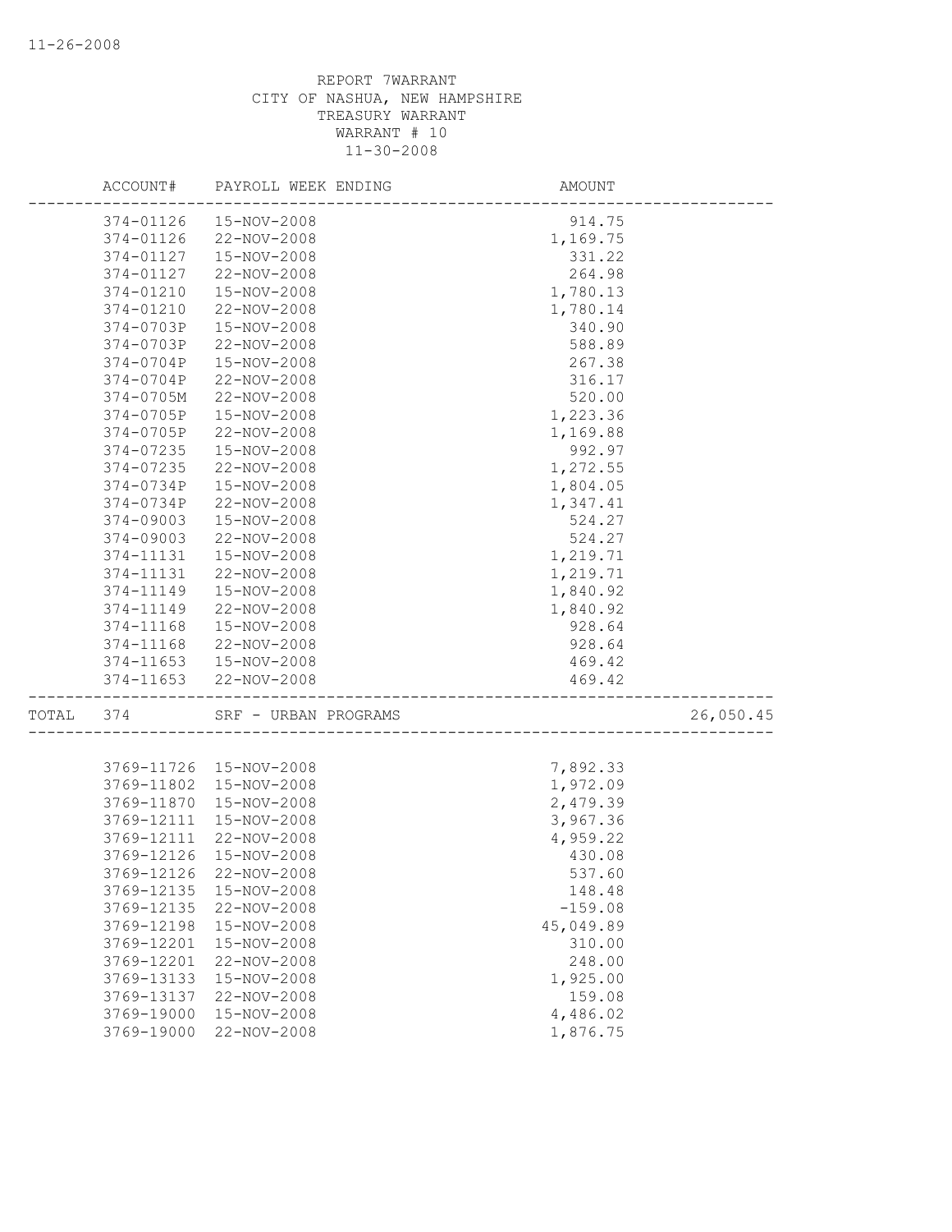REPORT 7WARRANT
CITY OF NASHUA, NEW HAMPSHIRE
TREASURY WARRANT
WARRANT # 10
11-30-2008

| | ACCOUNT# | PAYROLL WEEK ENDING | AMOUNT | |
|---|---|---|---|---|
| | 374-01126 | 15-NOV-2008 | 914.75 | |
| | 374-01126 | 22-NOV-2008 | 1,169.75 | |
| | 374-01127 | 15-NOV-2008 | 331.22 | |
| | 374-01127 | 22-NOV-2008 | 264.98 | |
| | 374-01210 | 15-NOV-2008 | 1,780.13 | |
| | 374-01210 | 22-NOV-2008 | 1,780.14 | |
| | 374-0703P | 15-NOV-2008 | 340.90 | |
| | 374-0703P | 22-NOV-2008 | 588.89 | |
| | 374-0704P | 15-NOV-2008 | 267.38 | |
| | 374-0704P | 22-NOV-2008 | 316.17 | |
| | 374-0705M | 22-NOV-2008 | 520.00 | |
| | 374-0705P | 15-NOV-2008 | 1,223.36 | |
| | 374-0705P | 22-NOV-2008 | 1,169.88 | |
| | 374-07235 | 15-NOV-2008 | 992.97 | |
| | 374-07235 | 22-NOV-2008 | 1,272.55 | |
| | 374-0734P | 15-NOV-2008 | 1,804.05 | |
| | 374-0734P | 22-NOV-2008 | 1,347.41 | |
| | 374-09003 | 15-NOV-2008 | 524.27 | |
| | 374-09003 | 22-NOV-2008 | 524.27 | |
| | 374-11131 | 15-NOV-2008 | 1,219.71 | |
| | 374-11131 | 22-NOV-2008 | 1,219.71 | |
| | 374-11149 | 15-NOV-2008 | 1,840.92 | |
| | 374-11149 | 22-NOV-2008 | 1,840.92 | |
| | 374-11168 | 15-NOV-2008 | 928.64 | |
| | 374-11168 | 22-NOV-2008 | 928.64 | |
| | 374-11653 | 15-NOV-2008 | 469.42 | |
| | 374-11653 | 22-NOV-2008 | 469.42 | |
| TOTAL | 374 | SRF - URBAN PROGRAMS | | 26,050.45 |
| | 3769-11726 | 15-NOV-2008 | 7,892.33 | |
| | 3769-11802 | 15-NOV-2008 | 1,972.09 | |
| | 3769-11870 | 15-NOV-2008 | 2,479.39 | |
| | 3769-12111 | 15-NOV-2008 | 3,967.36 | |
| | 3769-12111 | 22-NOV-2008 | 4,959.22 | |
| | 3769-12126 | 15-NOV-2008 | 430.08 | |
| | 3769-12126 | 22-NOV-2008 | 537.60 | |
| | 3769-12135 | 15-NOV-2008 | 148.48 | |
| | 3769-12135 | 22-NOV-2008 | -159.08 | |
| | 3769-12198 | 15-NOV-2008 | 45,049.89 | |
| | 3769-12201 | 15-NOV-2008 | 310.00 | |
| | 3769-12201 | 22-NOV-2008 | 248.00 | |
| | 3769-13133 | 15-NOV-2008 | 1,925.00 | |
| | 3769-13137 | 22-NOV-2008 | 159.08 | |
| | 3769-19000 | 15-NOV-2008 | 4,486.02 | |
| | 3769-19000 | 22-NOV-2008 | 1,876.75 | |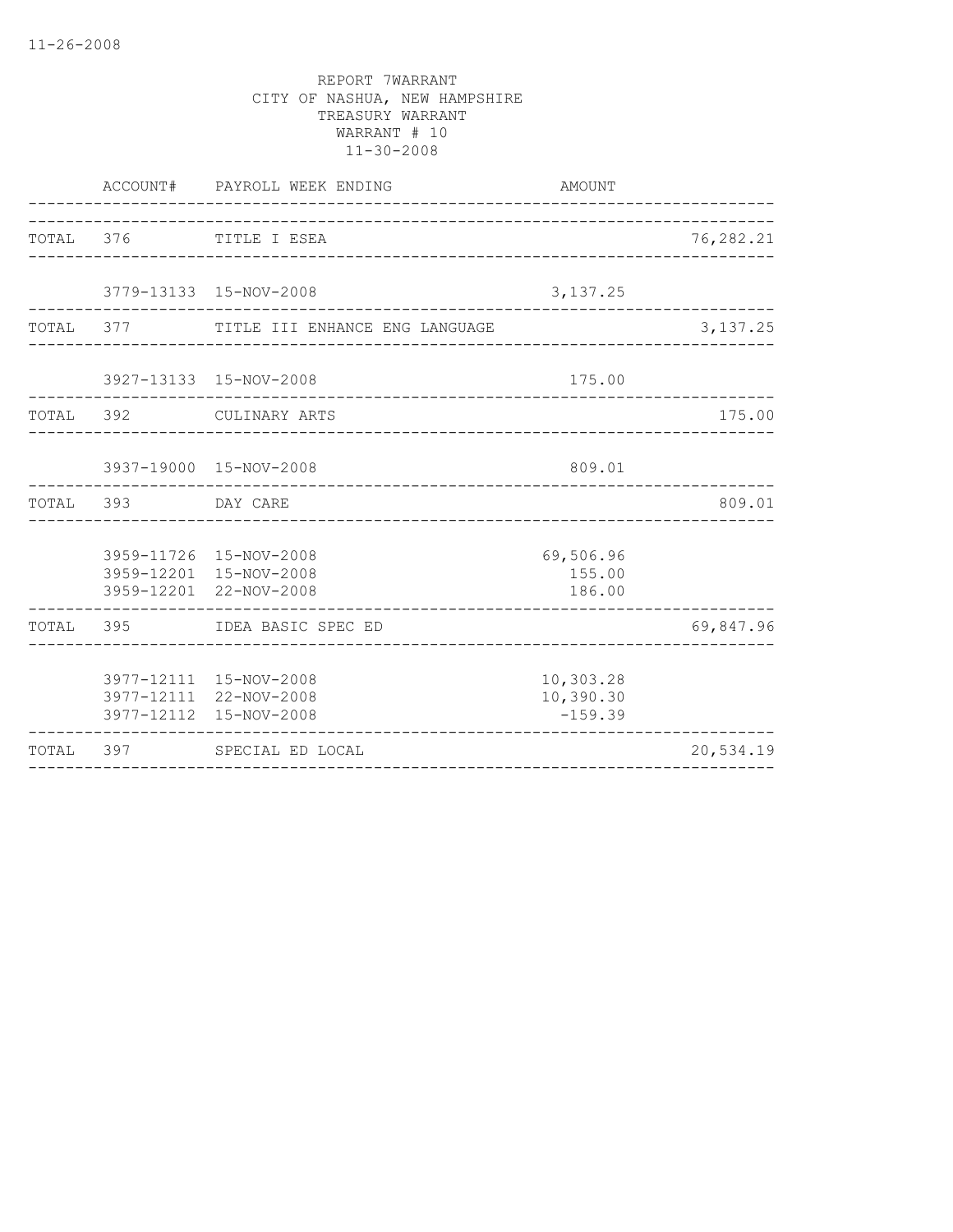REPORT 7WARRANT
CITY OF NASHUA, NEW HAMPSHIRE
TREASURY WARRANT
WARRANT # 10
11-30-2008

| | ACCOUNT# | PAYROLL WEEK ENDING | AMOUNT | |
|---|---|---|---|---|
| TOTAL | 376 | TITLE I ESEA | | 76,282.21 |
| | 3779-13133 | 15-NOV-2008 | 3,137.25 | |
| TOTAL | 377 | TITLE III ENHANCE ENG LANGUAGE | | 3,137.25 |
| | 3927-13133 | 15-NOV-2008 | 175.00 | |
| TOTAL | 392 | CULINARY ARTS | | 175.00 |
| | 3937-19000 | 15-NOV-2008 | 809.01 | |
| TOTAL | 393 | DAY CARE | | 809.01 |
| | 3959-11726 | 15-NOV-2008 | 69,506.96 | |
| | 3959-12201 | 15-NOV-2008 | 155.00 | |
| | 3959-12201 | 22-NOV-2008 | 186.00 | |
| TOTAL | 395 | IDEA BASIC SPEC ED | | 69,847.96 |
| | 3977-12111 | 15-NOV-2008 | 10,303.28 | |
| | 3977-12111 | 22-NOV-2008 | 10,390.30 | |
| | 3977-12112 | 15-NOV-2008 | -159.39 | |
| TOTAL | 397 | SPECIAL ED LOCAL | | 20,534.19 |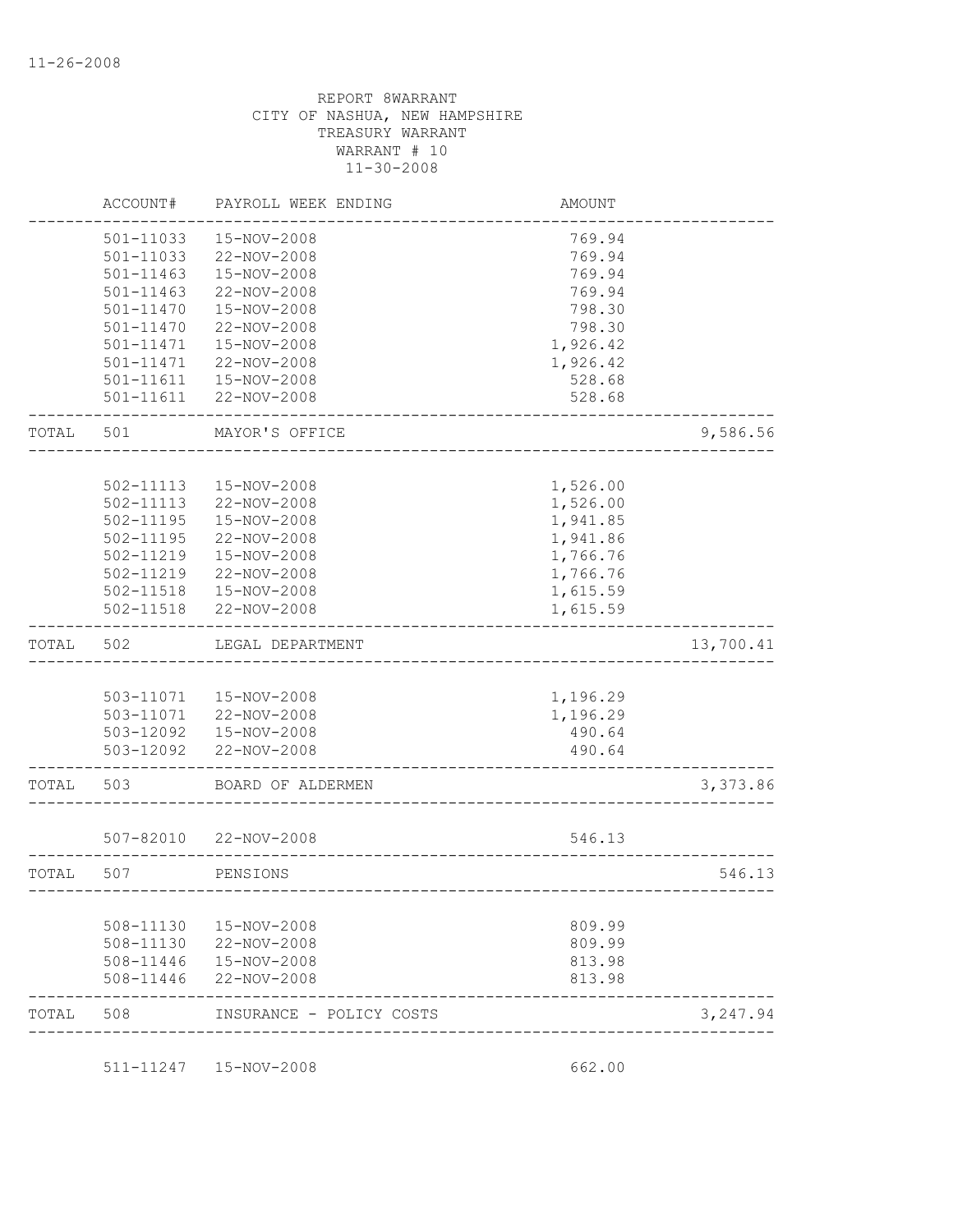11-26-2008

REPORT 8WARRANT
CITY OF NASHUA, NEW HAMPSHIRE
TREASURY WARRANT
WARRANT # 10
11-30-2008

| | ACCOUNT# | PAYROLL WEEK ENDING | AMOUNT | |
|---|---|---|---|---|
| | 501-11033 | 15-NOV-2008 | 769.94 | |
| | 501-11033 | 22-NOV-2008 | 769.94 | |
| | 501-11463 | 15-NOV-2008 | 769.94 | |
| | 501-11463 | 22-NOV-2008 | 769.94 | |
| | 501-11470 | 15-NOV-2008 | 798.30 | |
| | 501-11470 | 22-NOV-2008 | 798.30 | |
| | 501-11471 | 15-NOV-2008 | 1,926.42 | |
| | 501-11471 | 22-NOV-2008 | 1,926.42 | |
| | 501-11611 | 15-NOV-2008 | 528.68 | |
| | 501-11611 | 22-NOV-2008 | 528.68 | |
| TOTAL | 501 | MAYOR'S OFFICE | | 9,586.56 |
| | 502-11113 | 15-NOV-2008 | 1,526.00 | |
| | 502-11113 | 22-NOV-2008 | 1,526.00 | |
| | 502-11195 | 15-NOV-2008 | 1,941.85 | |
| | 502-11195 | 22-NOV-2008 | 1,941.86 | |
| | 502-11219 | 15-NOV-2008 | 1,766.76 | |
| | 502-11219 | 22-NOV-2008 | 1,766.76 | |
| | 502-11518 | 15-NOV-2008 | 1,615.59 | |
| | 502-11518 | 22-NOV-2008 | 1,615.59 | |
| TOTAL | 502 | LEGAL DEPARTMENT | | 13,700.41 |
| | 503-11071 | 15-NOV-2008 | 1,196.29 | |
| | 503-11071 | 22-NOV-2008 | 1,196.29 | |
| | 503-12092 | 15-NOV-2008 | 490.64 | |
| | 503-12092 | 22-NOV-2008 | 490.64 | |
| TOTAL | 503 | BOARD OF ALDERMEN | | 3,373.86 |
| | 507-82010 | 22-NOV-2008 | 546.13 | |
| TOTAL | 507 | PENSIONS | | 546.13 |
| | 508-11130 | 15-NOV-2008 | 809.99 | |
| | 508-11130 | 22-NOV-2008 | 809.99 | |
| | 508-11446 | 15-NOV-2008 | 813.98 | |
| | 508-11446 | 22-NOV-2008 | 813.98 | |
| TOTAL | 508 | INSURANCE - POLICY COSTS | | 3,247.94 |
| | 511-11247 | 15-NOV-2008 | 662.00 | |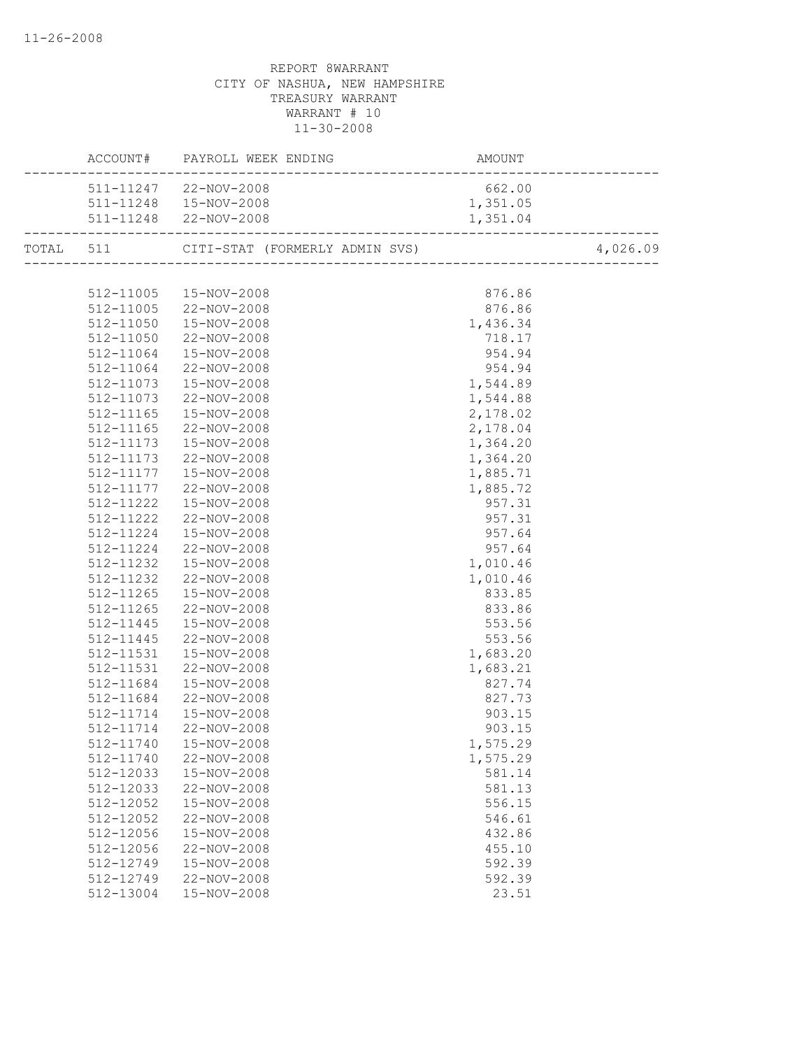REPORT 8WARRANT
CITY OF NASHUA, NEW HAMPSHIRE
TREASURY WARRANT
WARRANT # 10
11-30-2008

| ACCOUNT# | PAYROLL WEEK ENDING | AMOUNT | |
|---|---|---|---|
| 511-11247 | 22-NOV-2008 | 662.00 | |
| 511-11248 | 15-NOV-2008 | 1,351.05 | |
| 511-11248 | 22-NOV-2008 | 1,351.04 | |
| TOTAL 511 | CITI-STAT (FORMERLY ADMIN SVS) | | 4,026.09 |
| 512-11005 | 15-NOV-2008 | 876.86 | |
| 512-11005 | 22-NOV-2008 | 876.86 | |
| 512-11050 | 15-NOV-2008 | 1,436.34 | |
| 512-11050 | 22-NOV-2008 | 718.17 | |
| 512-11064 | 15-NOV-2008 | 954.94 | |
| 512-11064 | 22-NOV-2008 | 954.94 | |
| 512-11073 | 15-NOV-2008 | 1,544.89 | |
| 512-11073 | 22-NOV-2008 | 1,544.88 | |
| 512-11165 | 15-NOV-2008 | 2,178.02 | |
| 512-11165 | 22-NOV-2008 | 2,178.04 | |
| 512-11173 | 15-NOV-2008 | 1,364.20 | |
| 512-11173 | 22-NOV-2008 | 1,364.20 | |
| 512-11177 | 15-NOV-2008 | 1,885.71 | |
| 512-11177 | 22-NOV-2008 | 1,885.72 | |
| 512-11222 | 15-NOV-2008 | 957.31 | |
| 512-11222 | 22-NOV-2008 | 957.31 | |
| 512-11224 | 15-NOV-2008 | 957.64 | |
| 512-11224 | 22-NOV-2008 | 957.64 | |
| 512-11232 | 15-NOV-2008 | 1,010.46 | |
| 512-11232 | 22-NOV-2008 | 1,010.46 | |
| 512-11265 | 15-NOV-2008 | 833.85 | |
| 512-11265 | 22-NOV-2008 | 833.86 | |
| 512-11445 | 15-NOV-2008 | 553.56 | |
| 512-11445 | 22-NOV-2008 | 553.56 | |
| 512-11531 | 15-NOV-2008 | 1,683.20 | |
| 512-11531 | 22-NOV-2008 | 1,683.21 | |
| 512-11684 | 15-NOV-2008 | 827.74 | |
| 512-11684 | 22-NOV-2008 | 827.73 | |
| 512-11714 | 15-NOV-2008 | 903.15 | |
| 512-11714 | 22-NOV-2008 | 903.15 | |
| 512-11740 | 15-NOV-2008 | 1,575.29 | |
| 512-11740 | 22-NOV-2008 | 1,575.29 | |
| 512-12033 | 15-NOV-2008 | 581.14 | |
| 512-12033 | 22-NOV-2008 | 581.13 | |
| 512-12052 | 15-NOV-2008 | 556.15 | |
| 512-12052 | 22-NOV-2008 | 546.61 | |
| 512-12056 | 15-NOV-2008 | 432.86 | |
| 512-12056 | 22-NOV-2008 | 455.10 | |
| 512-12749 | 15-NOV-2008 | 592.39 | |
| 512-12749 | 22-NOV-2008 | 592.39 | |
| 512-13004 | 15-NOV-2008 | 23.51 | |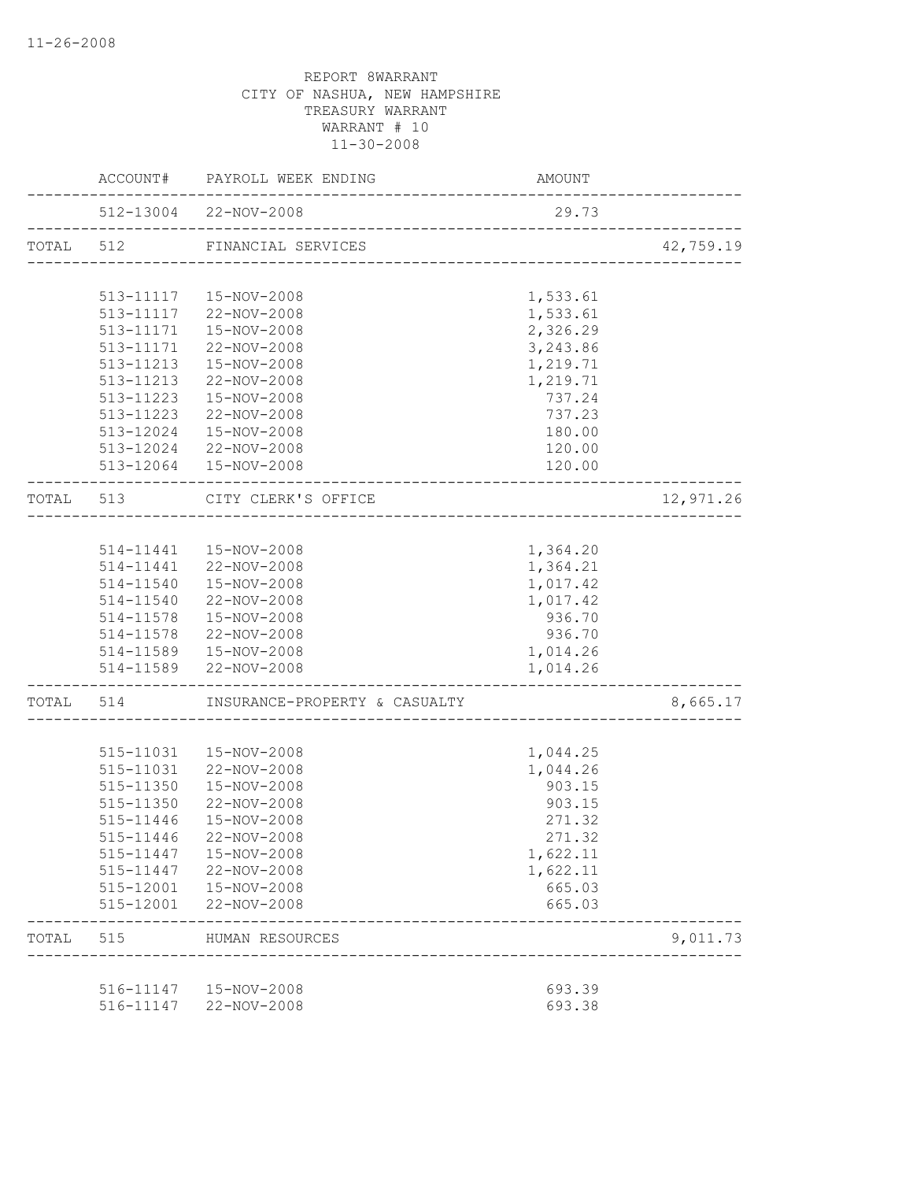REPORT 8WARRANT
CITY OF NASHUA, NEW HAMPSHIRE
TREASURY WARRANT
WARRANT # 10
11-30-2008

| | ACCOUNT# | PAYROLL WEEK ENDING | AMOUNT | |
|---|---|---|---|---|
| | 512-13004 | 22-NOV-2008 | 29.73 | |
| TOTAL | 512 | FINANCIAL SERVICES | | 42,759.19 |
| | 513-11117 | 15-NOV-2008 | 1,533.61 | |
| | 513-11117 | 22-NOV-2008 | 1,533.61 | |
| | 513-11171 | 15-NOV-2008 | 2,326.29 | |
| | 513-11171 | 22-NOV-2008 | 3,243.86 | |
| | 513-11213 | 15-NOV-2008 | 1,219.71 | |
| | 513-11213 | 22-NOV-2008 | 1,219.71 | |
| | 513-11223 | 15-NOV-2008 | 737.24 | |
| | 513-11223 | 22-NOV-2008 | 737.23 | |
| | 513-12024 | 15-NOV-2008 | 180.00 | |
| | 513-12024 | 22-NOV-2008 | 120.00 | |
| | 513-12064 | 15-NOV-2008 | 120.00 | |
| TOTAL | 513 | CITY CLERK'S OFFICE | | 12,971.26 |
| | 514-11441 | 15-NOV-2008 | 1,364.20 | |
| | 514-11441 | 22-NOV-2008 | 1,364.21 | |
| | 514-11540 | 15-NOV-2008 | 1,017.42 | |
| | 514-11540 | 22-NOV-2008 | 1,017.42 | |
| | 514-11578 | 15-NOV-2008 | 936.70 | |
| | 514-11578 | 22-NOV-2008 | 936.70 | |
| | 514-11589 | 15-NOV-2008 | 1,014.26 | |
| | 514-11589 | 22-NOV-2008 | 1,014.26 | |
| TOTAL | 514 | INSURANCE-PROPERTY & CASUALTY | | 8,665.17 |
| | 515-11031 | 15-NOV-2008 | 1,044.25 | |
| | 515-11031 | 22-NOV-2008 | 1,044.26 | |
| | 515-11350 | 15-NOV-2008 | 903.15 | |
| | 515-11350 | 22-NOV-2008 | 903.15 | |
| | 515-11446 | 15-NOV-2008 | 271.32 | |
| | 515-11446 | 22-NOV-2008 | 271.32 | |
| | 515-11447 | 15-NOV-2008 | 1,622.11 | |
| | 515-11447 | 22-NOV-2008 | 1,622.11 | |
| | 515-12001 | 15-NOV-2008 | 665.03 | |
| | 515-12001 | 22-NOV-2008 | 665.03 | |
| TOTAL | 515 | HUMAN RESOURCES | | 9,011.73 |
| | 516-11147 | 15-NOV-2008 | 693.39 | |
| | 516-11147 | 22-NOV-2008 | 693.38 | |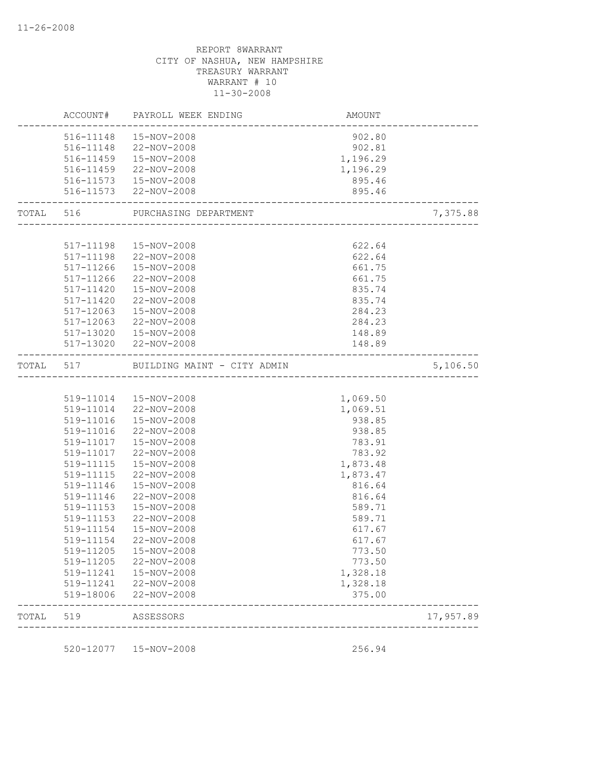REPORT 8WARRANT
CITY OF NASHUA, NEW HAMPSHIRE
TREASURY WARRANT
WARRANT # 10
11-30-2008

| | ACCOUNT# | PAYROLL WEEK ENDING | AMOUNT | |
|---|---|---|---|---|
| | 516-11148 | 15-NOV-2008 | 902.80 | |
| | 516-11148 | 22-NOV-2008 | 902.81 | |
| | 516-11459 | 15-NOV-2008 | 1,196.29 | |
| | 516-11459 | 22-NOV-2008 | 1,196.29 | |
| | 516-11573 | 15-NOV-2008 | 895.46 | |
| | 516-11573 | 22-NOV-2008 | 895.46 | |
| TOTAL | 516 | PURCHASING DEPARTMENT | | 7,375.88 |
| | 517-11198 | 15-NOV-2008 | 622.64 | |
| | 517-11198 | 22-NOV-2008 | 622.64 | |
| | 517-11266 | 15-NOV-2008 | 661.75 | |
| | 517-11266 | 22-NOV-2008 | 661.75 | |
| | 517-11420 | 15-NOV-2008 | 835.74 | |
| | 517-11420 | 22-NOV-2008 | 835.74 | |
| | 517-12063 | 15-NOV-2008 | 284.23 | |
| | 517-12063 | 22-NOV-2008 | 284.23 | |
| | 517-13020 | 15-NOV-2008 | 148.89 | |
| | 517-13020 | 22-NOV-2008 | 148.89 | |
| TOTAL | 517 | BUILDING MAINT - CITY ADMIN | | 5,106.50 |
| | 519-11014 | 15-NOV-2008 | 1,069.50 | |
| | 519-11014 | 22-NOV-2008 | 1,069.51 | |
| | 519-11016 | 15-NOV-2008 | 938.85 | |
| | 519-11016 | 22-NOV-2008 | 938.85 | |
| | 519-11017 | 15-NOV-2008 | 783.91 | |
| | 519-11017 | 22-NOV-2008 | 783.92 | |
| | 519-11115 | 15-NOV-2008 | 1,873.48 | |
| | 519-11115 | 22-NOV-2008 | 1,873.47 | |
| | 519-11146 | 15-NOV-2008 | 816.64 | |
| | 519-11146 | 22-NOV-2008 | 816.64 | |
| | 519-11153 | 15-NOV-2008 | 589.71 | |
| | 519-11153 | 22-NOV-2008 | 589.71 | |
| | 519-11154 | 15-NOV-2008 | 617.67 | |
| | 519-11154 | 22-NOV-2008 | 617.67 | |
| | 519-11205 | 15-NOV-2008 | 773.50 | |
| | 519-11205 | 22-NOV-2008 | 773.50 | |
| | 519-11241 | 15-NOV-2008 | 1,328.18 | |
| | 519-11241 | 22-NOV-2008 | 1,328.18 | |
| | 519-18006 | 22-NOV-2008 | 375.00 | |
| TOTAL | 519 | ASSESSORS | | 17,957.89 |
| | 520-12077 | 15-NOV-2008 | 256.94 | |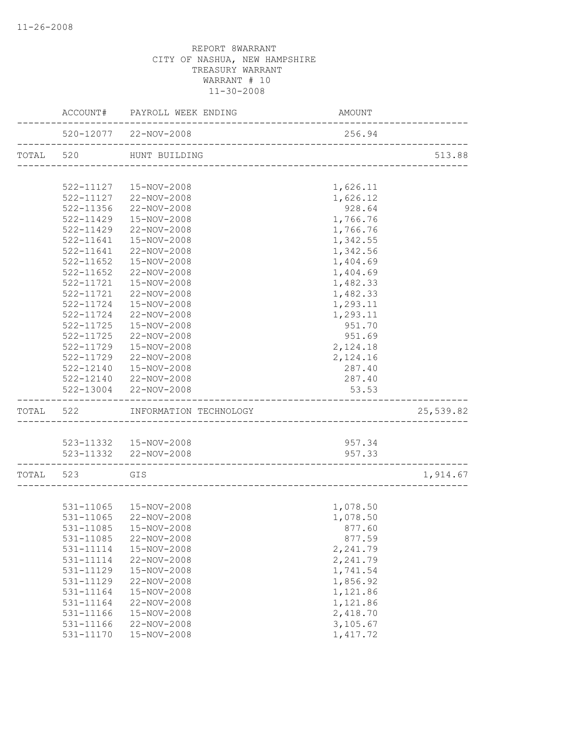REPORT 8WARRANT
CITY OF NASHUA, NEW HAMPSHIRE
TREASURY WARRANT
WARRANT # 10
11-30-2008

| | ACCOUNT# | PAYROLL WEEK ENDING | AMOUNT | |
|---|---|---|---|---|
| | 520-12077 | 22-NOV-2008 | 256.94 | |
| TOTAL | 520 | HUNT BUILDING | | 513.88 |
| | 522-11127 | 15-NOV-2008 | 1,626.11 | |
| | 522-11127 | 22-NOV-2008 | 1,626.12 | |
| | 522-11356 | 22-NOV-2008 | 928.64 | |
| | 522-11429 | 15-NOV-2008 | 1,766.76 | |
| | 522-11429 | 22-NOV-2008 | 1,766.76 | |
| | 522-11641 | 15-NOV-2008 | 1,342.55 | |
| | 522-11641 | 22-NOV-2008 | 1,342.56 | |
| | 522-11652 | 15-NOV-2008 | 1,404.69 | |
| | 522-11652 | 22-NOV-2008 | 1,404.69 | |
| | 522-11721 | 15-NOV-2008 | 1,482.33 | |
| | 522-11721 | 22-NOV-2008 | 1,482.33 | |
| | 522-11724 | 15-NOV-2008 | 1,293.11 | |
| | 522-11724 | 22-NOV-2008 | 1,293.11 | |
| | 522-11725 | 15-NOV-2008 | 951.70 | |
| | 522-11725 | 22-NOV-2008 | 951.69 | |
| | 522-11729 | 15-NOV-2008 | 2,124.18 | |
| | 522-11729 | 22-NOV-2008 | 2,124.16 | |
| | 522-12140 | 15-NOV-2008 | 287.40 | |
| | 522-12140 | 22-NOV-2008 | 287.40 | |
| | 522-13004 | 22-NOV-2008 | 53.53 | |
| TOTAL | 522 | INFORMATION TECHNOLOGY | | 25,539.82 |
| | 523-11332 | 15-NOV-2008 | 957.34 | |
| | 523-11332 | 22-NOV-2008 | 957.33 | |
| TOTAL | 523 | GIS | | 1,914.67 |
| | 531-11065 | 15-NOV-2008 | 1,078.50 | |
| | 531-11065 | 22-NOV-2008 | 1,078.50 | |
| | 531-11085 | 15-NOV-2008 | 877.60 | |
| | 531-11085 | 22-NOV-2008 | 877.59 | |
| | 531-11114 | 15-NOV-2008 | 2,241.79 | |
| | 531-11114 | 22-NOV-2008 | 2,241.79 | |
| | 531-11129 | 15-NOV-2008 | 1,741.54 | |
| | 531-11129 | 22-NOV-2008 | 1,856.92 | |
| | 531-11164 | 15-NOV-2008 | 1,121.86 | |
| | 531-11164 | 22-NOV-2008 | 1,121.86 | |
| | 531-11166 | 15-NOV-2008 | 2,418.70 | |
| | 531-11166 | 22-NOV-2008 | 3,105.67 | |
| | 531-11170 | 15-NOV-2008 | 1,417.72 | |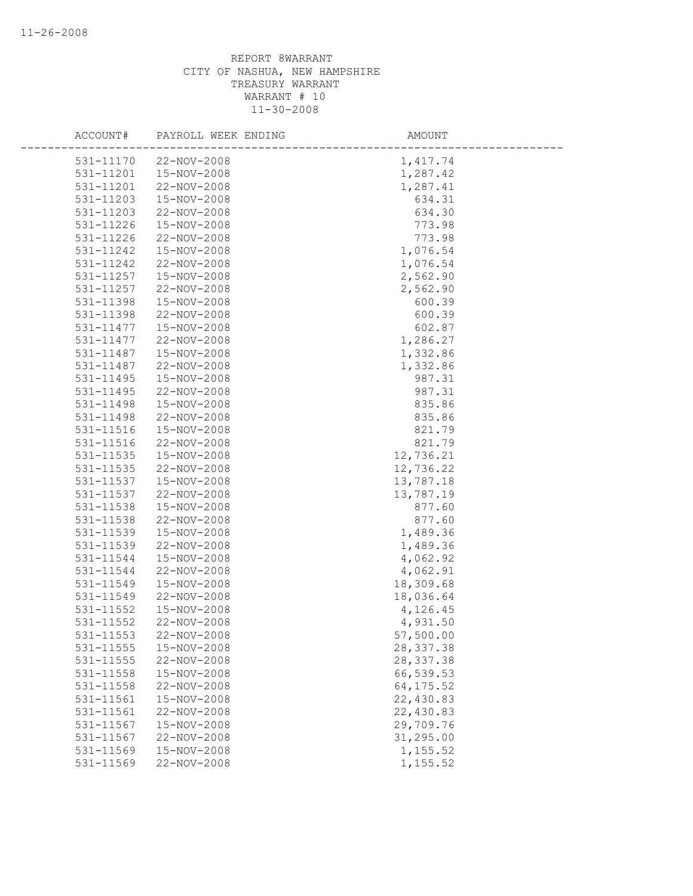REPORT 8WARRANT
CITY OF NASHUA, NEW HAMPSHIRE
TREASURY WARRANT
WARRANT # 10
11-30-2008

| ACCOUNT# | PAYROLL WEEK ENDING | AMOUNT |
|---|---|---|
| 531-11170 | 22-NOV-2008 | 1,417.74 |
| 531-11201 | 15-NOV-2008 | 1,287.42 |
| 531-11201 | 22-NOV-2008 | 1,287.41 |
| 531-11203 | 15-NOV-2008 | 634.31 |
| 531-11203 | 22-NOV-2008 | 634.30 |
| 531-11226 | 15-NOV-2008 | 773.98 |
| 531-11226 | 22-NOV-2008 | 773.98 |
| 531-11242 | 15-NOV-2008 | 1,076.54 |
| 531-11242 | 22-NOV-2008 | 1,076.54 |
| 531-11257 | 15-NOV-2008 | 2,562.90 |
| 531-11257 | 22-NOV-2008 | 2,562.90 |
| 531-11398 | 15-NOV-2008 | 600.39 |
| 531-11398 | 22-NOV-2008 | 600.39 |
| 531-11477 | 15-NOV-2008 | 602.87 |
| 531-11477 | 22-NOV-2008 | 1,286.27 |
| 531-11487 | 15-NOV-2008 | 1,332.86 |
| 531-11487 | 22-NOV-2008 | 1,332.86 |
| 531-11495 | 15-NOV-2008 | 987.31 |
| 531-11495 | 22-NOV-2008 | 987.31 |
| 531-11498 | 15-NOV-2008 | 835.86 |
| 531-11498 | 22-NOV-2008 | 835.86 |
| 531-11516 | 15-NOV-2008 | 821.79 |
| 531-11516 | 22-NOV-2008 | 821.79 |
| 531-11535 | 15-NOV-2008 | 12,736.21 |
| 531-11535 | 22-NOV-2008 | 12,736.22 |
| 531-11537 | 15-NOV-2008 | 13,787.18 |
| 531-11537 | 22-NOV-2008 | 13,787.19 |
| 531-11538 | 15-NOV-2008 | 877.60 |
| 531-11538 | 22-NOV-2008 | 877.60 |
| 531-11539 | 15-NOV-2008 | 1,489.36 |
| 531-11539 | 22-NOV-2008 | 1,489.36 |
| 531-11544 | 15-NOV-2008 | 4,062.92 |
| 531-11544 | 22-NOV-2008 | 4,062.91 |
| 531-11549 | 15-NOV-2008 | 18,309.68 |
| 531-11549 | 22-NOV-2008 | 18,036.64 |
| 531-11552 | 15-NOV-2008 | 4,126.45 |
| 531-11552 | 22-NOV-2008 | 4,931.50 |
| 531-11553 | 22-NOV-2008 | 57,500.00 |
| 531-11555 | 15-NOV-2008 | 28,337.38 |
| 531-11555 | 22-NOV-2008 | 28,337.38 |
| 531-11558 | 15-NOV-2008 | 66,539.53 |
| 531-11558 | 22-NOV-2008 | 64,175.52 |
| 531-11561 | 15-NOV-2008 | 22,430.83 |
| 531-11561 | 22-NOV-2008 | 22,430.83 |
| 531-11567 | 15-NOV-2008 | 29,709.76 |
| 531-11567 | 22-NOV-2008 | 31,295.00 |
| 531-11569 | 15-NOV-2008 | 1,155.52 |
| 531-11569 | 22-NOV-2008 | 1,155.52 |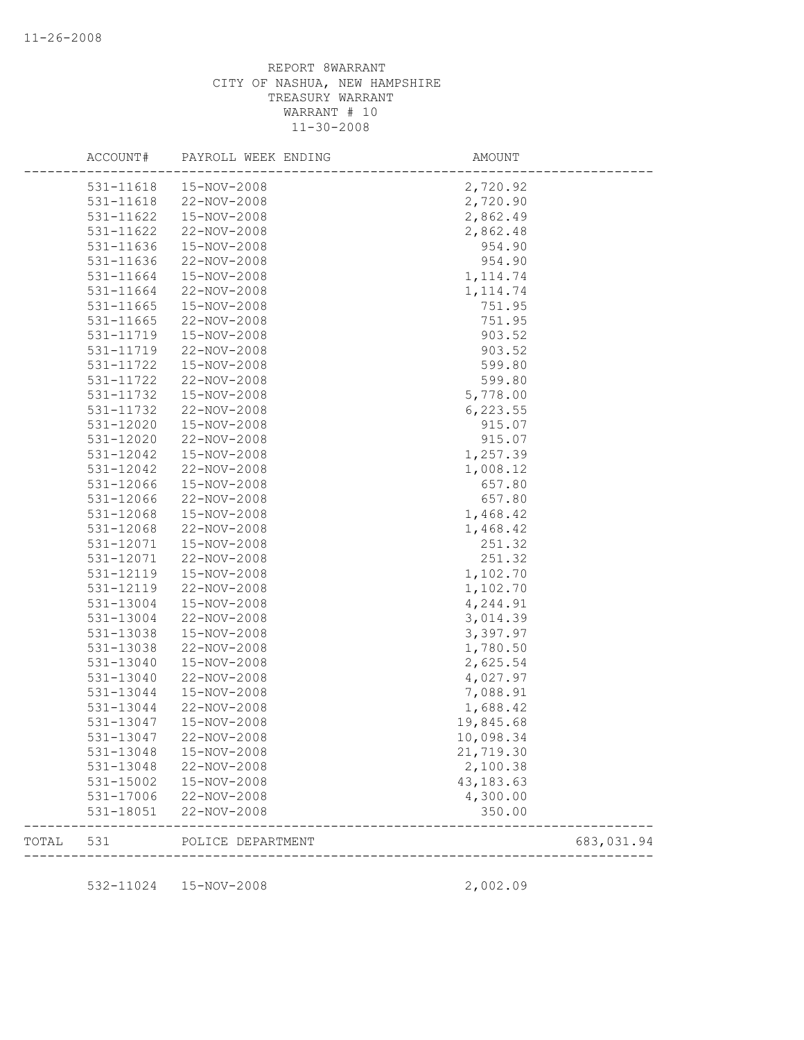11-26-2008

REPORT 8WARRANT
CITY OF NASHUA, NEW HAMPSHIRE
TREASURY WARRANT
WARRANT # 10
11-30-2008

| ACCOUNT# | PAYROLL WEEK ENDING | AMOUNT | |
|---|---|---|---|
| 531-11618 | 15-NOV-2008 | 2,720.92 | |
| 531-11618 | 22-NOV-2008 | 2,720.90 | |
| 531-11622 | 15-NOV-2008 | 2,862.49 | |
| 531-11622 | 22-NOV-2008 | 2,862.48 | |
| 531-11636 | 15-NOV-2008 | 954.90 | |
| 531-11636 | 22-NOV-2008 | 954.90 | |
| 531-11664 | 15-NOV-2008 | 1,114.74 | |
| 531-11664 | 22-NOV-2008 | 1,114.74 | |
| 531-11665 | 15-NOV-2008 | 751.95 | |
| 531-11665 | 22-NOV-2008 | 751.95 | |
| 531-11719 | 15-NOV-2008 | 903.52 | |
| 531-11719 | 22-NOV-2008 | 903.52 | |
| 531-11722 | 15-NOV-2008 | 599.80 | |
| 531-11722 | 22-NOV-2008 | 599.80 | |
| 531-11732 | 15-NOV-2008 | 5,778.00 | |
| 531-11732 | 22-NOV-2008 | 6,223.55 | |
| 531-12020 | 15-NOV-2008 | 915.07 | |
| 531-12020 | 22-NOV-2008 | 915.07 | |
| 531-12042 | 15-NOV-2008 | 1,257.39 | |
| 531-12042 | 22-NOV-2008 | 1,008.12 | |
| 531-12066 | 15-NOV-2008 | 657.80 | |
| 531-12066 | 22-NOV-2008 | 657.80 | |
| 531-12068 | 15-NOV-2008 | 1,468.42 | |
| 531-12068 | 22-NOV-2008 | 1,468.42 | |
| 531-12071 | 15-NOV-2008 | 251.32 | |
| 531-12071 | 22-NOV-2008 | 251.32 | |
| 531-12119 | 15-NOV-2008 | 1,102.70 | |
| 531-12119 | 22-NOV-2008 | 1,102.70 | |
| 531-13004 | 15-NOV-2008 | 4,244.91 | |
| 531-13004 | 22-NOV-2008 | 3,014.39 | |
| 531-13038 | 15-NOV-2008 | 3,397.97 | |
| 531-13038 | 22-NOV-2008 | 1,780.50 | |
| 531-13040 | 15-NOV-2008 | 2,625.54 | |
| 531-13040 | 22-NOV-2008 | 4,027.97 | |
| 531-13044 | 15-NOV-2008 | 7,088.91 | |
| 531-13044 | 22-NOV-2008 | 1,688.42 | |
| 531-13047 | 15-NOV-2008 | 19,845.68 | |
| 531-13047 | 22-NOV-2008 | 10,098.34 | |
| 531-13048 | 15-NOV-2008 | 21,719.30 | |
| 531-13048 | 22-NOV-2008 | 2,100.38 | |
| 531-15002 | 15-NOV-2008 | 43,183.63 | |
| 531-17006 | 22-NOV-2008 | 4,300.00 | |
| 531-18051 | 22-NOV-2008 | 350.00 | |
| TOTAL 531 | POLICE DEPARTMENT | | 683,031.94 |
| 532-11024 | 15-NOV-2008 | 2,002.09 | |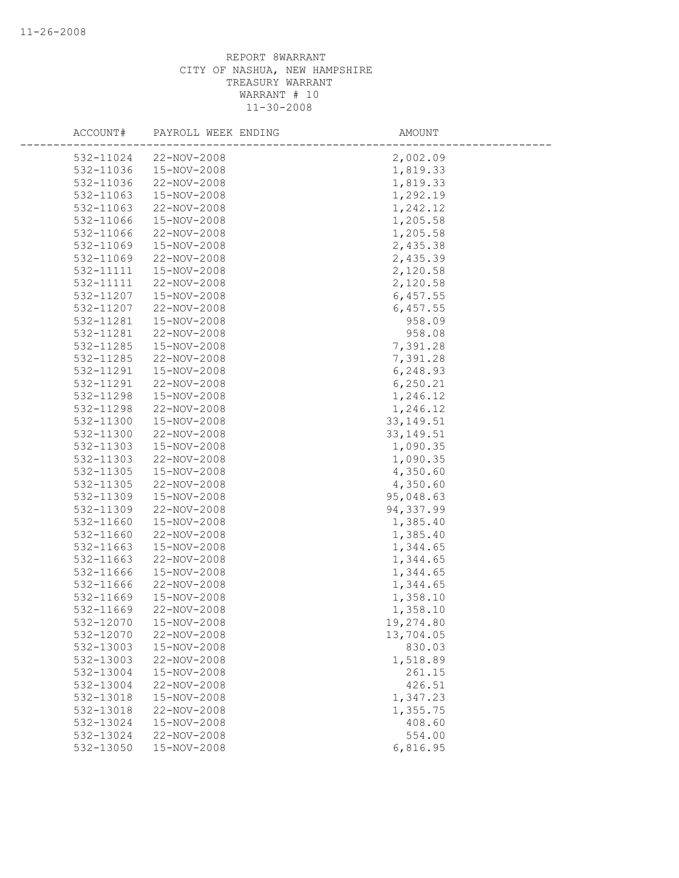REPORT 8WARRANT
CITY OF NASHUA, NEW HAMPSHIRE
TREASURY WARRANT
WARRANT # 10
11-30-2008

| ACCOUNT# | PAYROLL WEEK ENDING | AMOUNT |
|---|---|---|
| 532-11024 | 22-NOV-2008 | 2,002.09 |
| 532-11036 | 15-NOV-2008 | 1,819.33 |
| 532-11036 | 22-NOV-2008 | 1,819.33 |
| 532-11063 | 15-NOV-2008 | 1,292.19 |
| 532-11063 | 22-NOV-2008 | 1,242.12 |
| 532-11066 | 15-NOV-2008 | 1,205.58 |
| 532-11066 | 22-NOV-2008 | 1,205.58 |
| 532-11069 | 15-NOV-2008 | 2,435.38 |
| 532-11069 | 22-NOV-2008 | 2,435.39 |
| 532-11111 | 15-NOV-2008 | 2,120.58 |
| 532-11111 | 22-NOV-2008 | 2,120.58 |
| 532-11207 | 15-NOV-2008 | 6,457.55 |
| 532-11207 | 22-NOV-2008 | 6,457.55 |
| 532-11281 | 15-NOV-2008 | 958.09 |
| 532-11281 | 22-NOV-2008 | 958.08 |
| 532-11285 | 15-NOV-2008 | 7,391.28 |
| 532-11285 | 22-NOV-2008 | 7,391.28 |
| 532-11291 | 15-NOV-2008 | 6,248.93 |
| 532-11291 | 22-NOV-2008 | 6,250.21 |
| 532-11298 | 15-NOV-2008 | 1,246.12 |
| 532-11298 | 22-NOV-2008 | 1,246.12 |
| 532-11300 | 15-NOV-2008 | 33,149.51 |
| 532-11300 | 22-NOV-2008 | 33,149.51 |
| 532-11303 | 15-NOV-2008 | 1,090.35 |
| 532-11303 | 22-NOV-2008 | 1,090.35 |
| 532-11305 | 15-NOV-2008 | 4,350.60 |
| 532-11305 | 22-NOV-2008 | 4,350.60 |
| 532-11309 | 15-NOV-2008 | 95,048.63 |
| 532-11309 | 22-NOV-2008 | 94,337.99 |
| 532-11660 | 15-NOV-2008 | 1,385.40 |
| 532-11660 | 22-NOV-2008 | 1,385.40 |
| 532-11663 | 15-NOV-2008 | 1,344.65 |
| 532-11663 | 22-NOV-2008 | 1,344.65 |
| 532-11666 | 15-NOV-2008 | 1,344.65 |
| 532-11666 | 22-NOV-2008 | 1,344.65 |
| 532-11669 | 15-NOV-2008 | 1,358.10 |
| 532-11669 | 22-NOV-2008 | 1,358.10 |
| 532-12070 | 15-NOV-2008 | 19,274.80 |
| 532-12070 | 22-NOV-2008 | 13,704.05 |
| 532-13003 | 15-NOV-2008 | 830.03 |
| 532-13003 | 22-NOV-2008 | 1,518.89 |
| 532-13004 | 15-NOV-2008 | 261.15 |
| 532-13004 | 22-NOV-2008 | 426.51 |
| 532-13018 | 15-NOV-2008 | 1,347.23 |
| 532-13018 | 22-NOV-2008 | 1,355.75 |
| 532-13024 | 15-NOV-2008 | 408.60 |
| 532-13024 | 22-NOV-2008 | 554.00 |
| 532-13050 | 15-NOV-2008 | 6,816.95 |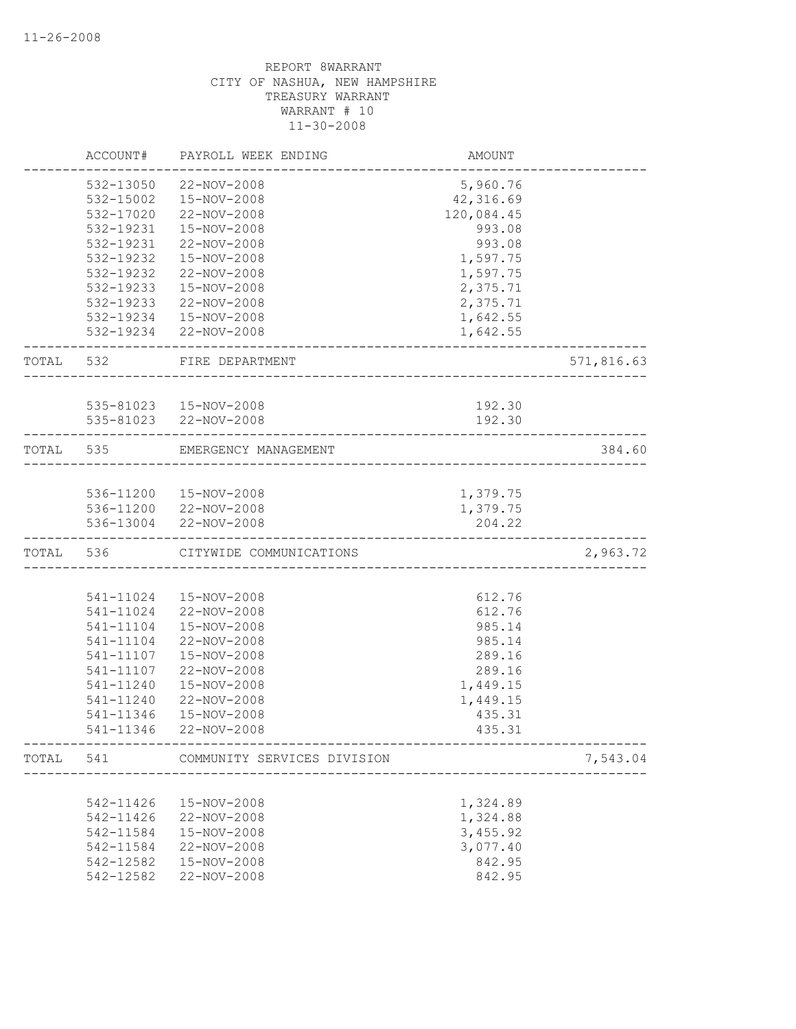REPORT 8WARRANT
CITY OF NASHUA, NEW HAMPSHIRE
TREASURY WARRANT
WARRANT # 10
11-30-2008

| | ACCOUNT# | PAYROLL WEEK ENDING | AMOUNT | |
|---|---|---|---|---|
| | 532-13050 | 22-NOV-2008 | 5,960.76 | |
| | 532-15002 | 15-NOV-2008 | 42,316.69 | |
| | 532-17020 | 22-NOV-2008 | 120,084.45 | |
| | 532-19231 | 15-NOV-2008 | 993.08 | |
| | 532-19231 | 22-NOV-2008 | 993.08 | |
| | 532-19232 | 15-NOV-2008 | 1,597.75 | |
| | 532-19232 | 22-NOV-2008 | 1,597.75 | |
| | 532-19233 | 15-NOV-2008 | 2,375.71 | |
| | 532-19233 | 22-NOV-2008 | 2,375.71 | |
| | 532-19234 | 15-NOV-2008 | 1,642.55 | |
| | 532-19234 | 22-NOV-2008 | 1,642.55 | |
| TOTAL | 532 | FIRE DEPARTMENT | | 571,816.63 |
| | 535-81023 | 15-NOV-2008 | 192.30 | |
| | 535-81023 | 22-NOV-2008 | 192.30 | |
| TOTAL | 535 | EMERGENCY MANAGEMENT | | 384.60 |
| | 536-11200 | 15-NOV-2008 | 1,379.75 | |
| | 536-11200 | 22-NOV-2008 | 1,379.75 | |
| | 536-13004 | 22-NOV-2008 | 204.22 | |
| TOTAL | 536 | CITYWIDE COMMUNICATIONS | | 2,963.72 |
| | 541-11024 | 15-NOV-2008 | 612.76 | |
| | 541-11024 | 22-NOV-2008 | 612.76 | |
| | 541-11104 | 15-NOV-2008 | 985.14 | |
| | 541-11104 | 22-NOV-2008 | 985.14 | |
| | 541-11107 | 15-NOV-2008 | 289.16 | |
| | 541-11107 | 22-NOV-2008 | 289.16 | |
| | 541-11240 | 15-NOV-2008 | 1,449.15 | |
| | 541-11240 | 22-NOV-2008 | 1,449.15 | |
| | 541-11346 | 15-NOV-2008 | 435.31 | |
| | 541-11346 | 22-NOV-2008 | 435.31 | |
| TOTAL | 541 | COMMUNITY SERVICES DIVISION | | 7,543.04 |
| | 542-11426 | 15-NOV-2008 | 1,324.89 | |
| | 542-11426 | 22-NOV-2008 | 1,324.88 | |
| | 542-11584 | 15-NOV-2008 | 3,455.92 | |
| | 542-11584 | 22-NOV-2008 | 3,077.40 | |
| | 542-12582 | 15-NOV-2008 | 842.95 | |
| | 542-12582 | 22-NOV-2008 | 842.95 | |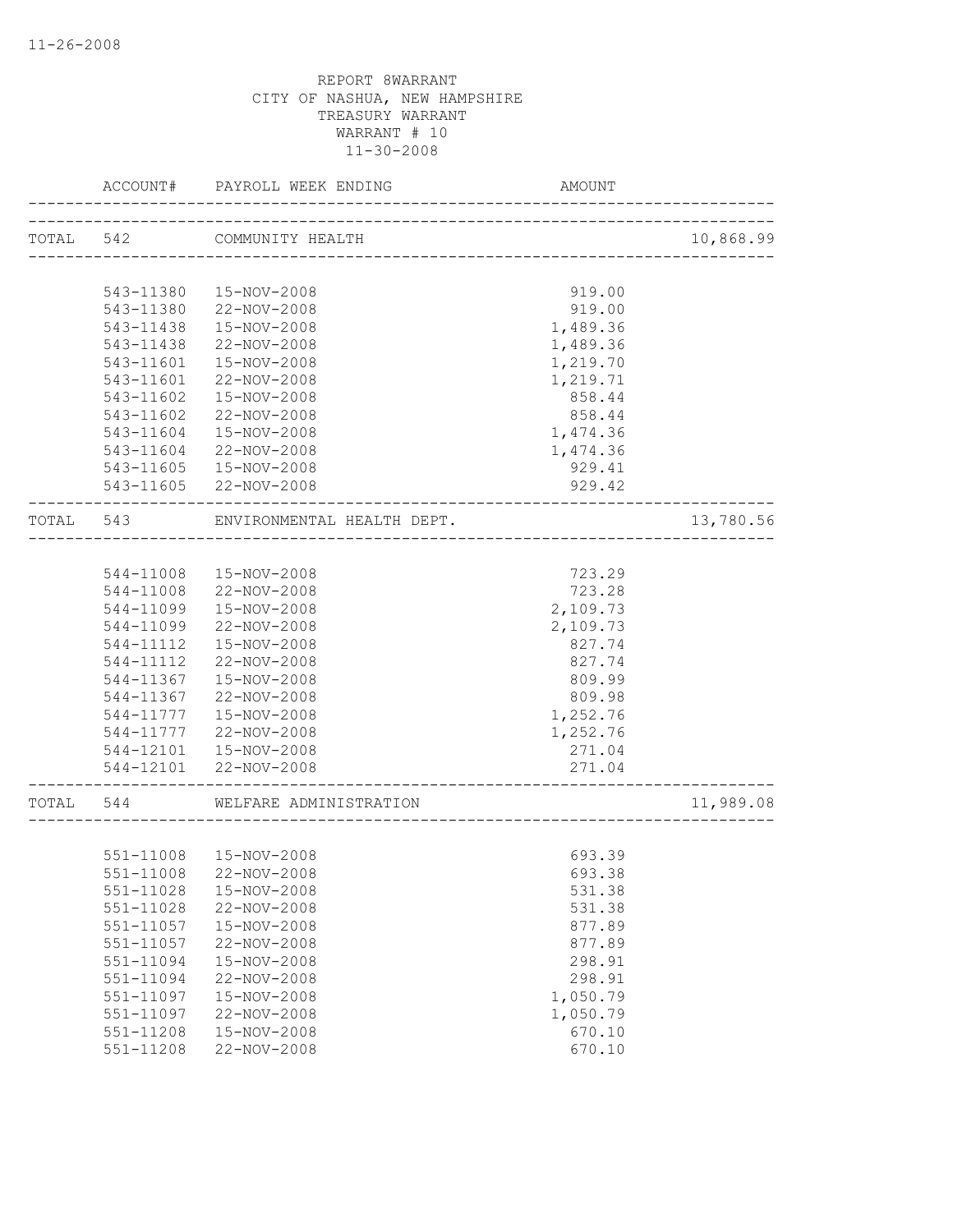11-26-2008

REPORT 8WARRANT
CITY OF NASHUA, NEW HAMPSHIRE
TREASURY WARRANT
WARRANT # 10
11-30-2008

| | ACCOUNT# | PAYROLL WEEK ENDING | AMOUNT | |
|---|---|---|---|---|
| TOTAL | 542 | COMMUNITY HEALTH | | 10,868.99 |
| | 543-11380 | 15-NOV-2008 | 919.00 | |
| | 543-11380 | 22-NOV-2008 | 919.00 | |
| | 543-11438 | 15-NOV-2008 | 1,489.36 | |
| | 543-11438 | 22-NOV-2008 | 1,489.36 | |
| | 543-11601 | 15-NOV-2008 | 1,219.70 | |
| | 543-11601 | 22-NOV-2008 | 1,219.71 | |
| | 543-11602 | 15-NOV-2008 | 858.44 | |
| | 543-11602 | 22-NOV-2008 | 858.44 | |
| | 543-11604 | 15-NOV-2008 | 1,474.36 | |
| | 543-11604 | 22-NOV-2008 | 1,474.36 | |
| | 543-11605 | 15-NOV-2008 | 929.41 | |
| | 543-11605 | 22-NOV-2008 | 929.42 | |
| TOTAL | 543 | ENVIRONMENTAL HEALTH DEPT. | | 13,780.56 |
| | 544-11008 | 15-NOV-2008 | 723.29 | |
| | 544-11008 | 22-NOV-2008 | 723.28 | |
| | 544-11099 | 15-NOV-2008 | 2,109.73 | |
| | 544-11099 | 22-NOV-2008 | 2,109.73 | |
| | 544-11112 | 15-NOV-2008 | 827.74 | |
| | 544-11112 | 22-NOV-2008 | 827.74 | |
| | 544-11367 | 15-NOV-2008 | 809.99 | |
| | 544-11367 | 22-NOV-2008 | 809.98 | |
| | 544-11777 | 15-NOV-2008 | 1,252.76 | |
| | 544-11777 | 22-NOV-2008 | 1,252.76 | |
| | 544-12101 | 15-NOV-2008 | 271.04 | |
| | 544-12101 | 22-NOV-2008 | 271.04 | |
| TOTAL | 544 | WELFARE ADMINISTRATION | | 11,989.08 |
| | 551-11008 | 15-NOV-2008 | 693.39 | |
| | 551-11008 | 22-NOV-2008 | 693.38 | |
| | 551-11028 | 15-NOV-2008 | 531.38 | |
| | 551-11028 | 22-NOV-2008 | 531.38 | |
| | 551-11057 | 15-NOV-2008 | 877.89 | |
| | 551-11057 | 22-NOV-2008 | 877.89 | |
| | 551-11094 | 15-NOV-2008 | 298.91 | |
| | 551-11094 | 22-NOV-2008 | 298.91 | |
| | 551-11097 | 15-NOV-2008 | 1,050.79 | |
| | 551-11097 | 22-NOV-2008 | 1,050.79 | |
| | 551-11208 | 15-NOV-2008 | 670.10 | |
| | 551-11208 | 22-NOV-2008 | 670.10 | |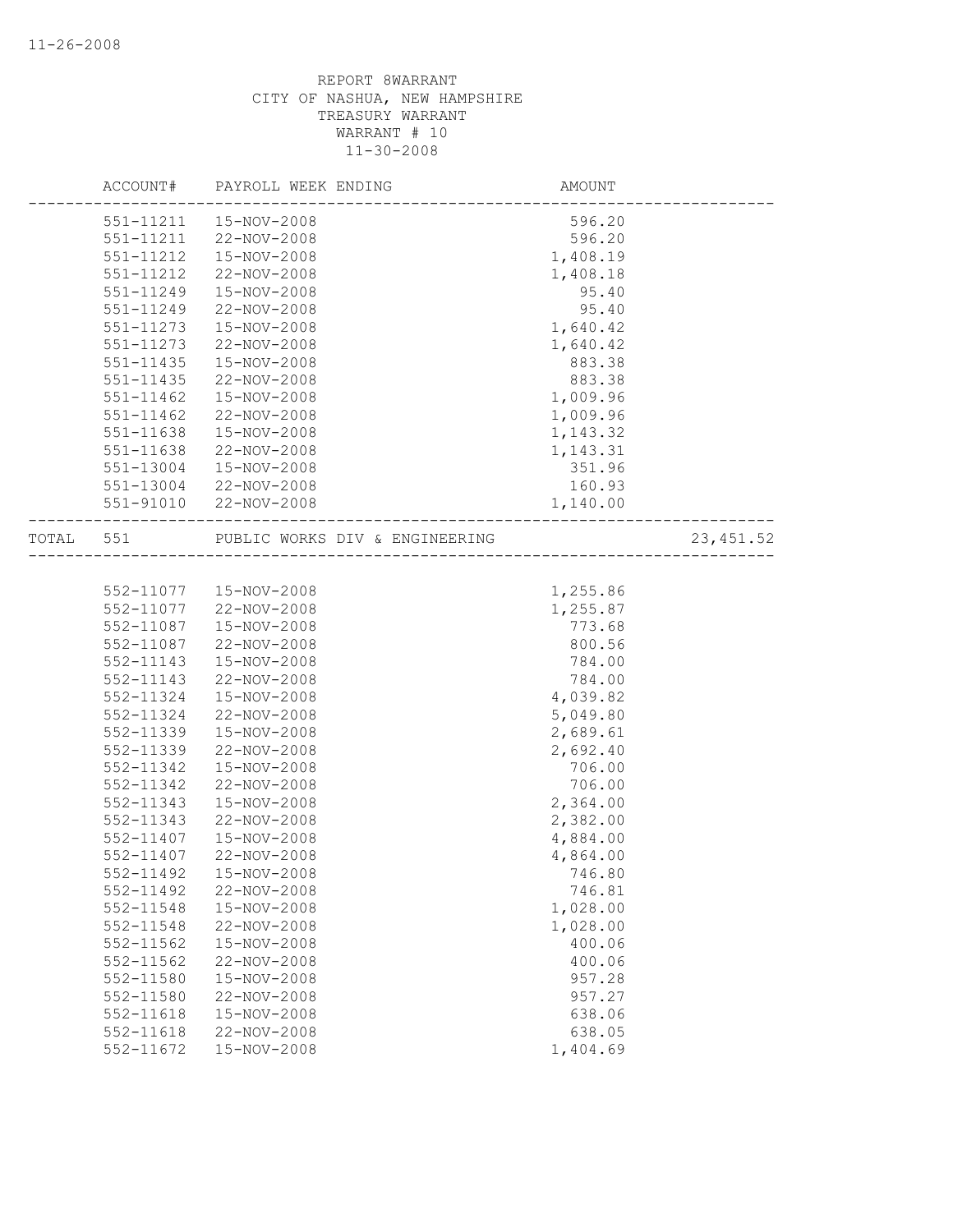REPORT 8WARRANT
CITY OF NASHUA, NEW HAMPSHIRE
TREASURY WARRANT
WARRANT # 10
11-30-2008

| | ACCOUNT# | PAYROLL WEEK ENDING | AMOUNT | |
|---|---|---|---|---|
| | 551-11211 | 15-NOV-2008 | 596.20 | |
| | 551-11211 | 22-NOV-2008 | 596.20 | |
| | 551-11212 | 15-NOV-2008 | 1,408.19 | |
| | 551-11212 | 22-NOV-2008 | 1,408.18 | |
| | 551-11249 | 15-NOV-2008 | 95.40 | |
| | 551-11249 | 22-NOV-2008 | 95.40 | |
| | 551-11273 | 15-NOV-2008 | 1,640.42 | |
| | 551-11273 | 22-NOV-2008 | 1,640.42 | |
| | 551-11435 | 15-NOV-2008 | 883.38 | |
| | 551-11435 | 22-NOV-2008 | 883.38 | |
| | 551-11462 | 15-NOV-2008 | 1,009.96 | |
| | 551-11462 | 22-NOV-2008 | 1,009.96 | |
| | 551-11638 | 15-NOV-2008 | 1,143.32 | |
| | 551-11638 | 22-NOV-2008 | 1,143.31 | |
| | 551-13004 | 15-NOV-2008 | 351.96 | |
| | 551-13004 | 22-NOV-2008 | 160.93 | |
| | 551-91010 | 22-NOV-2008 | 1,140.00 | |
| TOTAL | 551 | PUBLIC WORKS DIV & ENGINEERING | | 23,451.52 |
| | 552-11077 | 15-NOV-2008 | 1,255.86 | |
| | 552-11077 | 22-NOV-2008 | 1,255.87 | |
| | 552-11087 | 15-NOV-2008 | 773.68 | |
| | 552-11087 | 22-NOV-2008 | 800.56 | |
| | 552-11143 | 15-NOV-2008 | 784.00 | |
| | 552-11143 | 22-NOV-2008 | 784.00 | |
| | 552-11324 | 15-NOV-2008 | 4,039.82 | |
| | 552-11324 | 22-NOV-2008 | 5,049.80 | |
| | 552-11339 | 15-NOV-2008 | 2,689.61 | |
| | 552-11339 | 22-NOV-2008 | 2,692.40 | |
| | 552-11342 | 15-NOV-2008 | 706.00 | |
| | 552-11342 | 22-NOV-2008 | 706.00 | |
| | 552-11343 | 15-NOV-2008 | 2,364.00 | |
| | 552-11343 | 22-NOV-2008 | 2,382.00 | |
| | 552-11407 | 15-NOV-2008 | 4,884.00 | |
| | 552-11407 | 22-NOV-2008 | 4,864.00 | |
| | 552-11492 | 15-NOV-2008 | 746.80 | |
| | 552-11492 | 22-NOV-2008 | 746.81 | |
| | 552-11548 | 15-NOV-2008 | 1,028.00 | |
| | 552-11548 | 22-NOV-2008 | 1,028.00 | |
| | 552-11562 | 15-NOV-2008 | 400.06 | |
| | 552-11562 | 22-NOV-2008 | 400.06 | |
| | 552-11580 | 15-NOV-2008 | 957.28 | |
| | 552-11580 | 22-NOV-2008 | 957.27 | |
| | 552-11618 | 15-NOV-2008 | 638.06 | |
| | 552-11618 | 22-NOV-2008 | 638.05 | |
| | 552-11672 | 15-NOV-2008 | 1,404.69 | |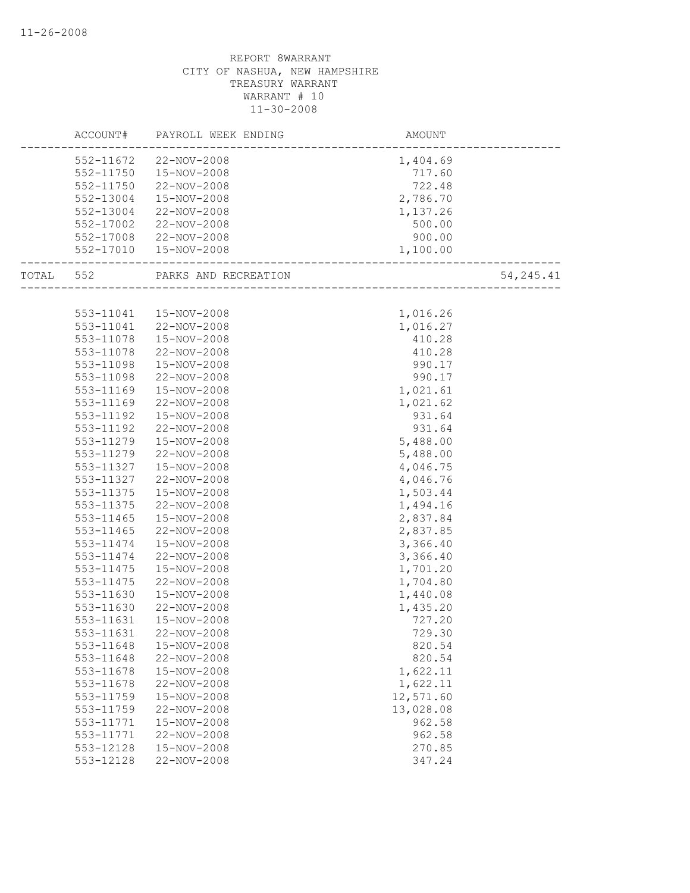REPORT 8WARRANT
CITY OF NASHUA, NEW HAMPSHIRE
TREASURY WARRANT
WARRANT # 10
11-30-2008

| ACCOUNT# | PAYROLL WEEK ENDING | AMOUNT | |
|---|---|---|---|
| 552-11672 | 22-NOV-2008 | 1,404.69 | |
| 552-11750 | 15-NOV-2008 | 717.60 | |
| 552-11750 | 22-NOV-2008 | 722.48 | |
| 552-13004 | 15-NOV-2008 | 2,786.70 | |
| 552-13004 | 22-NOV-2008 | 1,137.26 | |
| 552-17002 | 22-NOV-2008 | 500.00 | |
| 552-17008 | 22-NOV-2008 | 900.00 | |
| 552-17010 | 15-NOV-2008 | 1,100.00 | |
| TOTAL 552 | PARKS AND RECREATION | | 54,245.41 |
| 553-11041 | 15-NOV-2008 | 1,016.26 | |
| 553-11041 | 22-NOV-2008 | 1,016.27 | |
| 553-11078 | 15-NOV-2008 | 410.28 | |
| 553-11078 | 22-NOV-2008 | 410.28 | |
| 553-11098 | 15-NOV-2008 | 990.17 | |
| 553-11098 | 22-NOV-2008 | 990.17 | |
| 553-11169 | 15-NOV-2008 | 1,021.61 | |
| 553-11169 | 22-NOV-2008 | 1,021.62 | |
| 553-11192 | 15-NOV-2008 | 931.64 | |
| 553-11192 | 22-NOV-2008 | 931.64 | |
| 553-11279 | 15-NOV-2008 | 5,488.00 | |
| 553-11279 | 22-NOV-2008 | 5,488.00 | |
| 553-11327 | 15-NOV-2008 | 4,046.75 | |
| 553-11327 | 22-NOV-2008 | 4,046.76 | |
| 553-11375 | 15-NOV-2008 | 1,503.44 | |
| 553-11375 | 22-NOV-2008 | 1,494.16 | |
| 553-11465 | 15-NOV-2008 | 2,837.84 | |
| 553-11465 | 22-NOV-2008 | 2,837.85 | |
| 553-11474 | 15-NOV-2008 | 3,366.40 | |
| 553-11474 | 22-NOV-2008 | 3,366.40 | |
| 553-11475 | 15-NOV-2008 | 1,701.20 | |
| 553-11475 | 22-NOV-2008 | 1,704.80 | |
| 553-11630 | 15-NOV-2008 | 1,440.08 | |
| 553-11630 | 22-NOV-2008 | 1,435.20 | |
| 553-11631 | 15-NOV-2008 | 727.20 | |
| 553-11631 | 22-NOV-2008 | 729.30 | |
| 553-11648 | 15-NOV-2008 | 820.54 | |
| 553-11648 | 22-NOV-2008 | 820.54 | |
| 553-11678 | 15-NOV-2008 | 1,622.11 | |
| 553-11678 | 22-NOV-2008 | 1,622.11 | |
| 553-11759 | 15-NOV-2008 | 12,571.60 | |
| 553-11759 | 22-NOV-2008 | 13,028.08 | |
| 553-11771 | 15-NOV-2008 | 962.58 | |
| 553-11771 | 22-NOV-2008 | 962.58 | |
| 553-12128 | 15-NOV-2008 | 270.85 | |
| 553-12128 | 22-NOV-2008 | 347.24 | |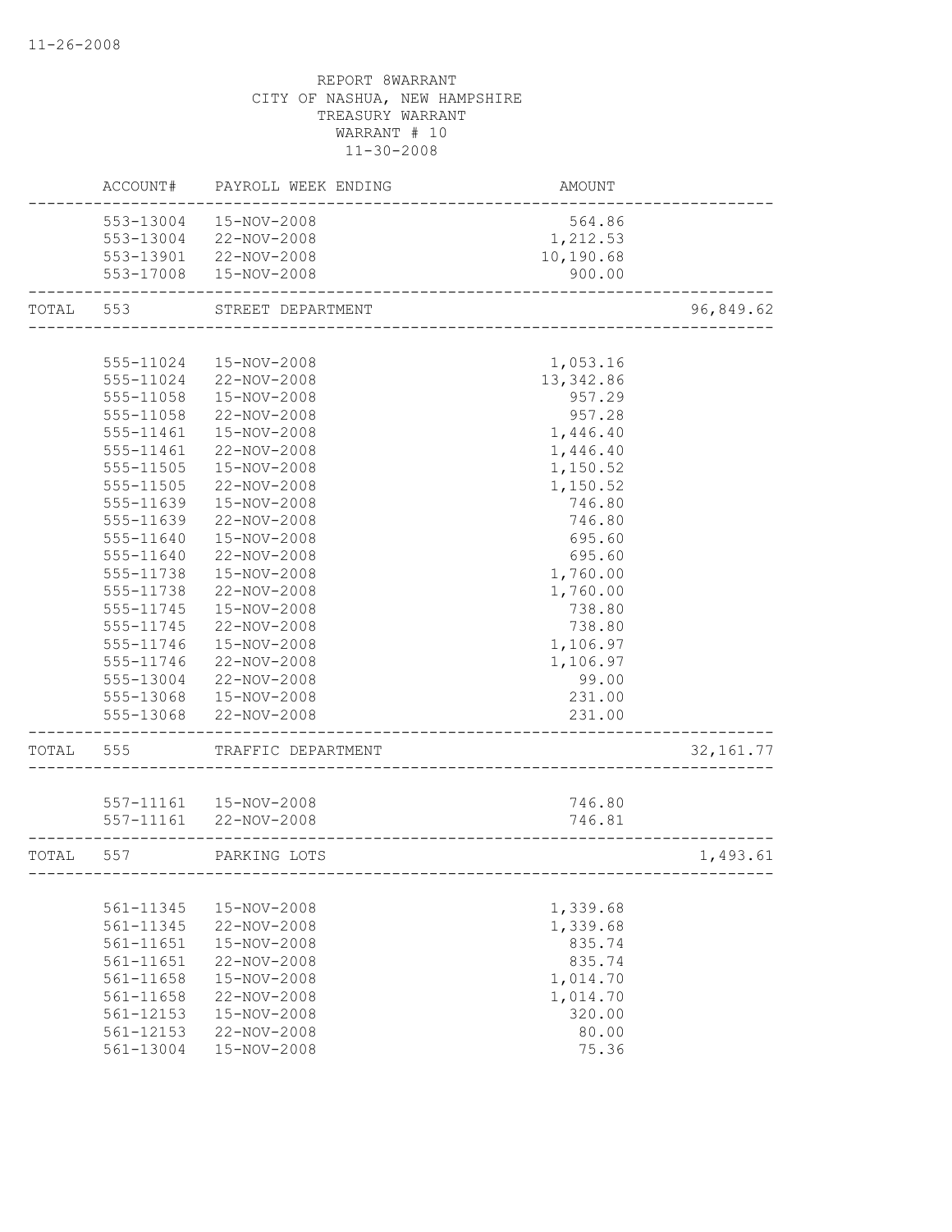REPORT 8WARRANT
CITY OF NASHUA, NEW HAMPSHIRE
TREASURY WARRANT
WARRANT # 10
11-30-2008

| | ACCOUNT# | PAYROLL WEEK ENDING | AMOUNT | |
|---|---|---|---|---|
| | 553-13004 | 15-NOV-2008 | 564.86 | |
| | 553-13004 | 22-NOV-2008 | 1,212.53 | |
| | 553-13901 | 22-NOV-2008 | 10,190.68 | |
| | 553-17008 | 15-NOV-2008 | 900.00 | |
| TOTAL | 553 | STREET DEPARTMENT | | 96,849.62 |
| | 555-11024 | 15-NOV-2008 | 1,053.16 | |
| | 555-11024 | 22-NOV-2008 | 13,342.86 | |
| | 555-11058 | 15-NOV-2008 | 957.29 | |
| | 555-11058 | 22-NOV-2008 | 957.28 | |
| | 555-11461 | 15-NOV-2008 | 1,446.40 | |
| | 555-11461 | 22-NOV-2008 | 1,446.40 | |
| | 555-11505 | 15-NOV-2008 | 1,150.52 | |
| | 555-11505 | 22-NOV-2008 | 1,150.52 | |
| | 555-11639 | 15-NOV-2008 | 746.80 | |
| | 555-11639 | 22-NOV-2008 | 746.80 | |
| | 555-11640 | 15-NOV-2008 | 695.60 | |
| | 555-11640 | 22-NOV-2008 | 695.60 | |
| | 555-11738 | 15-NOV-2008 | 1,760.00 | |
| | 555-11738 | 22-NOV-2008 | 1,760.00 | |
| | 555-11745 | 15-NOV-2008 | 738.80 | |
| | 555-11745 | 22-NOV-2008 | 738.80 | |
| | 555-11746 | 15-NOV-2008 | 1,106.97 | |
| | 555-11746 | 22-NOV-2008 | 1,106.97 | |
| | 555-13004 | 22-NOV-2008 | 99.00 | |
| | 555-13068 | 15-NOV-2008 | 231.00 | |
| | 555-13068 | 22-NOV-2008 | 231.00 | |
| TOTAL | 555 | TRAFFIC DEPARTMENT | | 32,161.77 |
| | 557-11161 | 15-NOV-2008 | 746.80 | |
| | 557-11161 | 22-NOV-2008 | 746.81 | |
| TOTAL | 557 | PARKING LOTS | | 1,493.61 |
| | 561-11345 | 15-NOV-2008 | 1,339.68 | |
| | 561-11345 | 22-NOV-2008 | 1,339.68 | |
| | 561-11651 | 15-NOV-2008 | 835.74 | |
| | 561-11651 | 22-NOV-2008 | 835.74 | |
| | 561-11658 | 15-NOV-2008 | 1,014.70 | |
| | 561-11658 | 22-NOV-2008 | 1,014.70 | |
| | 561-12153 | 15-NOV-2008 | 320.00 | |
| | 561-12153 | 22-NOV-2008 | 80.00 | |
| | 561-13004 | 15-NOV-2008 | 75.36 | |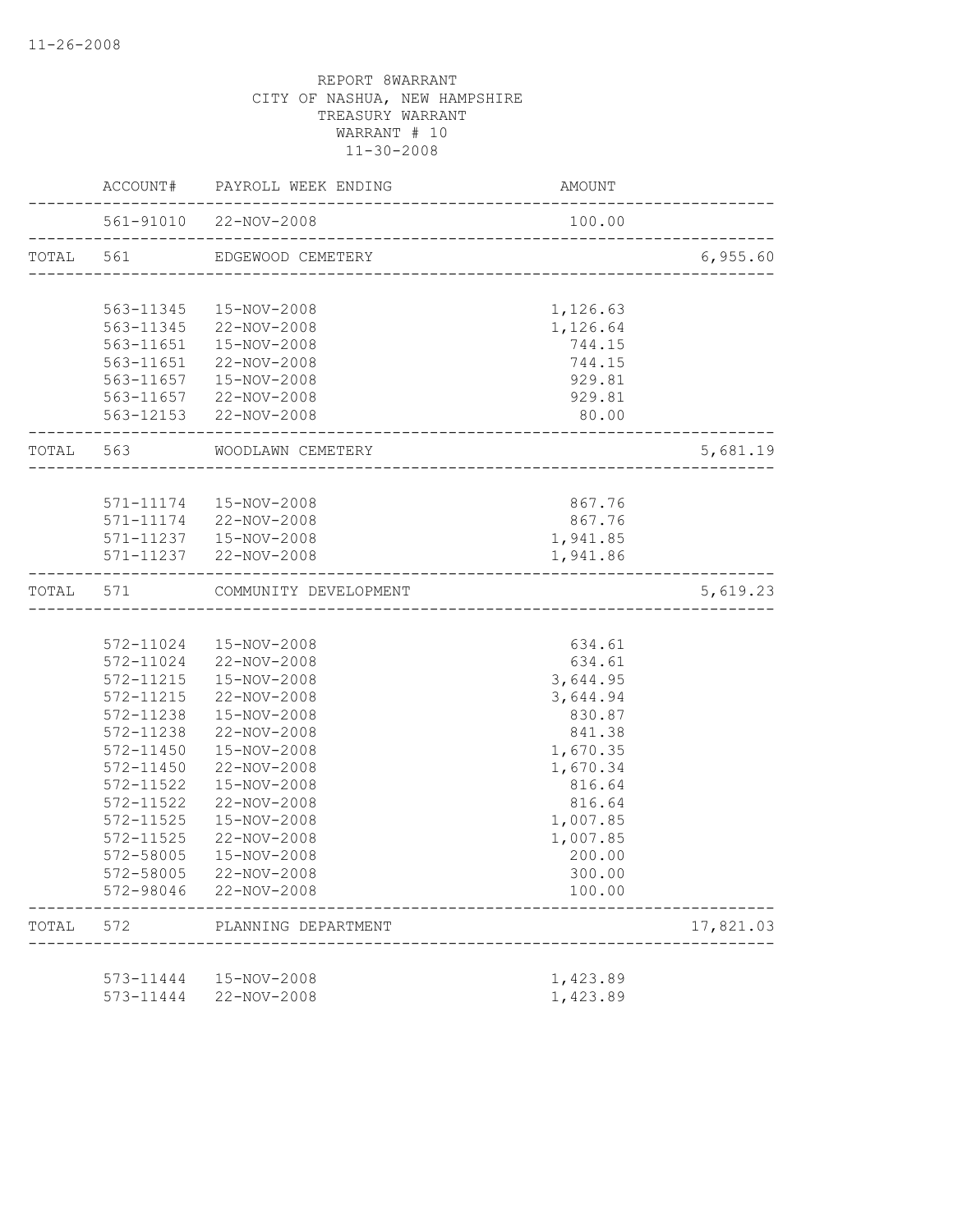REPORT 8WARRANT
CITY OF NASHUA, NEW HAMPSHIRE
TREASURY WARRANT
WARRANT # 10
11-30-2008

| | ACCOUNT# | PAYROLL WEEK ENDING | AMOUNT | |
|---|---|---|---|---|
| | 561-91010 | 22-NOV-2008 | 100.00 | |
| TOTAL | 561 | EDGEWOOD CEMETERY | | 6,955.60 |
| | 563-11345 | 15-NOV-2008 | 1,126.63 | |
| | 563-11345 | 22-NOV-2008 | 1,126.64 | |
| | 563-11651 | 15-NOV-2008 | 744.15 | |
| | 563-11651 | 22-NOV-2008 | 744.15 | |
| | 563-11657 | 15-NOV-2008 | 929.81 | |
| | 563-11657 | 22-NOV-2008 | 929.81 | |
| | 563-12153 | 22-NOV-2008 | 80.00 | |
| TOTAL | 563 | WOODLAWN CEMETERY | | 5,681.19 |
| | 571-11174 | 15-NOV-2008 | 867.76 | |
| | 571-11174 | 22-NOV-2008 | 867.76 | |
| | 571-11237 | 15-NOV-2008 | 1,941.85 | |
| | 571-11237 | 22-NOV-2008 | 1,941.86 | |
| TOTAL | 571 | COMMUNITY DEVELOPMENT | | 5,619.23 |
| | 572-11024 | 15-NOV-2008 | 634.61 | |
| | 572-11024 | 22-NOV-2008 | 634.61 | |
| | 572-11215 | 15-NOV-2008 | 3,644.95 | |
| | 572-11215 | 22-NOV-2008 | 3,644.94 | |
| | 572-11238 | 15-NOV-2008 | 830.87 | |
| | 572-11238 | 22-NOV-2008 | 841.38 | |
| | 572-11450 | 15-NOV-2008 | 1,670.35 | |
| | 572-11450 | 22-NOV-2008 | 1,670.34 | |
| | 572-11522 | 15-NOV-2008 | 816.64 | |
| | 572-11522 | 22-NOV-2008 | 816.64 | |
| | 572-11525 | 15-NOV-2008 | 1,007.85 | |
| | 572-11525 | 22-NOV-2008 | 1,007.85 | |
| | 572-58005 | 15-NOV-2008 | 200.00 | |
| | 572-58005 | 22-NOV-2008 | 300.00 | |
| | 572-98046 | 22-NOV-2008 | 100.00 | |
| TOTAL | 572 | PLANNING DEPARTMENT | | 17,821.03 |
| | 573-11444 | 15-NOV-2008 | 1,423.89 | |
| | 573-11444 | 22-NOV-2008 | 1,423.89 | |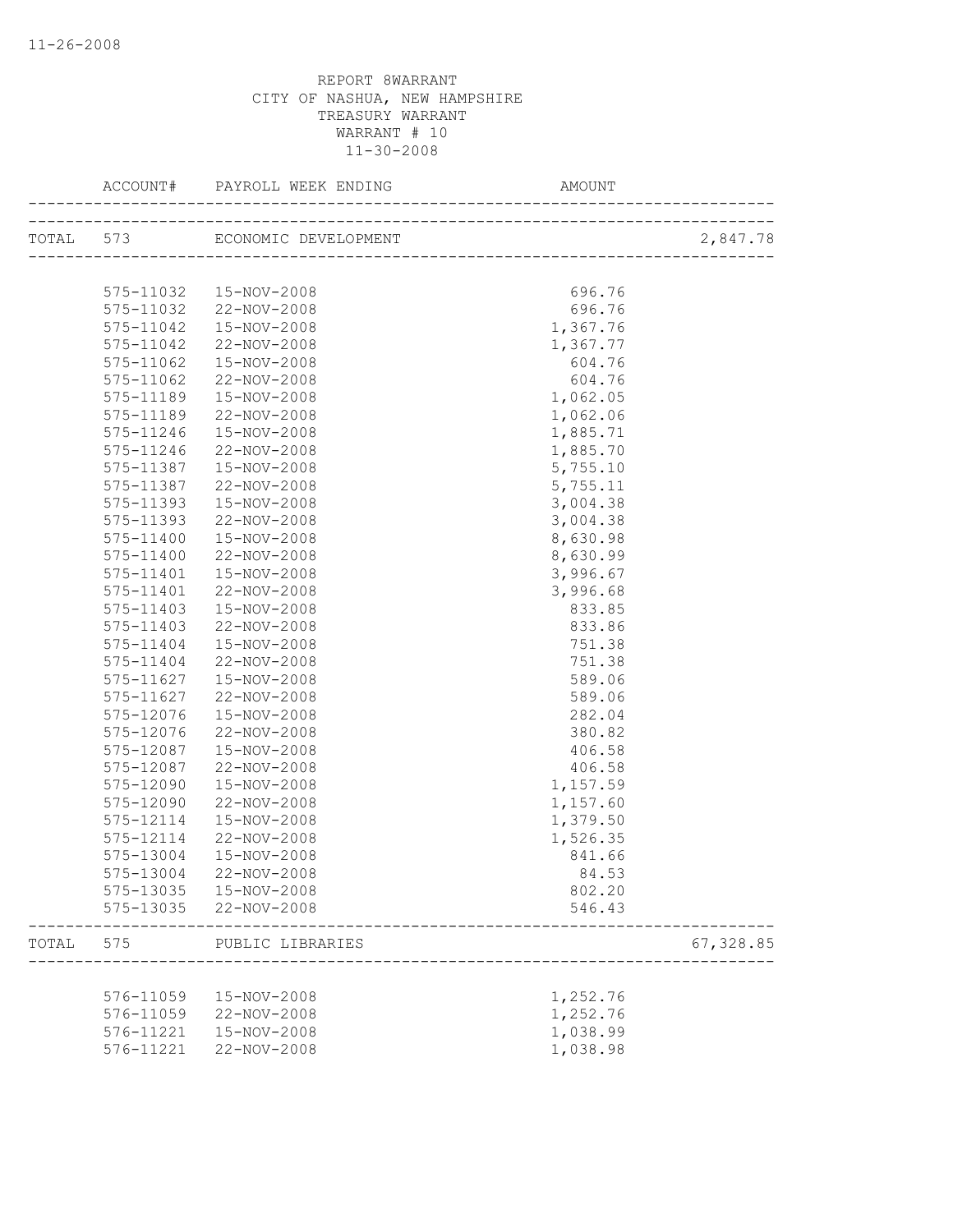REPORT 8WARRANT
CITY OF NASHUA, NEW HAMPSHIRE
TREASURY WARRANT
WARRANT # 10
11-30-2008

| | ACCOUNT# | PAYROLL WEEK ENDING | AMOUNT | |
|---|---|---|---|---|
| TOTAL | 573 | ECONOMIC DEVELOPMENT | | 2,847.78 |
| | 575-11032 | 15-NOV-2008 | 696.76 | |
| | 575-11032 | 22-NOV-2008 | 696.76 | |
| | 575-11042 | 15-NOV-2008 | 1,367.76 | |
| | 575-11042 | 22-NOV-2008 | 1,367.77 | |
| | 575-11062 | 15-NOV-2008 | 604.76 | |
| | 575-11062 | 22-NOV-2008 | 604.76 | |
| | 575-11189 | 15-NOV-2008 | 1,062.05 | |
| | 575-11189 | 22-NOV-2008 | 1,062.06 | |
| | 575-11246 | 15-NOV-2008 | 1,885.71 | |
| | 575-11246 | 22-NOV-2008 | 1,885.70 | |
| | 575-11387 | 15-NOV-2008 | 5,755.10 | |
| | 575-11387 | 22-NOV-2008 | 5,755.11 | |
| | 575-11393 | 15-NOV-2008 | 3,004.38 | |
| | 575-11393 | 22-NOV-2008 | 3,004.38 | |
| | 575-11400 | 15-NOV-2008 | 8,630.98 | |
| | 575-11400 | 22-NOV-2008 | 8,630.99 | |
| | 575-11401 | 15-NOV-2008 | 3,996.67 | |
| | 575-11401 | 22-NOV-2008 | 3,996.68 | |
| | 575-11403 | 15-NOV-2008 | 833.85 | |
| | 575-11403 | 22-NOV-2008 | 833.86 | |
| | 575-11404 | 15-NOV-2008 | 751.38 | |
| | 575-11404 | 22-NOV-2008 | 751.38 | |
| | 575-11627 | 15-NOV-2008 | 589.06 | |
| | 575-11627 | 22-NOV-2008 | 589.06 | |
| | 575-12076 | 15-NOV-2008 | 282.04 | |
| | 575-12076 | 22-NOV-2008 | 380.82 | |
| | 575-12087 | 15-NOV-2008 | 406.58 | |
| | 575-12087 | 22-NOV-2008 | 406.58 | |
| | 575-12090 | 15-NOV-2008 | 1,157.59 | |
| | 575-12090 | 22-NOV-2008 | 1,157.60 | |
| | 575-12114 | 15-NOV-2008 | 1,379.50 | |
| | 575-12114 | 22-NOV-2008 | 1,526.35 | |
| | 575-13004 | 15-NOV-2008 | 841.66 | |
| | 575-13004 | 22-NOV-2008 | 84.53 | |
| | 575-13035 | 15-NOV-2008 | 802.20 | |
| | 575-13035 | 22-NOV-2008 | 546.43 | |
| TOTAL | 575 | PUBLIC LIBRARIES | | 67,328.85 |
| | 576-11059 | 15-NOV-2008 | 1,252.76 | |
| | 576-11059 | 22-NOV-2008 | 1,252.76 | |
| | 576-11221 | 15-NOV-2008 | 1,038.99 | |
| | 576-11221 | 22-NOV-2008 | 1,038.98 | |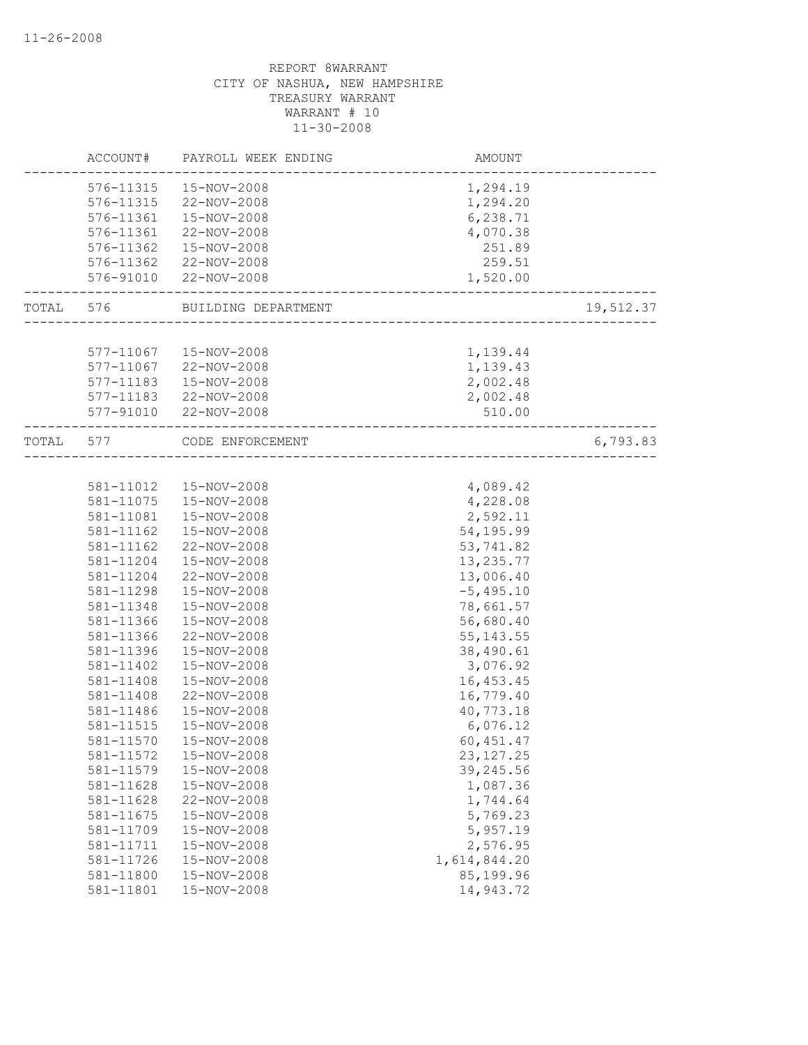REPORT 8WARRANT
CITY OF NASHUA, NEW HAMPSHIRE
TREASURY WARRANT
WARRANT # 10
11-30-2008

| | ACCOUNT# | PAYROLL WEEK ENDING | AMOUNT | |
|---|---|---|---|---|
| | 576-11315 | 15-NOV-2008 | 1,294.19 | |
| | 576-11315 | 22-NOV-2008 | 1,294.20 | |
| | 576-11361 | 15-NOV-2008 | 6,238.71 | |
| | 576-11361 | 22-NOV-2008 | 4,070.38 | |
| | 576-11362 | 15-NOV-2008 | 251.89 | |
| | 576-11362 | 22-NOV-2008 | 259.51 | |
| | 576-91010 | 22-NOV-2008 | 1,520.00 | |
| TOTAL | 576 | BUILDING DEPARTMENT | | 19,512.37 |
| | 577-11067 | 15-NOV-2008 | 1,139.44 | |
| | 577-11067 | 22-NOV-2008 | 1,139.43 | |
| | 577-11183 | 15-NOV-2008 | 2,002.48 | |
| | 577-11183 | 22-NOV-2008 | 2,002.48 | |
| | 577-91010 | 22-NOV-2008 | 510.00 | |
| TOTAL | 577 | CODE ENFORCEMENT | | 6,793.83 |
| | 581-11012 | 15-NOV-2008 | 4,089.42 | |
| | 581-11075 | 15-NOV-2008 | 4,228.08 | |
| | 581-11081 | 15-NOV-2008 | 2,592.11 | |
| | 581-11162 | 15-NOV-2008 | 54,195.99 | |
| | 581-11162 | 22-NOV-2008 | 53,741.82 | |
| | 581-11204 | 15-NOV-2008 | 13,235.77 | |
| | 581-11204 | 22-NOV-2008 | 13,006.40 | |
| | 581-11298 | 15-NOV-2008 | -5,495.10 | |
| | 581-11348 | 15-NOV-2008 | 78,661.57 | |
| | 581-11366 | 15-NOV-2008 | 56,680.40 | |
| | 581-11366 | 22-NOV-2008 | 55,143.55 | |
| | 581-11396 | 15-NOV-2008 | 38,490.61 | |
| | 581-11402 | 15-NOV-2008 | 3,076.92 | |
| | 581-11408 | 15-NOV-2008 | 16,453.45 | |
| | 581-11408 | 22-NOV-2008 | 16,779.40 | |
| | 581-11486 | 15-NOV-2008 | 40,773.18 | |
| | 581-11515 | 15-NOV-2008 | 6,076.12 | |
| | 581-11570 | 15-NOV-2008 | 60,451.47 | |
| | 581-11572 | 15-NOV-2008 | 23,127.25 | |
| | 581-11579 | 15-NOV-2008 | 39,245.56 | |
| | 581-11628 | 15-NOV-2008 | 1,087.36 | |
| | 581-11628 | 22-NOV-2008 | 1,744.64 | |
| | 581-11675 | 15-NOV-2008 | 5,769.23 | |
| | 581-11709 | 15-NOV-2008 | 5,957.19 | |
| | 581-11711 | 15-NOV-2008 | 2,576.95 | |
| | 581-11726 | 15-NOV-2008 | 1,614,844.20 | |
| | 581-11800 | 15-NOV-2008 | 85,199.96 | |
| | 581-11801 | 15-NOV-2008 | 14,943.72 | |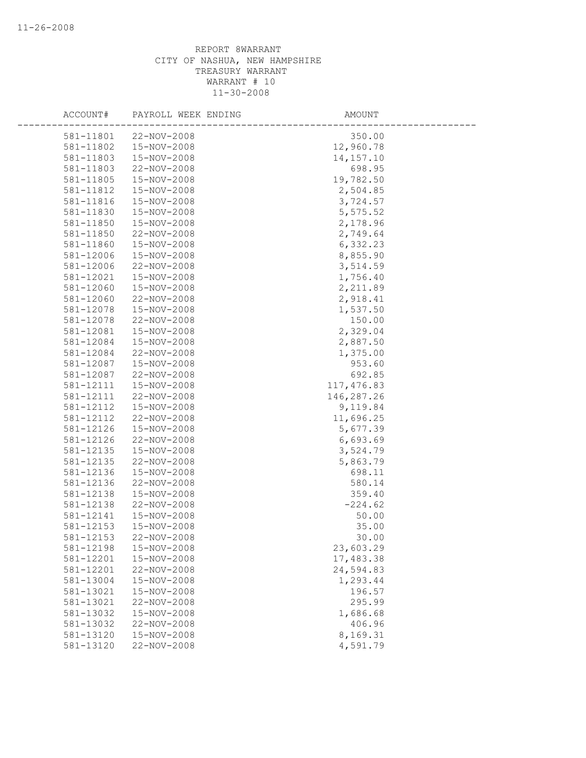REPORT 8WARRANT
CITY OF NASHUA, NEW HAMPSHIRE
TREASURY WARRANT
WARRANT # 10
11-30-2008

| ACCOUNT# | PAYROLL WEEK ENDING | AMOUNT |
|---|---|---|
| 581-11801 | 22-NOV-2008 | 350.00 |
| 581-11802 | 15-NOV-2008 | 12,960.78 |
| 581-11803 | 15-NOV-2008 | 14,157.10 |
| 581-11803 | 22-NOV-2008 | 698.95 |
| 581-11805 | 15-NOV-2008 | 19,782.50 |
| 581-11812 | 15-NOV-2008 | 2,504.85 |
| 581-11816 | 15-NOV-2008 | 3,724.57 |
| 581-11830 | 15-NOV-2008 | 5,575.52 |
| 581-11850 | 15-NOV-2008 | 2,178.96 |
| 581-11850 | 22-NOV-2008 | 2,749.64 |
| 581-11860 | 15-NOV-2008 | 6,332.23 |
| 581-12006 | 15-NOV-2008 | 8,855.90 |
| 581-12006 | 22-NOV-2008 | 3,514.59 |
| 581-12021 | 15-NOV-2008 | 1,756.40 |
| 581-12060 | 15-NOV-2008 | 2,211.89 |
| 581-12060 | 22-NOV-2008 | 2,918.41 |
| 581-12078 | 15-NOV-2008 | 1,537.50 |
| 581-12078 | 22-NOV-2008 | 150.00 |
| 581-12081 | 15-NOV-2008 | 2,329.04 |
| 581-12084 | 15-NOV-2008 | 2,887.50 |
| 581-12084 | 22-NOV-2008 | 1,375.00 |
| 581-12087 | 15-NOV-2008 | 953.60 |
| 581-12087 | 22-NOV-2008 | 692.85 |
| 581-12111 | 15-NOV-2008 | 117,476.83 |
| 581-12111 | 22-NOV-2008 | 146,287.26 |
| 581-12112 | 15-NOV-2008 | 9,119.84 |
| 581-12112 | 22-NOV-2008 | 11,696.25 |
| 581-12126 | 15-NOV-2008 | 5,677.39 |
| 581-12126 | 22-NOV-2008 | 6,693.69 |
| 581-12135 | 15-NOV-2008 | 3,524.79 |
| 581-12135 | 22-NOV-2008 | 5,863.79 |
| 581-12136 | 15-NOV-2008 | 698.11 |
| 581-12136 | 22-NOV-2008 | 580.14 |
| 581-12138 | 15-NOV-2008 | 359.40 |
| 581-12138 | 22-NOV-2008 | -224.62 |
| 581-12141 | 15-NOV-2008 | 50.00 |
| 581-12153 | 15-NOV-2008 | 35.00 |
| 581-12153 | 22-NOV-2008 | 30.00 |
| 581-12198 | 15-NOV-2008 | 23,603.29 |
| 581-12201 | 15-NOV-2008 | 17,483.38 |
| 581-12201 | 22-NOV-2008 | 24,594.83 |
| 581-13004 | 15-NOV-2008 | 1,293.44 |
| 581-13021 | 15-NOV-2008 | 196.57 |
| 581-13021 | 22-NOV-2008 | 295.99 |
| 581-13032 | 15-NOV-2008 | 1,686.68 |
| 581-13032 | 22-NOV-2008 | 406.96 |
| 581-13120 | 15-NOV-2008 | 8,169.31 |
| 581-13120 | 22-NOV-2008 | 4,591.79 |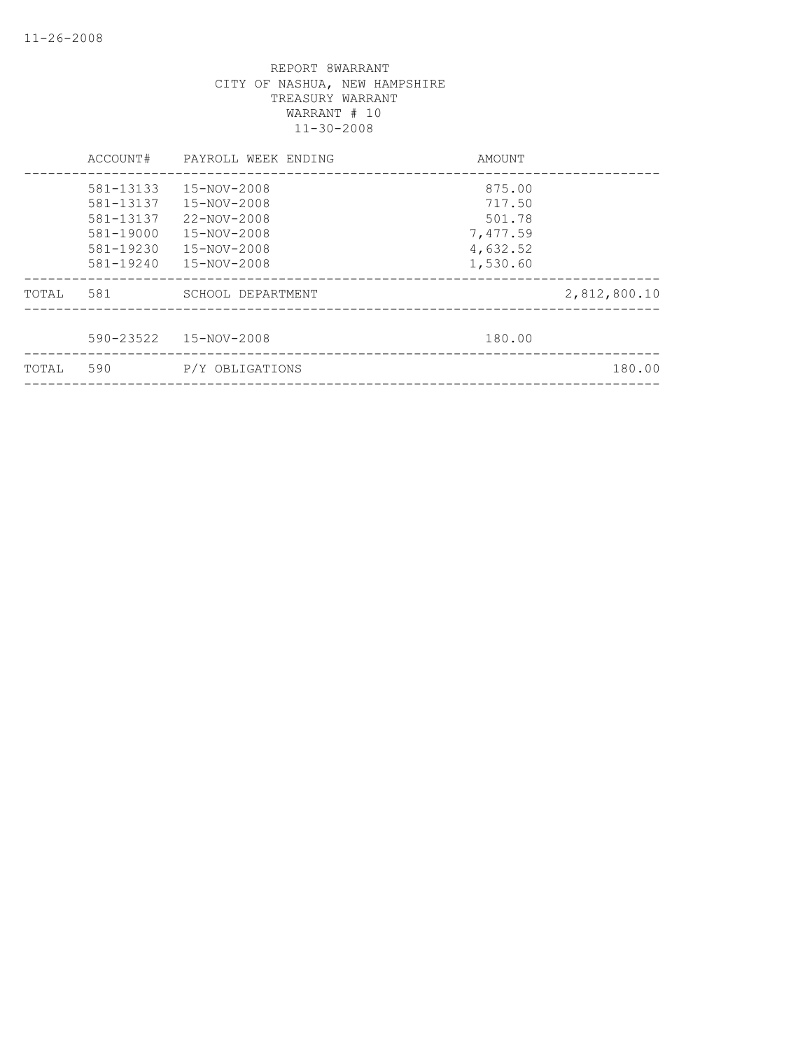REPORT 8WARRANT
CITY OF NASHUA, NEW HAMPSHIRE
TREASURY WARRANT
WARRANT # 10
11-30-2008

| | ACCOUNT# | PAYROLL WEEK ENDING | AMOUNT | |
|---|---|---|---|---|
| | 581-13133 | 15-NOV-2008 | 875.00 | |
| | 581-13137 | 15-NOV-2008 | 717.50 | |
| | 581-13137 | 22-NOV-2008 | 501.78 | |
| | 581-19000 | 15-NOV-2008 | 7,477.59 | |
| | 581-19230 | 15-NOV-2008 | 4,632.52 | |
| | 581-19240 | 15-NOV-2008 | 1,530.60 | |
| TOTAL | 581 | SCHOOL DEPARTMENT | | 2,812,800.10 |
| | 590-23522 | 15-NOV-2008 | 180.00 | |
| TOTAL | 590 | P/Y OBLIGATIONS | | 180.00 |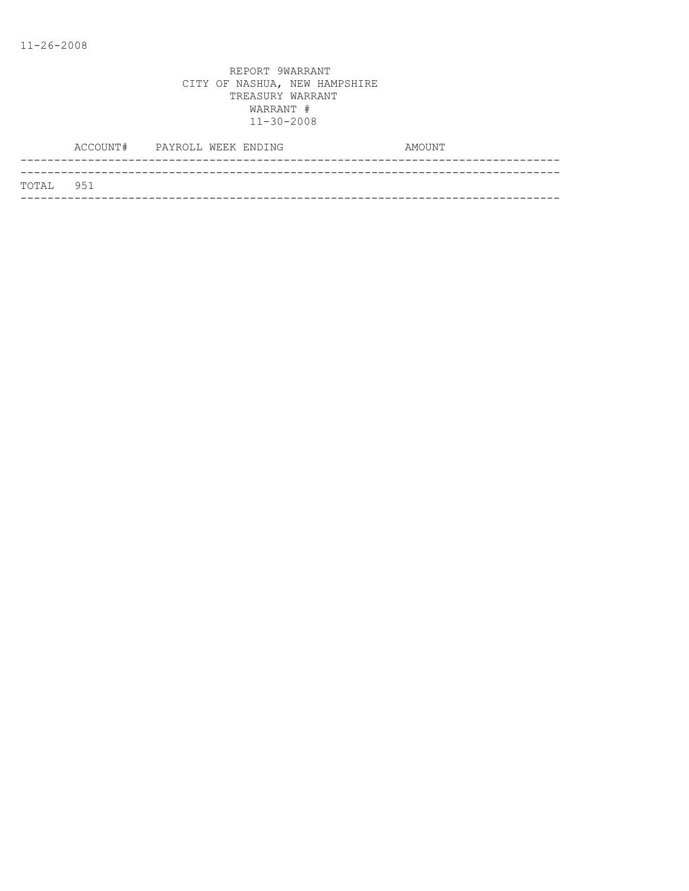11-26-2008

REPORT 9WARRANT
CITY OF NASHUA, NEW HAMPSHIRE
TREASURY WARRANT
WARRANT #
11-30-2008

| | ACCOUNT# | PAYROLL WEEK ENDING | AMOUNT |
|---|---|---|---|
| TOTAL | 951 | | |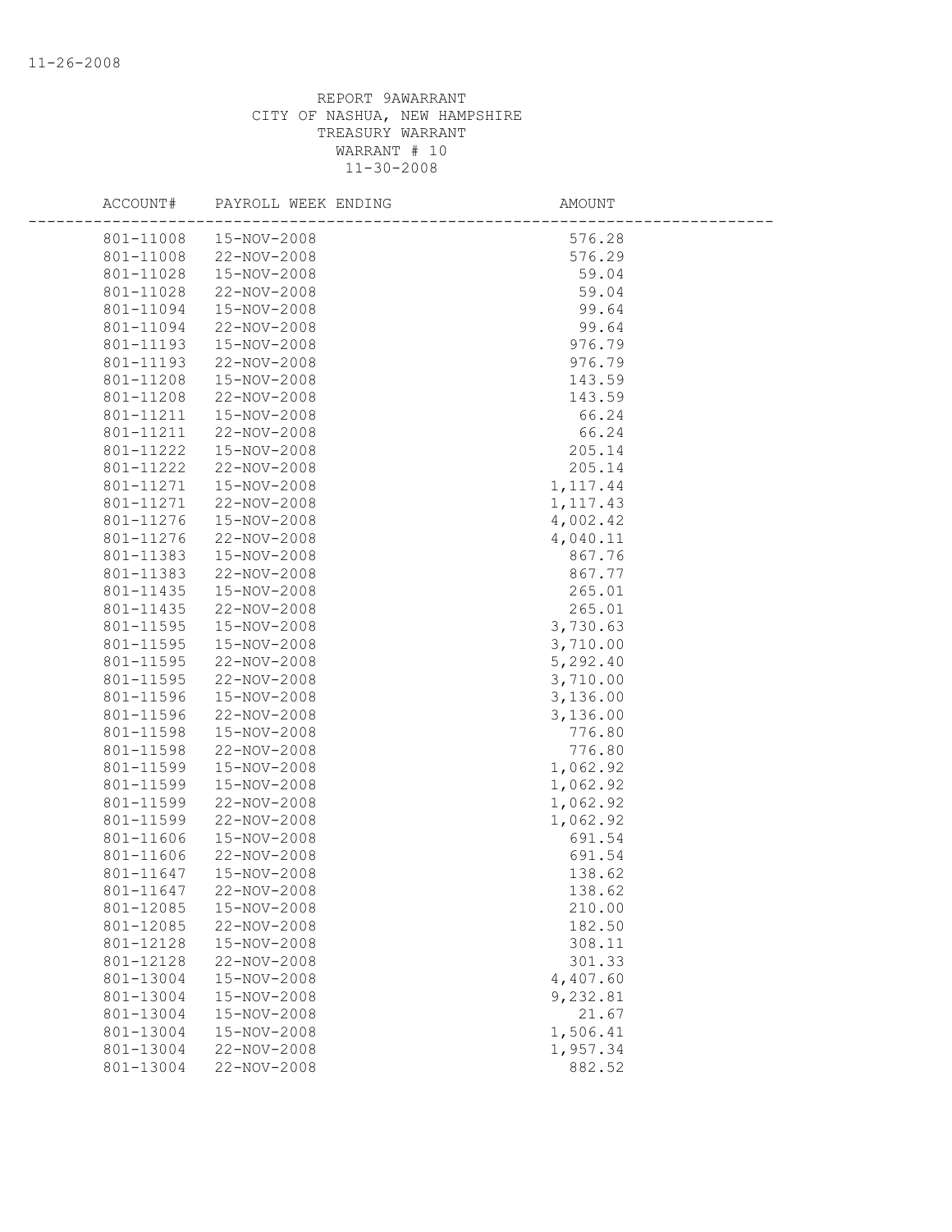11-26-2008

REPORT 9AWARRANT
CITY OF NASHUA, NEW HAMPSHIRE
TREASURY WARRANT
WARRANT # 10
11-30-2008

| ACCOUNT# | PAYROLL WEEK ENDING | AMOUNT |
|---|---|---|
| 801-11008 | 15-NOV-2008 | 576.28 |
| 801-11008 | 22-NOV-2008 | 576.29 |
| 801-11028 | 15-NOV-2008 | 59.04 |
| 801-11028 | 22-NOV-2008 | 59.04 |
| 801-11094 | 15-NOV-2008 | 99.64 |
| 801-11094 | 22-NOV-2008 | 99.64 |
| 801-11193 | 15-NOV-2008 | 976.79 |
| 801-11193 | 22-NOV-2008 | 976.79 |
| 801-11208 | 15-NOV-2008 | 143.59 |
| 801-11208 | 22-NOV-2008 | 143.59 |
| 801-11211 | 15-NOV-2008 | 66.24 |
| 801-11211 | 22-NOV-2008 | 66.24 |
| 801-11222 | 15-NOV-2008 | 205.14 |
| 801-11222 | 22-NOV-2008 | 205.14 |
| 801-11271 | 15-NOV-2008 | 1,117.44 |
| 801-11271 | 22-NOV-2008 | 1,117.43 |
| 801-11276 | 15-NOV-2008 | 4,002.42 |
| 801-11276 | 22-NOV-2008 | 4,040.11 |
| 801-11383 | 15-NOV-2008 | 867.76 |
| 801-11383 | 22-NOV-2008 | 867.77 |
| 801-11435 | 15-NOV-2008 | 265.01 |
| 801-11435 | 22-NOV-2008 | 265.01 |
| 801-11595 | 15-NOV-2008 | 3,730.63 |
| 801-11595 | 15-NOV-2008 | 3,710.00 |
| 801-11595 | 22-NOV-2008 | 5,292.40 |
| 801-11595 | 22-NOV-2008 | 3,710.00 |
| 801-11596 | 15-NOV-2008 | 3,136.00 |
| 801-11596 | 22-NOV-2008 | 3,136.00 |
| 801-11598 | 15-NOV-2008 | 776.80 |
| 801-11598 | 22-NOV-2008 | 776.80 |
| 801-11599 | 15-NOV-2008 | 1,062.92 |
| 801-11599 | 15-NOV-2008 | 1,062.92 |
| 801-11599 | 22-NOV-2008 | 1,062.92 |
| 801-11599 | 22-NOV-2008 | 1,062.92 |
| 801-11606 | 15-NOV-2008 | 691.54 |
| 801-11606 | 22-NOV-2008 | 691.54 |
| 801-11647 | 15-NOV-2008 | 138.62 |
| 801-11647 | 22-NOV-2008 | 138.62 |
| 801-12085 | 15-NOV-2008 | 210.00 |
| 801-12085 | 22-NOV-2008 | 182.50 |
| 801-12128 | 15-NOV-2008 | 308.11 |
| 801-12128 | 22-NOV-2008 | 301.33 |
| 801-13004 | 15-NOV-2008 | 4,407.60 |
| 801-13004 | 15-NOV-2008 | 9,232.81 |
| 801-13004 | 15-NOV-2008 | 21.67 |
| 801-13004 | 15-NOV-2008 | 1,506.41 |
| 801-13004 | 22-NOV-2008 | 1,957.34 |
| 801-13004 | 22-NOV-2008 | 882.52 |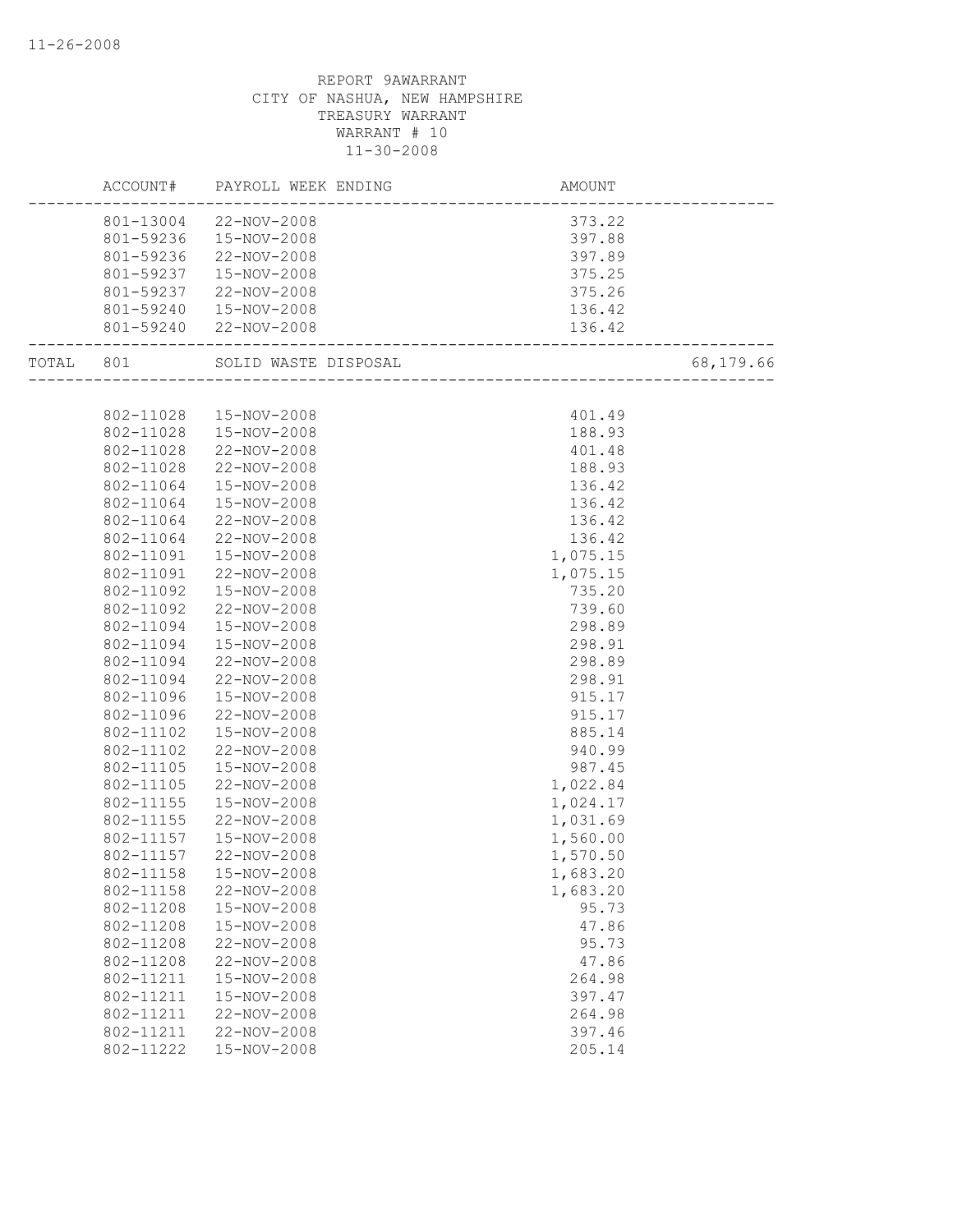REPORT 9AWARRANT
CITY OF NASHUA, NEW HAMPSHIRE
TREASURY WARRANT
WARRANT # 10
11-30-2008

| | ACCOUNT# | PAYROLL WEEK ENDING | AMOUNT | |
|---|---|---|---|---|
| | 801-13004 | 22-NOV-2008 | 373.22 | |
| | 801-59236 | 15-NOV-2008 | 397.88 | |
| | 801-59236 | 22-NOV-2008 | 397.89 | |
| | 801-59237 | 15-NOV-2008 | 375.25 | |
| | 801-59237 | 22-NOV-2008 | 375.26 | |
| | 801-59240 | 15-NOV-2008 | 136.42 | |
| | 801-59240 | 22-NOV-2008 | 136.42 | |
| TOTAL | 801 | SOLID WASTE DISPOSAL | | 68,179.66 |
| | 802-11028 | 15-NOV-2008 | 401.49 | |
| | 802-11028 | 15-NOV-2008 | 188.93 | |
| | 802-11028 | 22-NOV-2008 | 401.48 | |
| | 802-11028 | 22-NOV-2008 | 188.93 | |
| | 802-11064 | 15-NOV-2008 | 136.42 | |
| | 802-11064 | 15-NOV-2008 | 136.42 | |
| | 802-11064 | 22-NOV-2008 | 136.42 | |
| | 802-11064 | 22-NOV-2008 | 136.42 | |
| | 802-11091 | 15-NOV-2008 | 1,075.15 | |
| | 802-11091 | 22-NOV-2008 | 1,075.15 | |
| | 802-11092 | 15-NOV-2008 | 735.20 | |
| | 802-11092 | 22-NOV-2008 | 739.60 | |
| | 802-11094 | 15-NOV-2008 | 298.89 | |
| | 802-11094 | 15-NOV-2008 | 298.91 | |
| | 802-11094 | 22-NOV-2008 | 298.89 | |
| | 802-11094 | 22-NOV-2008 | 298.91 | |
| | 802-11096 | 15-NOV-2008 | 915.17 | |
| | 802-11096 | 22-NOV-2008 | 915.17 | |
| | 802-11102 | 15-NOV-2008 | 885.14 | |
| | 802-11102 | 22-NOV-2008 | 940.99 | |
| | 802-11105 | 15-NOV-2008 | 987.45 | |
| | 802-11105 | 22-NOV-2008 | 1,022.84 | |
| | 802-11155 | 15-NOV-2008 | 1,024.17 | |
| | 802-11155 | 22-NOV-2008 | 1,031.69 | |
| | 802-11157 | 15-NOV-2008 | 1,560.00 | |
| | 802-11157 | 22-NOV-2008 | 1,570.50 | |
| | 802-11158 | 15-NOV-2008 | 1,683.20 | |
| | 802-11158 | 22-NOV-2008 | 1,683.20 | |
| | 802-11208 | 15-NOV-2008 | 95.73 | |
| | 802-11208 | 15-NOV-2008 | 47.86 | |
| | 802-11208 | 22-NOV-2008 | 95.73 | |
| | 802-11208 | 22-NOV-2008 | 47.86 | |
| | 802-11211 | 15-NOV-2008 | 264.98 | |
| | 802-11211 | 15-NOV-2008 | 397.47 | |
| | 802-11211 | 22-NOV-2008 | 264.98 | |
| | 802-11211 | 22-NOV-2008 | 397.46 | |
| | 802-11222 | 15-NOV-2008 | 205.14 | |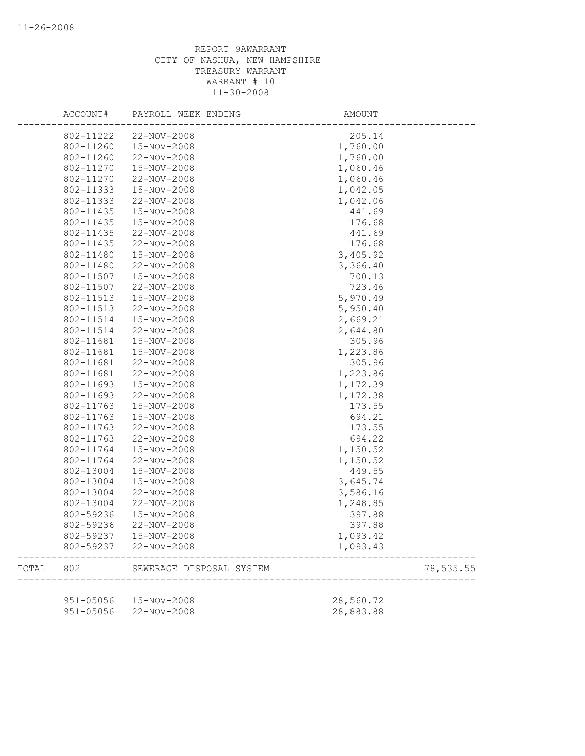REPORT 9AWARRANT
CITY OF NASHUA, NEW HAMPSHIRE
TREASURY WARRANT
WARRANT # 10
11-30-2008

| | ACCOUNT# | PAYROLL WEEK ENDING | AMOUNT | |
|---|---|---|---|---|
| | 802-11222 | 22-NOV-2008 | 205.14 | |
| | 802-11260 | 15-NOV-2008 | 1,760.00 | |
| | 802-11260 | 22-NOV-2008 | 1,760.00 | |
| | 802-11270 | 15-NOV-2008 | 1,060.46 | |
| | 802-11270 | 22-NOV-2008 | 1,060.46 | |
| | 802-11333 | 15-NOV-2008 | 1,042.05 | |
| | 802-11333 | 22-NOV-2008 | 1,042.06 | |
| | 802-11435 | 15-NOV-2008 | 441.69 | |
| | 802-11435 | 15-NOV-2008 | 176.68 | |
| | 802-11435 | 22-NOV-2008 | 441.69 | |
| | 802-11435 | 22-NOV-2008 | 176.68 | |
| | 802-11480 | 15-NOV-2008 | 3,405.92 | |
| | 802-11480 | 22-NOV-2008 | 3,366.40 | |
| | 802-11507 | 15-NOV-2008 | 700.13 | |
| | 802-11507 | 22-NOV-2008 | 723.46 | |
| | 802-11513 | 15-NOV-2008 | 5,970.49 | |
| | 802-11513 | 22-NOV-2008 | 5,950.40 | |
| | 802-11514 | 15-NOV-2008 | 2,669.21 | |
| | 802-11514 | 22-NOV-2008 | 2,644.80 | |
| | 802-11681 | 15-NOV-2008 | 305.96 | |
| | 802-11681 | 15-NOV-2008 | 1,223.86 | |
| | 802-11681 | 22-NOV-2008 | 305.96 | |
| | 802-11681 | 22-NOV-2008 | 1,223.86 | |
| | 802-11693 | 15-NOV-2008 | 1,172.39 | |
| | 802-11693 | 22-NOV-2008 | 1,172.38 | |
| | 802-11763 | 15-NOV-2008 | 173.55 | |
| | 802-11763 | 15-NOV-2008 | 694.21 | |
| | 802-11763 | 22-NOV-2008 | 173.55 | |
| | 802-11763 | 22-NOV-2008 | 694.22 | |
| | 802-11764 | 15-NOV-2008 | 1,150.52 | |
| | 802-11764 | 22-NOV-2008 | 1,150.52 | |
| | 802-13004 | 15-NOV-2008 | 449.55 | |
| | 802-13004 | 15-NOV-2008 | 3,645.74 | |
| | 802-13004 | 22-NOV-2008 | 3,586.16 | |
| | 802-13004 | 22-NOV-2008 | 1,248.85 | |
| | 802-59236 | 15-NOV-2008 | 397.88 | |
| | 802-59236 | 22-NOV-2008 | 397.88 | |
| | 802-59237 | 15-NOV-2008 | 1,093.42 | |
| | 802-59237 | 22-NOV-2008 | 1,093.43 | |
| TOTAL | 802 | SEWERAGE DISPOSAL SYSTEM | | 78,535.55 |
| | 951-05056 | 15-NOV-2008 | 28,560.72 | |
| | 951-05056 | 22-NOV-2008 | 28,883.88 | |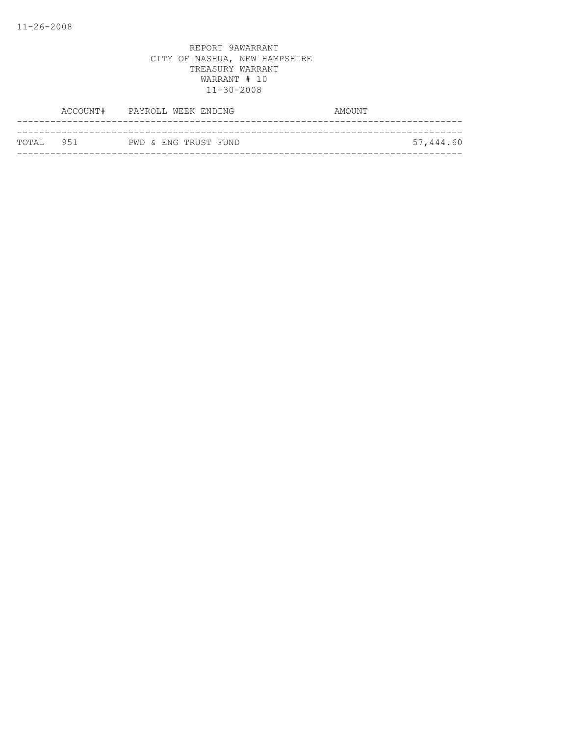REPORT 9AWARRANT
CITY OF NASHUA, NEW HAMPSHIRE
TREASURY WARRANT
WARRANT # 10
11-30-2008

| | ACCOUNT# | PAYROLL WEEK ENDING | AMOUNT |
|---|---|---|---|
| TOTAL | 951 | PWD & ENG TRUST FUND | 57,444.60 |